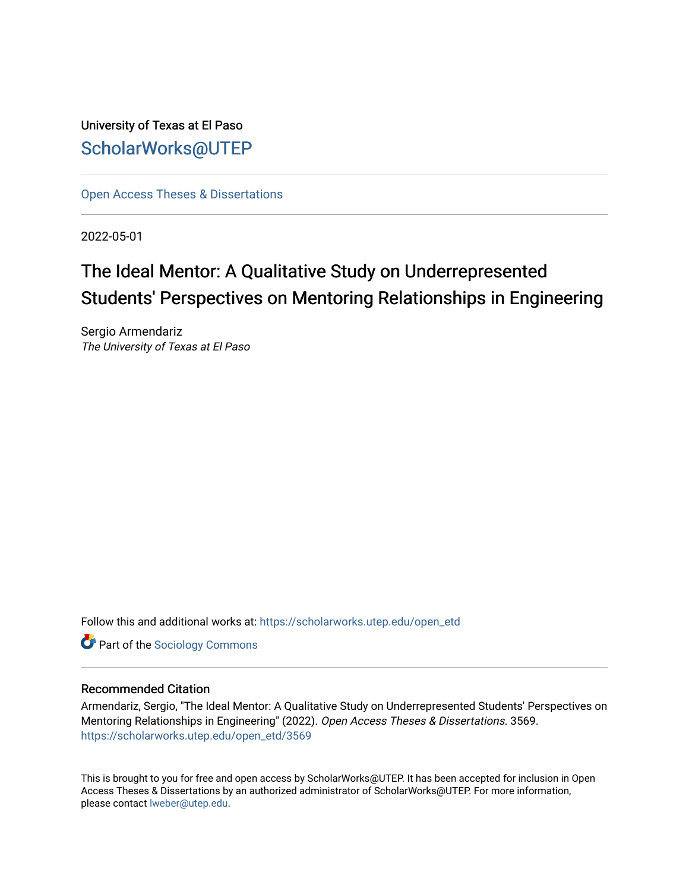University of Texas at El Paso

ScholarWorks@UTEP

Open Access Theses & Dissertations

2022-05-01

# The Ideal Mentor: A Qualitative Study on Underrepresented Students' Perspectives on Mentoring Relationships in Engineering

Sergio Armendariz
*The University of Texas at El Paso*

Follow this and additional works at: https://scholarworks.utep.edu/open_etd

Part of the Sociology Commons

## Recommended Citation

Armendariz, Sergio, "The Ideal Mentor: A Qualitative Study on Underrepresented Students' Perspectives on Mentoring Relationships in Engineering" (2022). *Open Access Theses & Dissertations*. 3569.
https://scholarworks.utep.edu/open_etd/3569

This is brought to you for free and open access by ScholarWorks@UTEP. It has been accepted for inclusion in Open Access Theses & Dissertations by an authorized administrator of ScholarWorks@UTEP. For more information, please contact lweber@utep.edu.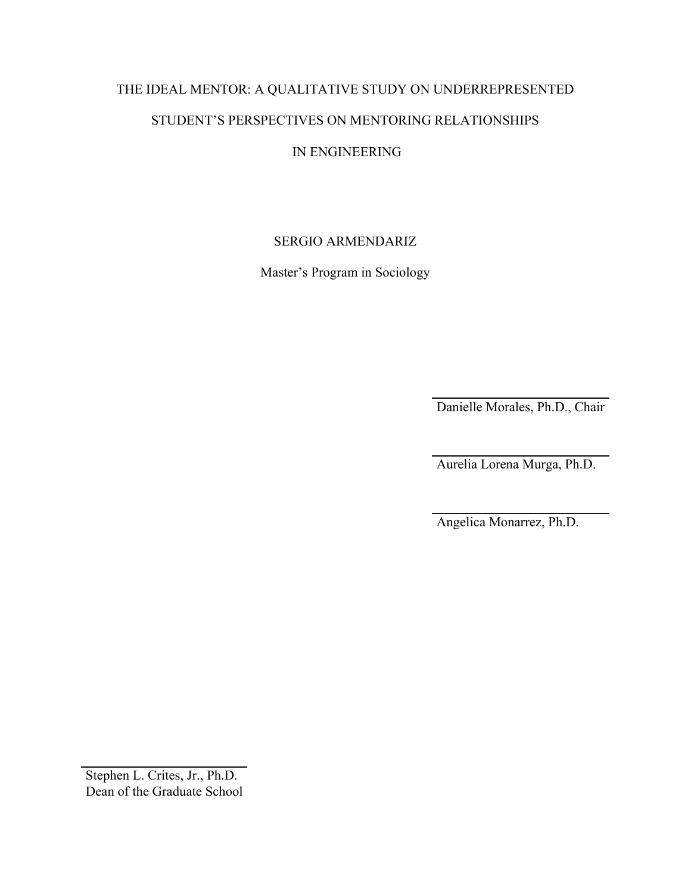THE IDEAL MENTOR: A QUALITATIVE STUDY ON UNDERREPRESENTED STUDENT'S PERSPECTIVES ON MENTORING RELATIONSHIPS IN ENGINEERING

SERGIO ARMENDARIZ

Master's Program in Sociology

Danielle Morales, Ph.D., Chair

Aurelia Lorena Murga, Ph.D.

Angelica Monarrez, Ph.D.

Stephen L. Crites, Jr., Ph.D.
Dean of the Graduate School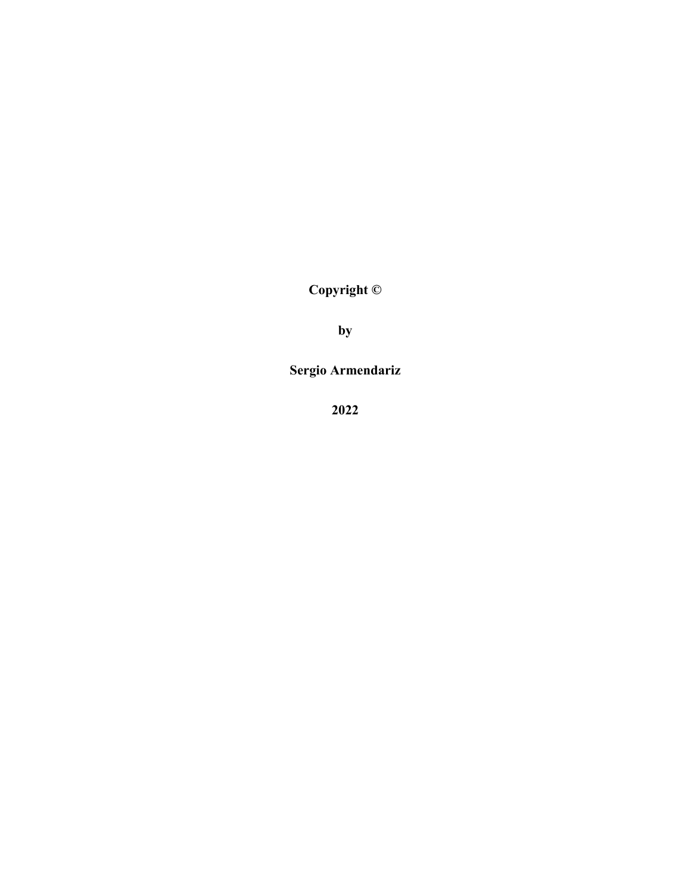**Copyright ©**

**by**

**Sergio Armendariz**

**2022**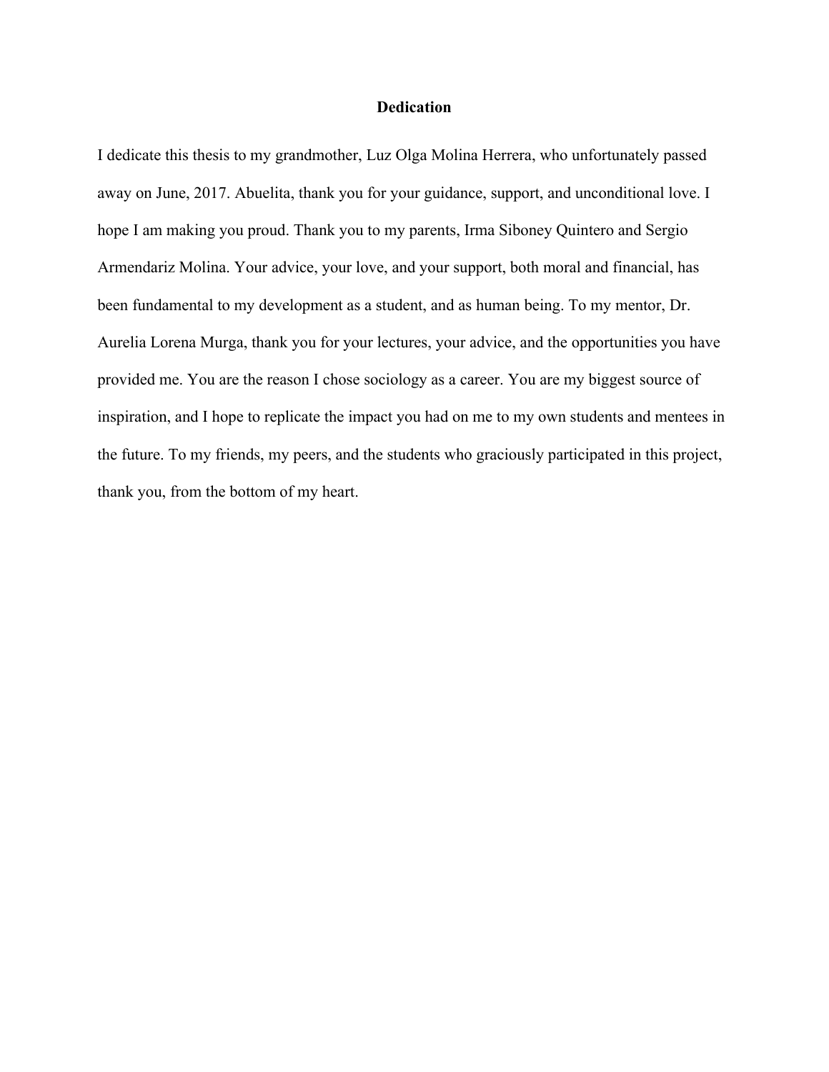# Dedication

I dedicate this thesis to my grandmother, Luz Olga Molina Herrera, who unfortunately passed away on June, 2017. Abuelita, thank you for your guidance, support, and unconditional love. I hope I am making you proud. Thank you to my parents, Irma Siboney Quintero and Sergio Armendariz Molina. Your advice, your love, and your support, both moral and financial, has been fundamental to my development as a student, and as human being. To my mentor, Dr. Aurelia Lorena Murga, thank you for your lectures, your advice, and the opportunities you have provided me. You are the reason I chose sociology as a career. You are my biggest source of inspiration, and I hope to replicate the impact you had on me to my own students and mentees in the future. To my friends, my peers, and the students who graciously participated in this project, thank you, from the bottom of my heart.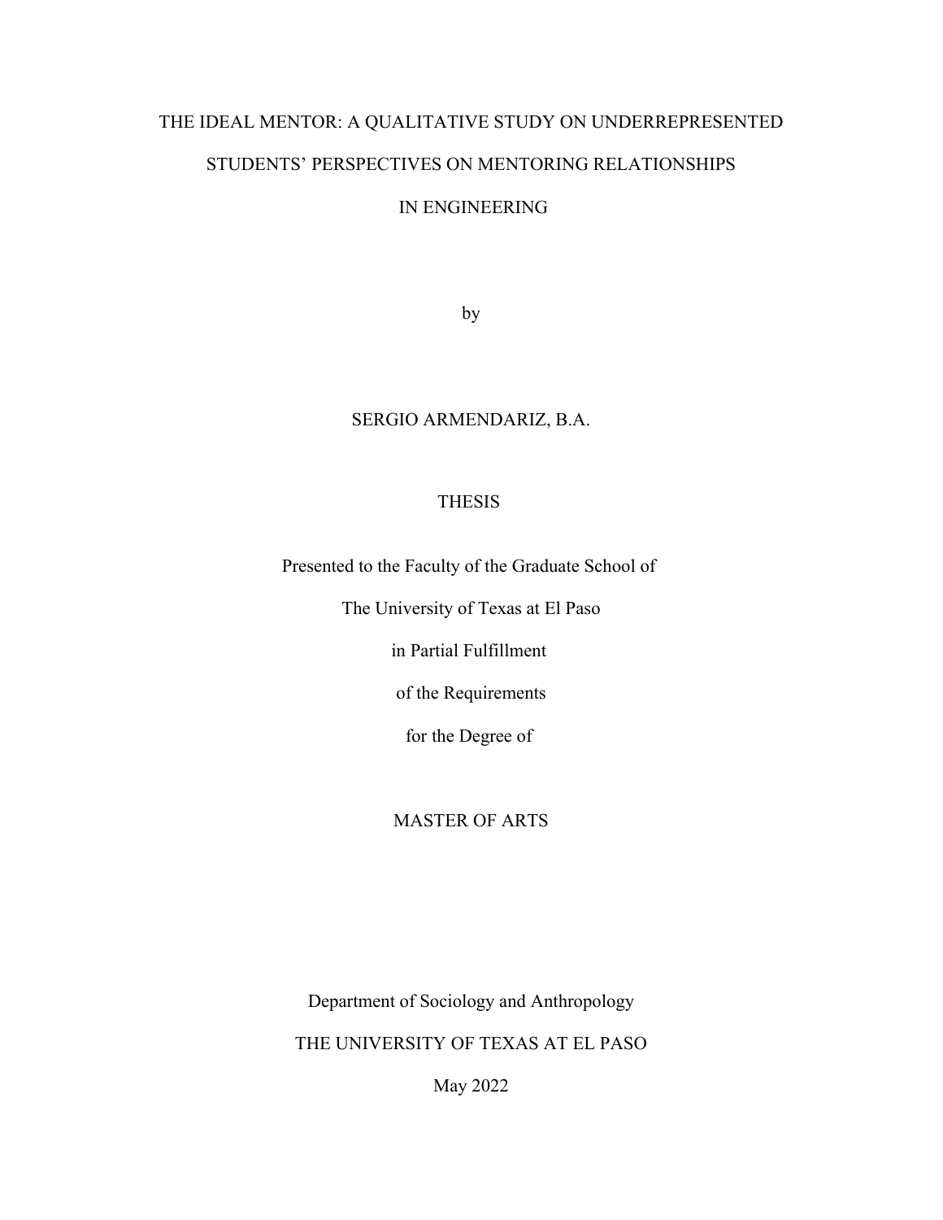# THE IDEAL MENTOR: A QUALITATIVE STUDY ON UNDERREPRESENTED STUDENTS' PERSPECTIVES ON MENTORING RELATIONSHIPS IN ENGINEERING

by

SERGIO ARMENDARIZ, B.A.

THESIS

Presented to the Faculty of the Graduate School of

The University of Texas at El Paso

in Partial Fulfillment

of the Requirements

for the Degree of

MASTER OF ARTS

Department of Sociology and Anthropology

THE UNIVERSITY OF TEXAS AT EL PASO

May 2022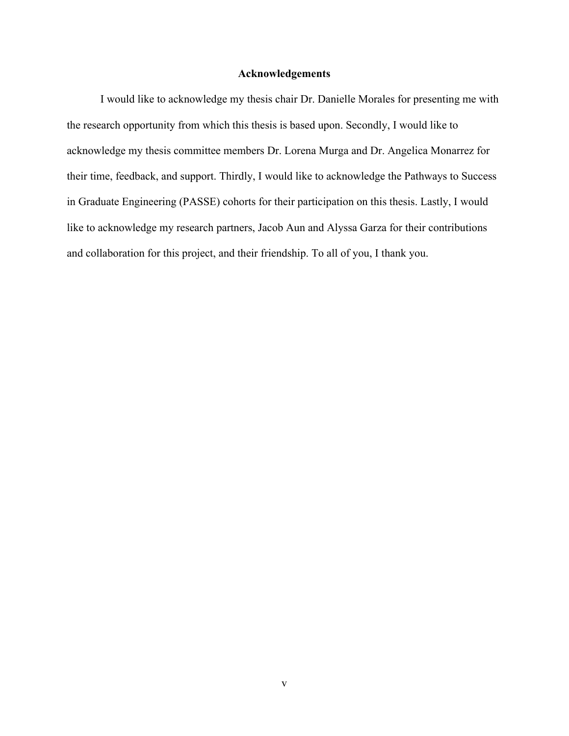## Acknowledgements

I would like to acknowledge my thesis chair Dr. Danielle Morales for presenting me with the research opportunity from which this thesis is based upon. Secondly, I would like to acknowledge my thesis committee members Dr. Lorena Murga and Dr. Angelica Monarrez for their time, feedback, and support. Thirdly, I would like to acknowledge the Pathways to Success in Graduate Engineering (PASSE) cohorts for their participation on this thesis. Lastly, I would like to acknowledge my research partners, Jacob Aun and Alyssa Garza for their contributions and collaboration for this project, and their friendship. To all of you, I thank you.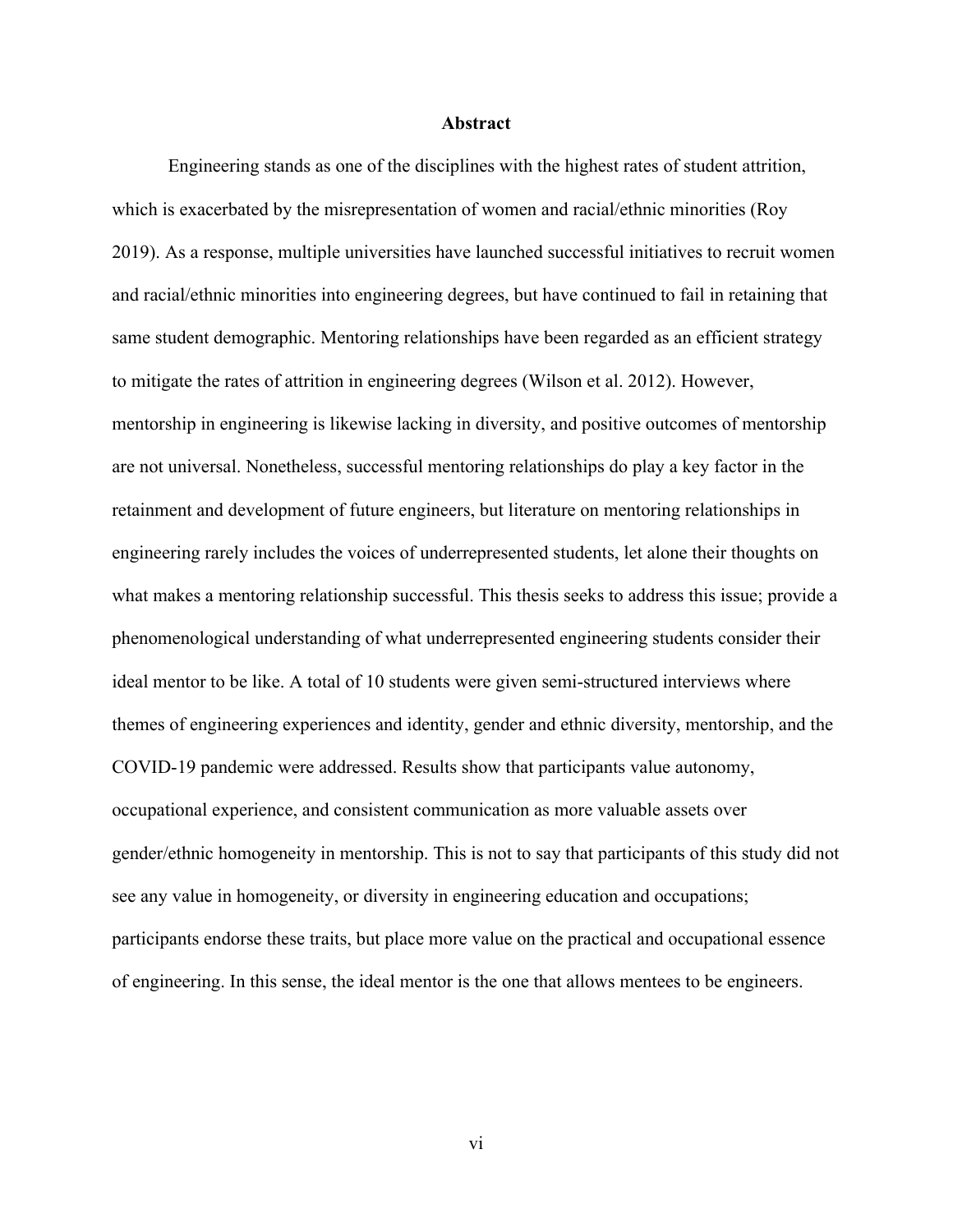## Abstract

Engineering stands as one of the disciplines with the highest rates of student attrition, which is exacerbated by the misrepresentation of women and racial/ethnic minorities (Roy 2019). As a response, multiple universities have launched successful initiatives to recruit women and racial/ethnic minorities into engineering degrees, but have continued to fail in retaining that same student demographic. Mentoring relationships have been regarded as an efficient strategy to mitigate the rates of attrition in engineering degrees (Wilson et al. 2012). However, mentorship in engineering is likewise lacking in diversity, and positive outcomes of mentorship are not universal. Nonetheless, successful mentoring relationships do play a key factor in the retainment and development of future engineers, but literature on mentoring relationships in engineering rarely includes the voices of underrepresented students, let alone their thoughts on what makes a mentoring relationship successful. This thesis seeks to address this issue; provide a phenomenological understanding of what underrepresented engineering students consider their ideal mentor to be like. A total of 10 students were given semi-structured interviews where themes of engineering experiences and identity, gender and ethnic diversity, mentorship, and the COVID-19 pandemic were addressed. Results show that participants value autonomy, occupational experience, and consistent communication as more valuable assets over gender/ethnic homogeneity in mentorship. This is not to say that participants of this study did not see any value in homogeneity, or diversity in engineering education and occupations; participants endorse these traits, but place more value on the practical and occupational essence of engineering. In this sense, the ideal mentor is the one that allows mentees to be engineers.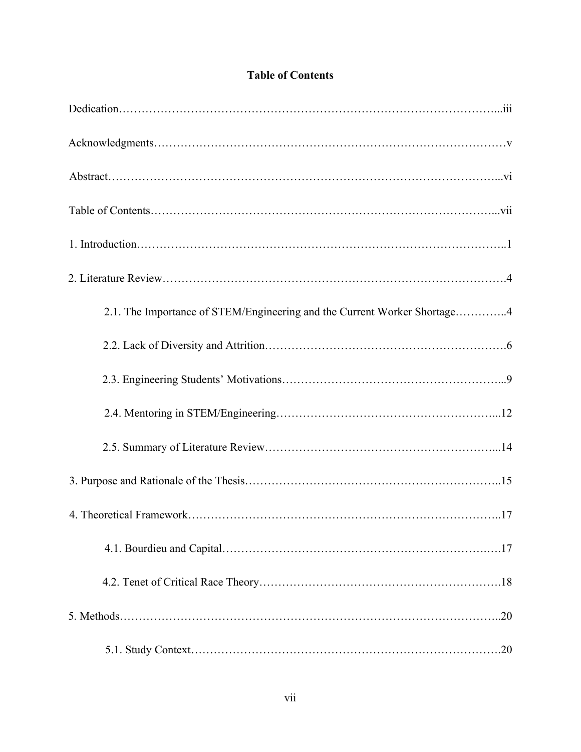# Table of Contents

Dedication……………………………………………………………………………………...iii

Acknowledgments………………………………………………………………………………v

Abstract………………………………………………………………………………………...vi

Table of Contents……………………………………………………………………………...vii

1. Introduction…………………………………………………………………………………..1

2. Literature Review…………………………………………………………………………….4

    2.1. The Importance of STEM/Engineering and the Current Worker Shortage…………..4

    2.2. Lack of Diversity and Attrition……………………………………………………….6

    2.3. Engineering Students' Motivations………………………………………………...9

    2.4. Mentoring in STEM/Engineering………………………………………………...12

    2.5. Summary of Literature Review……………………………………………………...14

3. Purpose and Rationale of the Thesis………………………………………………………..15

4. Theoretical Framework……………………………………………………………………..17

    4.1. Bourdieu and Capital……………………………………………………………….17

    4.2. Tenet of Critical Race Theory……………………………………………………….18

5. Methods……………………………………………………………………………………..20

    5.1. Study Context……………………………………………………………………….20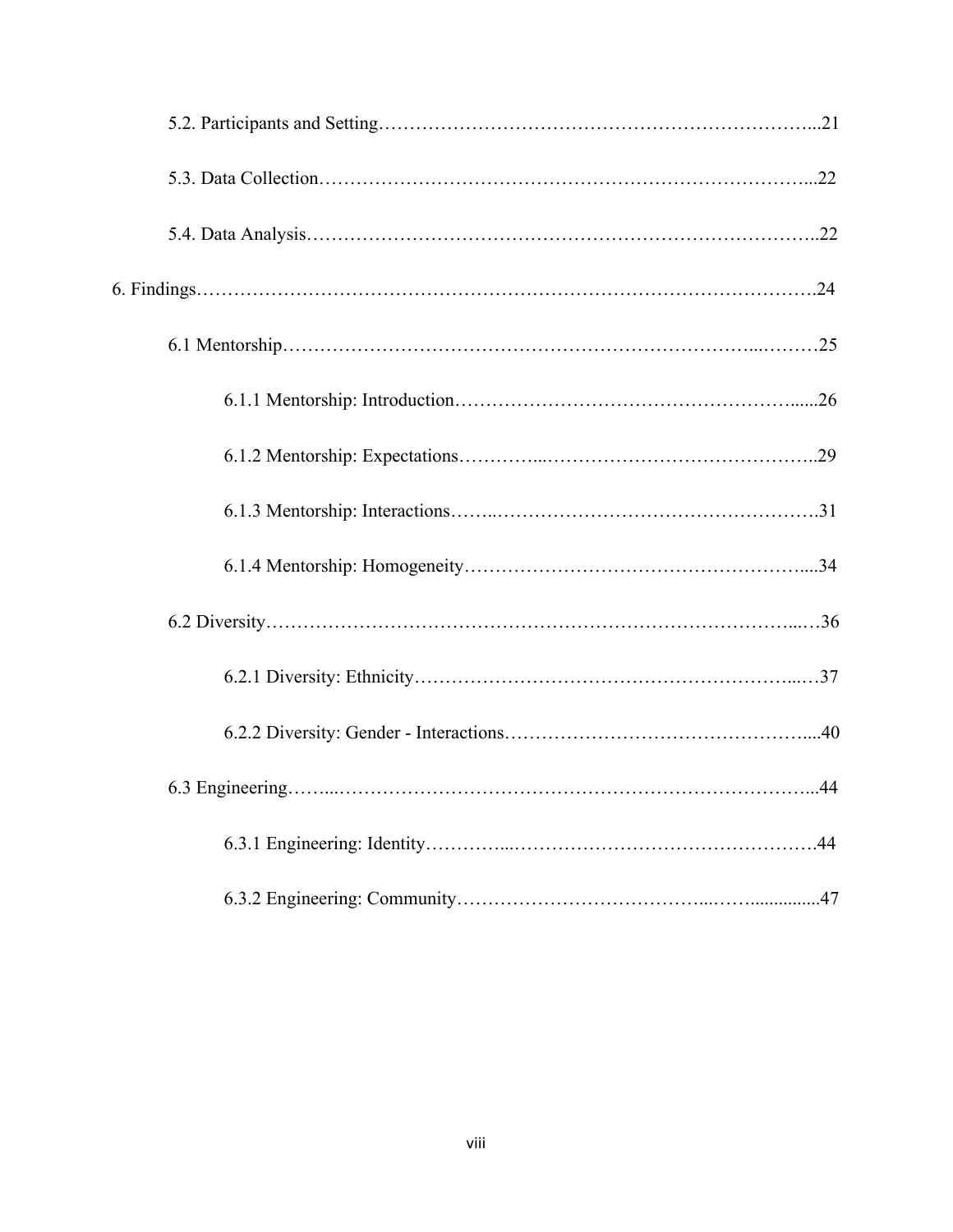5.2. Participants and Setting……………………………………………………………...21

5.3. Data Collection……………………………………………………………………...22

5.4. Data Analysis………………………………………………………………………..22

6. Findings…………………………………………………………………………………….24

6.1 Mentorship……………………………………………………………...………25

6.1.1 Mentorship: Introduction……………………………………………......26

6.1.2 Mentorship: Expectations…………...……………………………………..29

6.1.3 Mentorship: Interactions……..…………………………………………….31

6.1.4 Mentorship: Homogeneity……………………………………………....34

6.2 Diversity……………………………………………………………………...…36

6.2.1 Diversity: Ethnicity…………………………………………………...…37

6.2.2 Diversity: Gender - Interactions……………………………………….....40

6.3 Engineering……...……………………………………………………………...44

6.3.1 Engineering: Identity…………...………………………………………….44

6.3.2 Engineering: Community………………………………...……..............47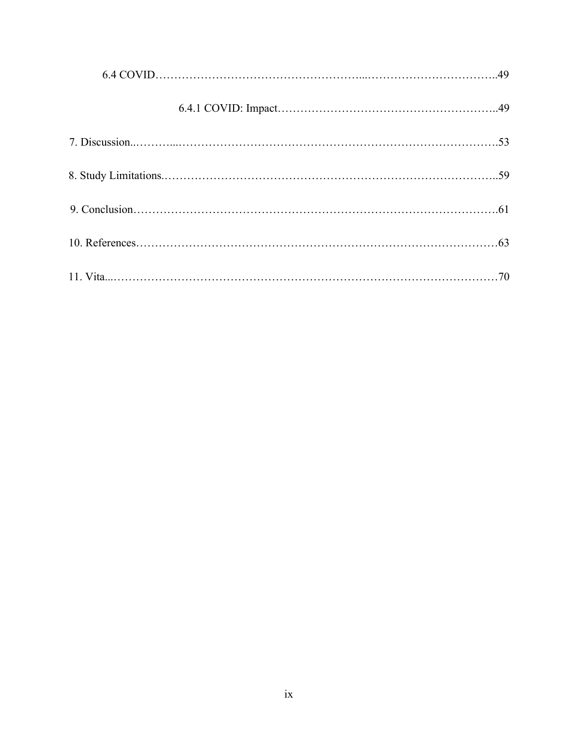6.4 COVID……………………………………………...……………………………..49

6.4.1 COVID: Impact…………………………………………………..49

7. Discussion..………...……………………………………………………………………….53

8. Study Limitations.…………………………………………………………………………..59

9. Conclusion………………………………………………………………………………….61

10. References…………………………………………………………………………………63

11. Vita...………………………………………………………….……………………………70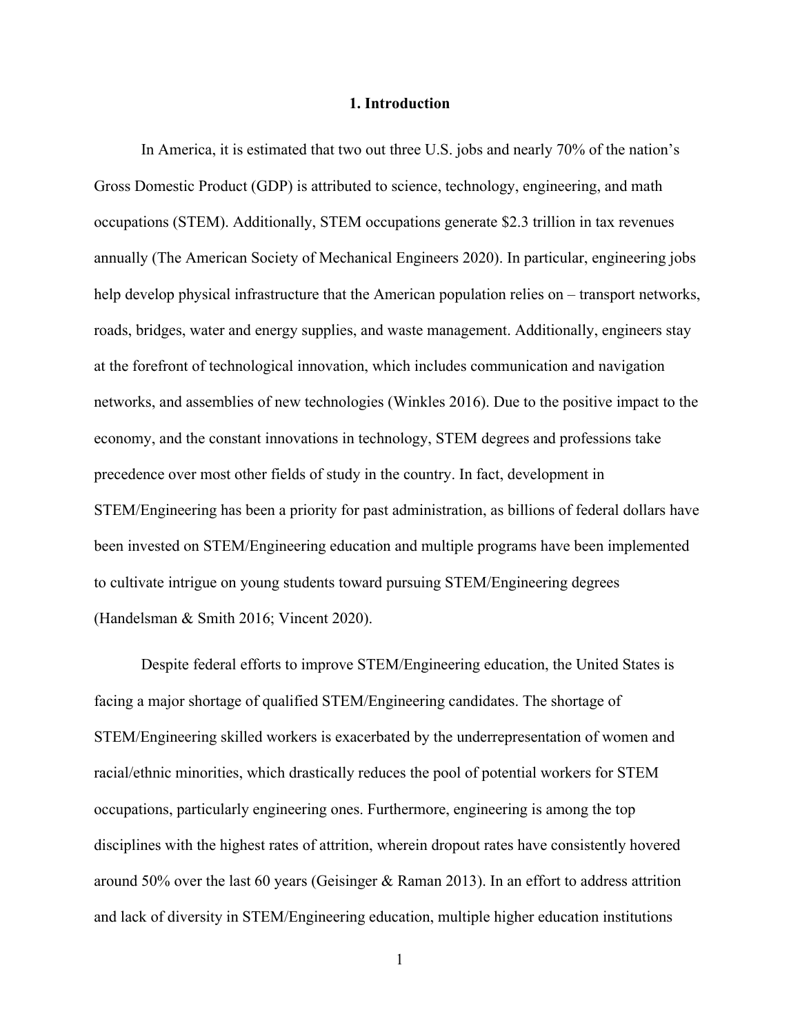# 1. Introduction

In America, it is estimated that two out three U.S. jobs and nearly 70% of the nation's Gross Domestic Product (GDP) is attributed to science, technology, engineering, and math occupations (STEM). Additionally, STEM occupations generate $2.3 trillion in tax revenues annually (The American Society of Mechanical Engineers 2020). In particular, engineering jobs help develop physical infrastructure that the American population relies on – transport networks, roads, bridges, water and energy supplies, and waste management. Additionally, engineers stay at the forefront of technological innovation, which includes communication and navigation networks, and assemblies of new technologies (Winkles 2016). Due to the positive impact to the economy, and the constant innovations in technology, STEM degrees and professions take precedence over most other fields of study in the country. In fact, development in STEM/Engineering has been a priority for past administration, as billions of federal dollars have been invested on STEM/Engineering education and multiple programs have been implemented to cultivate intrigue on young students toward pursuing STEM/Engineering degrees (Handelsman & Smith 2016; Vincent 2020).

Despite federal efforts to improve STEM/Engineering education, the United States is facing a major shortage of qualified STEM/Engineering candidates. The shortage of STEM/Engineering skilled workers is exacerbated by the underrepresentation of women and racial/ethnic minorities, which drastically reduces the pool of potential workers for STEM occupations, particularly engineering ones. Furthermore, engineering is among the top disciplines with the highest rates of attrition, wherein dropout rates have consistently hovered around 50% over the last 60 years (Geisinger & Raman 2013). In an effort to address attrition and lack of diversity in STEM/Engineering education, multiple higher education institutions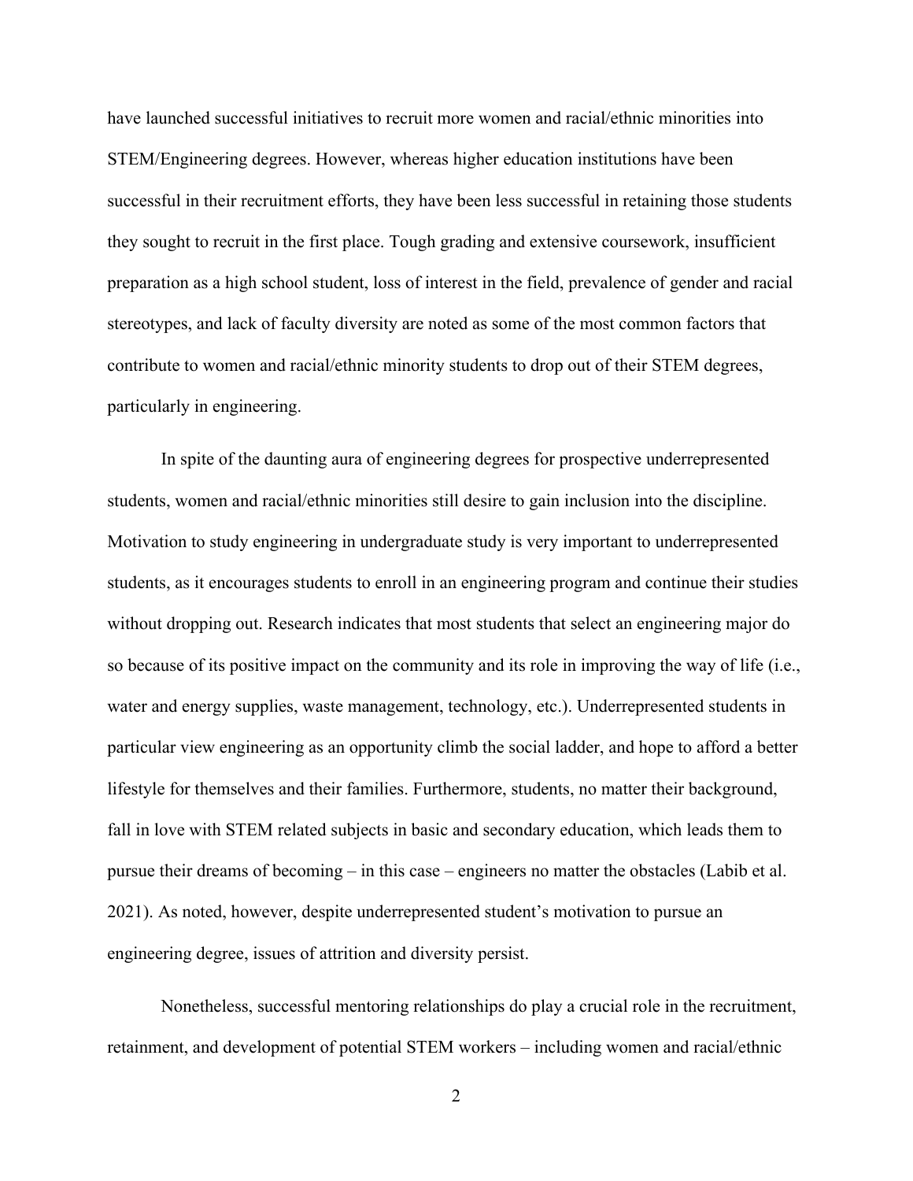have launched successful initiatives to recruit more women and racial/ethnic minorities into STEM/Engineering degrees. However, whereas higher education institutions have been successful in their recruitment efforts, they have been less successful in retaining those students they sought to recruit in the first place. Tough grading and extensive coursework, insufficient preparation as a high school student, loss of interest in the field, prevalence of gender and racial stereotypes, and lack of faculty diversity are noted as some of the most common factors that contribute to women and racial/ethnic minority students to drop out of their STEM degrees, particularly in engineering.

In spite of the daunting aura of engineering degrees for prospective underrepresented students, women and racial/ethnic minorities still desire to gain inclusion into the discipline. Motivation to study engineering in undergraduate study is very important to underrepresented students, as it encourages students to enroll in an engineering program and continue their studies without dropping out. Research indicates that most students that select an engineering major do so because of its positive impact on the community and its role in improving the way of life (i.e., water and energy supplies, waste management, technology, etc.). Underrepresented students in particular view engineering as an opportunity climb the social ladder, and hope to afford a better lifestyle for themselves and their families. Furthermore, students, no matter their background, fall in love with STEM related subjects in basic and secondary education, which leads them to pursue their dreams of becoming – in this case – engineers no matter the obstacles (Labib et al. 2021). As noted, however, despite underrepresented student's motivation to pursue an engineering degree, issues of attrition and diversity persist.

Nonetheless, successful mentoring relationships do play a crucial role in the recruitment, retainment, and development of potential STEM workers – including women and racial/ethnic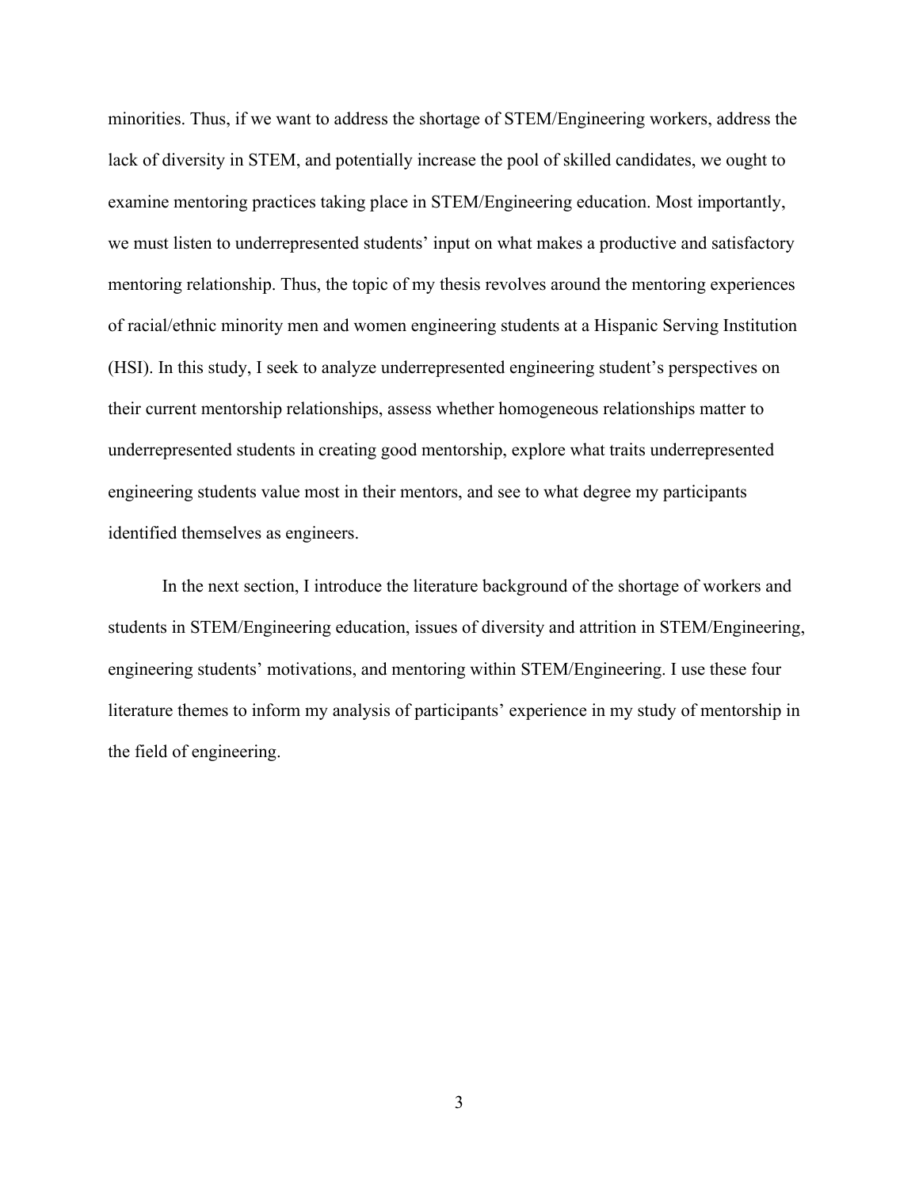minorities. Thus, if we want to address the shortage of STEM/Engineering workers, address the lack of diversity in STEM, and potentially increase the pool of skilled candidates, we ought to examine mentoring practices taking place in STEM/Engineering education. Most importantly, we must listen to underrepresented students' input on what makes a productive and satisfactory mentoring relationship. Thus, the topic of my thesis revolves around the mentoring experiences of racial/ethnic minority men and women engineering students at a Hispanic Serving Institution (HSI). In this study, I seek to analyze underrepresented engineering student's perspectives on their current mentorship relationships, assess whether homogeneous relationships matter to underrepresented students in creating good mentorship, explore what traits underrepresented engineering students value most in their mentors, and see to what degree my participants identified themselves as engineers.

In the next section, I introduce the literature background of the shortage of workers and students in STEM/Engineering education, issues of diversity and attrition in STEM/Engineering, engineering students' motivations, and mentoring within STEM/Engineering. I use these four literature themes to inform my analysis of participants' experience in my study of mentorship in the field of engineering.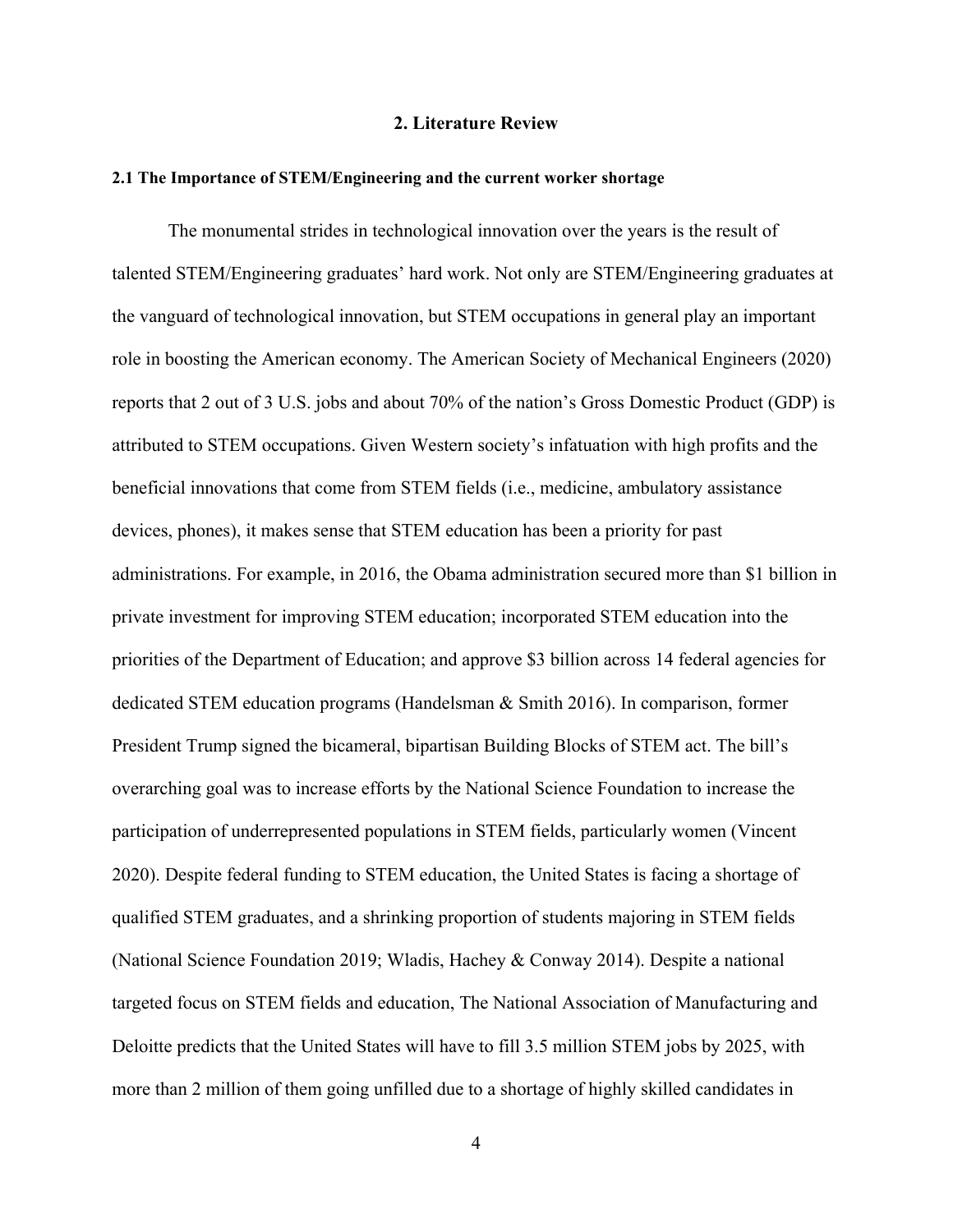# 2. Literature Review

### 2.1 The Importance of STEM/Engineering and the current worker shortage

The monumental strides in technological innovation over the years is the result of talented STEM/Engineering graduates' hard work. Not only are STEM/Engineering graduates at the vanguard of technological innovation, but STEM occupations in general play an important role in boosting the American economy. The American Society of Mechanical Engineers (2020) reports that 2 out of 3 U.S. jobs and about 70% of the nation's Gross Domestic Product (GDP) is attributed to STEM occupations. Given Western society's infatuation with high profits and the beneficial innovations that come from STEM fields (i.e., medicine, ambulatory assistance devices, phones), it makes sense that STEM education has been a priority for past administrations. For example, in 2016, the Obama administration secured more than $1 billion in private investment for improving STEM education; incorporated STEM education into the priorities of the Department of Education; and approve $3 billion across 14 federal agencies for dedicated STEM education programs (Handelsman & Smith 2016). In comparison, former President Trump signed the bicameral, bipartisan Building Blocks of STEM act. The bill's overarching goal was to increase efforts by the National Science Foundation to increase the participation of underrepresented populations in STEM fields, particularly women (Vincent 2020). Despite federal funding to STEM education, the United States is facing a shortage of qualified STEM graduates, and a shrinking proportion of students majoring in STEM fields (National Science Foundation 2019; Wladis, Hachey & Conway 2014). Despite a national targeted focus on STEM fields and education, The National Association of Manufacturing and Deloitte predicts that the United States will have to fill 3.5 million STEM jobs by 2025, with more than 2 million of them going unfilled due to a shortage of highly skilled candidates in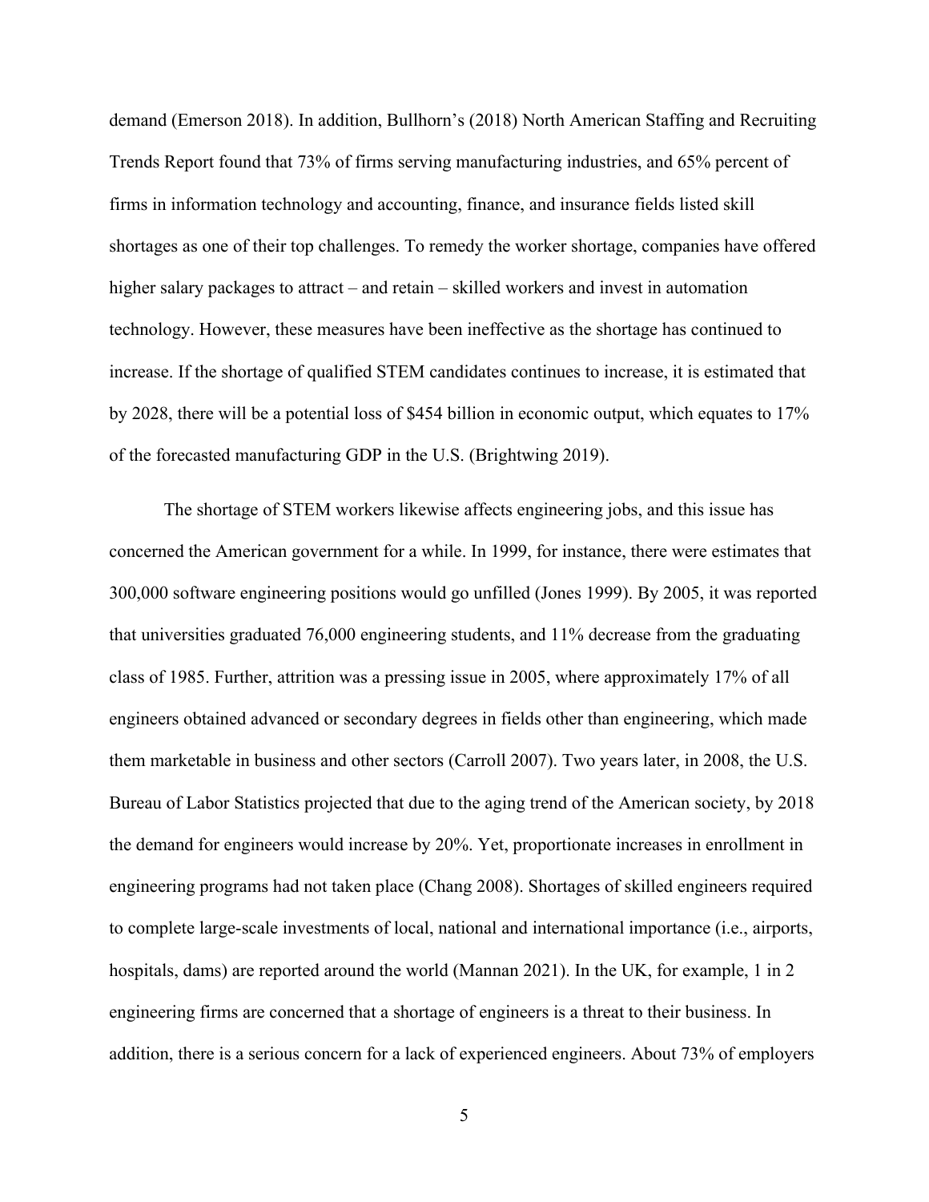demand (Emerson 2018). In addition, Bullhorn's (2018) North American Staffing and Recruiting Trends Report found that 73% of firms serving manufacturing industries, and 65% percent of firms in information technology and accounting, finance, and insurance fields listed skill shortages as one of their top challenges. To remedy the worker shortage, companies have offered higher salary packages to attract – and retain – skilled workers and invest in automation technology. However, these measures have been ineffective as the shortage has continued to increase. If the shortage of qualified STEM candidates continues to increase, it is estimated that by 2028, there will be a potential loss of $454 billion in economic output, which equates to 17% of the forecasted manufacturing GDP in the U.S. (Brightwing 2019).

The shortage of STEM workers likewise affects engineering jobs, and this issue has concerned the American government for a while. In 1999, for instance, there were estimates that 300,000 software engineering positions would go unfilled (Jones 1999). By 2005, it was reported that universities graduated 76,000 engineering students, and 11% decrease from the graduating class of 1985. Further, attrition was a pressing issue in 2005, where approximately 17% of all engineers obtained advanced or secondary degrees in fields other than engineering, which made them marketable in business and other sectors (Carroll 2007). Two years later, in 2008, the U.S. Bureau of Labor Statistics projected that due to the aging trend of the American society, by 2018 the demand for engineers would increase by 20%. Yet, proportionate increases in enrollment in engineering programs had not taken place (Chang 2008). Shortages of skilled engineers required to complete large-scale investments of local, national and international importance (i.e., airports, hospitals, dams) are reported around the world (Mannan 2021). In the UK, for example, 1 in 2 engineering firms are concerned that a shortage of engineers is a threat to their business. In addition, there is a serious concern for a lack of experienced engineers. About 73% of employers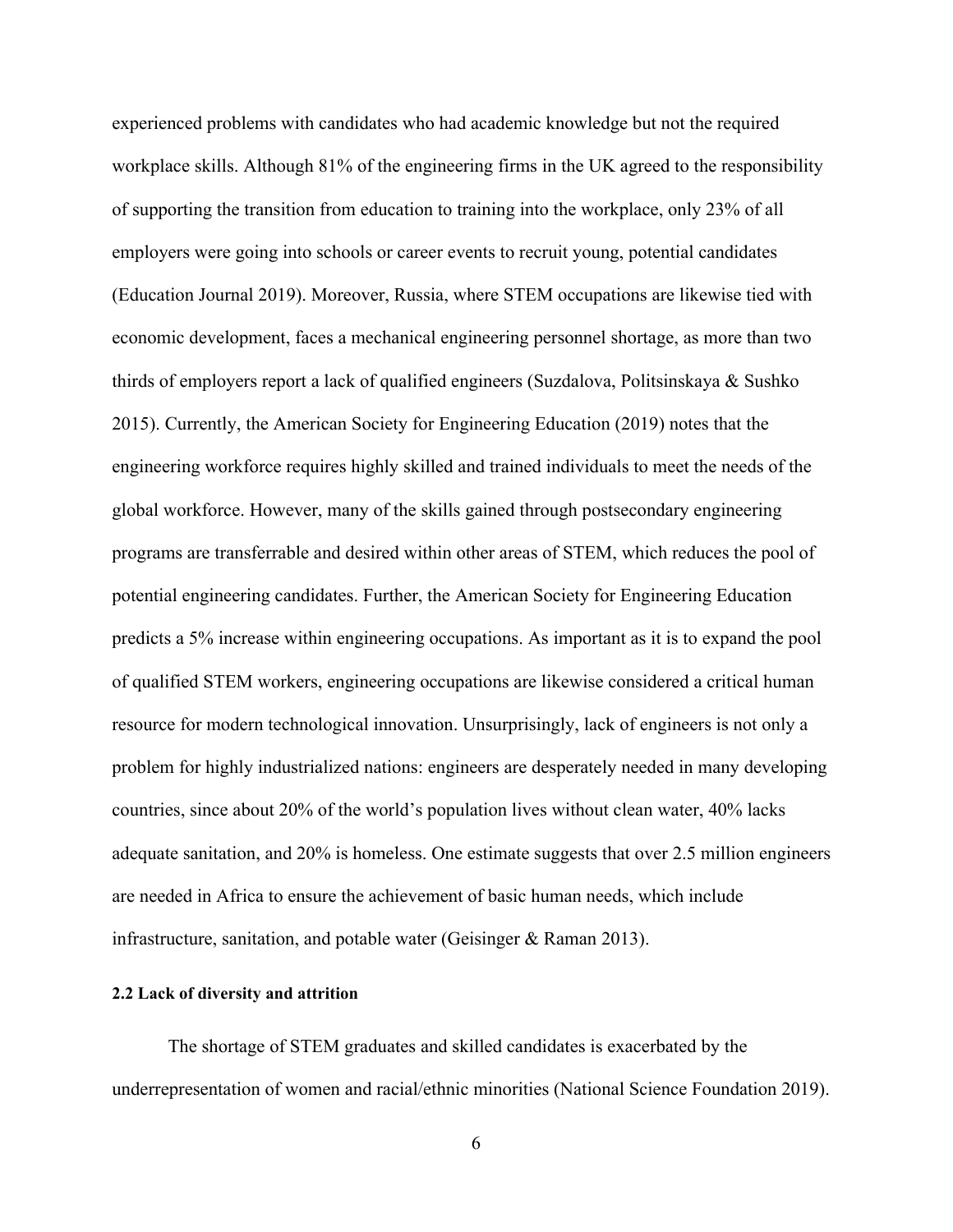experienced problems with candidates who had academic knowledge but not the required workplace skills. Although 81% of the engineering firms in the UK agreed to the responsibility of supporting the transition from education to training into the workplace, only 23% of all employers were going into schools or career events to recruit young, potential candidates (Education Journal 2019). Moreover, Russia, where STEM occupations are likewise tied with economic development, faces a mechanical engineering personnel shortage, as more than two thirds of employers report a lack of qualified engineers (Suzdalova, Politsinskaya & Sushko 2015). Currently, the American Society for Engineering Education (2019) notes that the engineering workforce requires highly skilled and trained individuals to meet the needs of the global workforce. However, many of the skills gained through postsecondary engineering programs are transferrable and desired within other areas of STEM, which reduces the pool of potential engineering candidates. Further, the American Society for Engineering Education predicts a 5% increase within engineering occupations. As important as it is to expand the pool of qualified STEM workers, engineering occupations are likewise considered a critical human resource for modern technological innovation. Unsurprisingly, lack of engineers is not only a problem for highly industrialized nations: engineers are desperately needed in many developing countries, since about 20% of the world's population lives without clean water, 40% lacks adequate sanitation, and 20% is homeless. One estimate suggests that over 2.5 million engineers are needed in Africa to ensure the achievement of basic human needs, which include infrastructure, sanitation, and potable water (Geisinger & Raman 2013).

**2.2 Lack of diversity and attrition**

The shortage of STEM graduates and skilled candidates is exacerbated by the underrepresentation of women and racial/ethnic minorities (National Science Foundation 2019).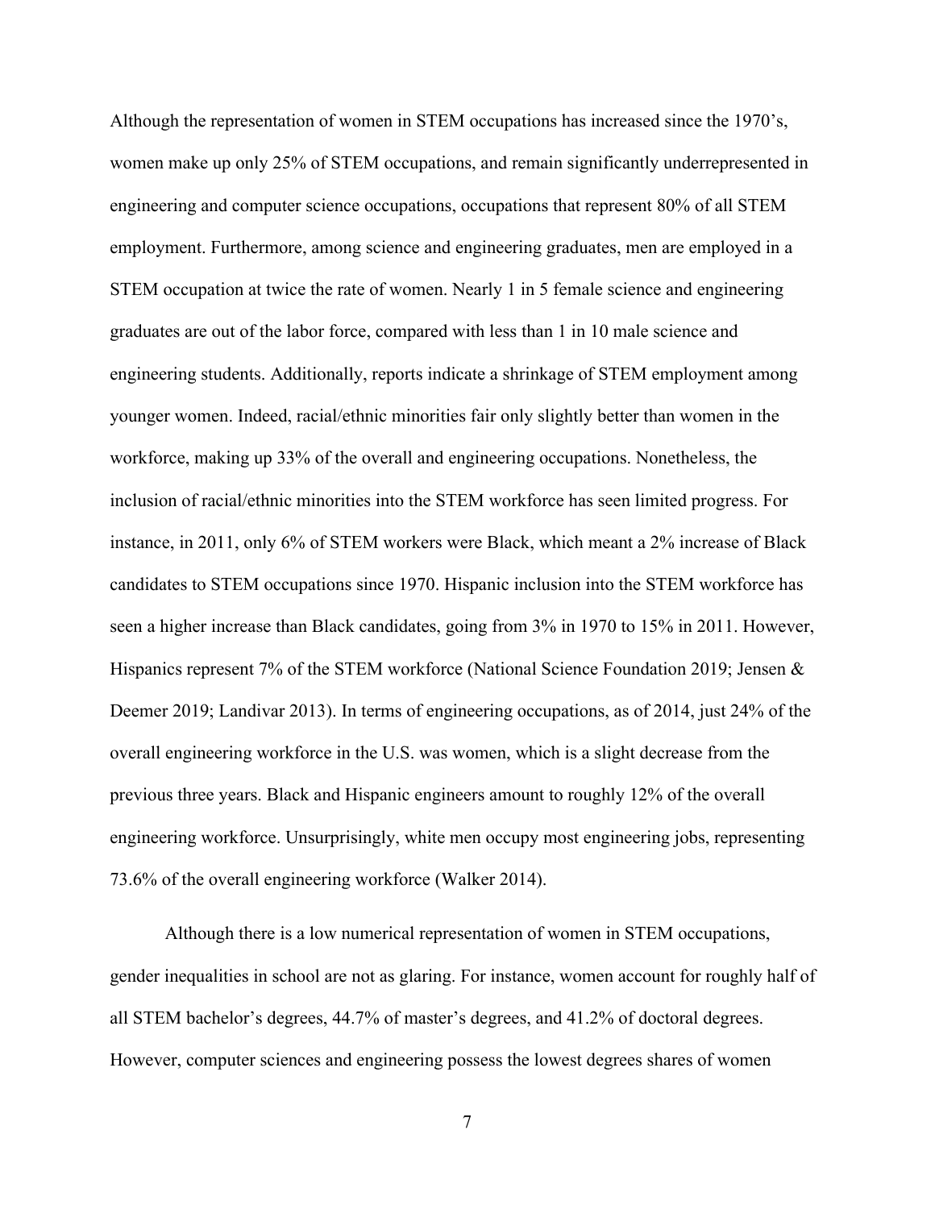Although the representation of women in STEM occupations has increased since the 1970's, women make up only 25% of STEM occupations, and remain significantly underrepresented in engineering and computer science occupations, occupations that represent 80% of all STEM employment. Furthermore, among science and engineering graduates, men are employed in a STEM occupation at twice the rate of women. Nearly 1 in 5 female science and engineering graduates are out of the labor force, compared with less than 1 in 10 male science and engineering students. Additionally, reports indicate a shrinkage of STEM employment among younger women. Indeed, racial/ethnic minorities fair only slightly better than women in the workforce, making up 33% of the overall and engineering occupations. Nonetheless, the inclusion of racial/ethnic minorities into the STEM workforce has seen limited progress. For instance, in 2011, only 6% of STEM workers were Black, which meant a 2% increase of Black candidates to STEM occupations since 1970. Hispanic inclusion into the STEM workforce has seen a higher increase than Black candidates, going from 3% in 1970 to 15% in 2011. However, Hispanics represent 7% of the STEM workforce (National Science Foundation 2019; Jensen & Deemer 2019; Landivar 2013). In terms of engineering occupations, as of 2014, just 24% of the overall engineering workforce in the U.S. was women, which is a slight decrease from the previous three years. Black and Hispanic engineers amount to roughly 12% of the overall engineering workforce. Unsurprisingly, white men occupy most engineering jobs, representing 73.6% of the overall engineering workforce (Walker 2014).

Although there is a low numerical representation of women in STEM occupations, gender inequalities in school are not as glaring. For instance, women account for roughly half of all STEM bachelor's degrees, 44.7% of master's degrees, and 41.2% of doctoral degrees. However, computer sciences and engineering possess the lowest degrees shares of women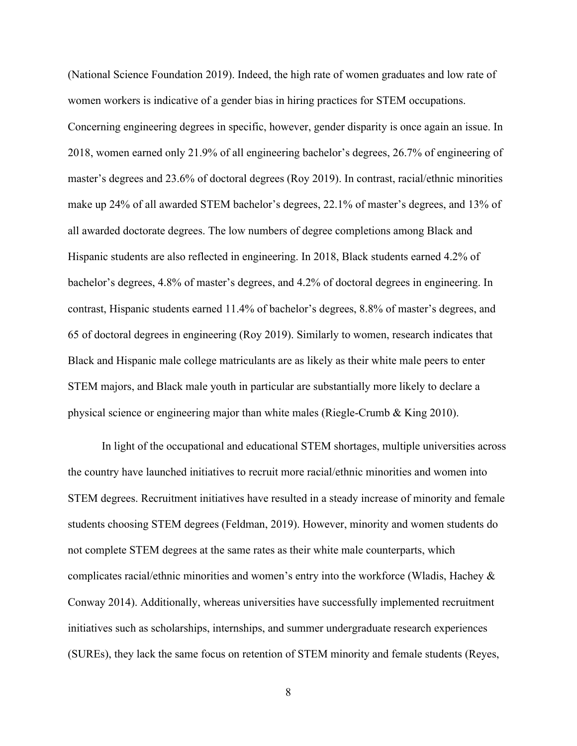(National Science Foundation 2019). Indeed, the high rate of women graduates and low rate of women workers is indicative of a gender bias in hiring practices for STEM occupations. Concerning engineering degrees in specific, however, gender disparity is once again an issue. In 2018, women earned only 21.9% of all engineering bachelor's degrees, 26.7% of engineering of master's degrees and 23.6% of doctoral degrees (Roy 2019). In contrast, racial/ethnic minorities make up 24% of all awarded STEM bachelor's degrees, 22.1% of master's degrees, and 13% of all awarded doctorate degrees. The low numbers of degree completions among Black and Hispanic students are also reflected in engineering. In 2018, Black students earned 4.2% of bachelor's degrees, 4.8% of master's degrees, and 4.2% of doctoral degrees in engineering. In contrast, Hispanic students earned 11.4% of bachelor's degrees, 8.8% of master's degrees, and 65 of doctoral degrees in engineering (Roy 2019). Similarly to women, research indicates that Black and Hispanic male college matriculants are as likely as their white male peers to enter STEM majors, and Black male youth in particular are substantially more likely to declare a physical science or engineering major than white males (Riegle-Crumb & King 2010).

In light of the occupational and educational STEM shortages, multiple universities across the country have launched initiatives to recruit more racial/ethnic minorities and women into STEM degrees. Recruitment initiatives have resulted in a steady increase of minority and female students choosing STEM degrees (Feldman, 2019). However, minority and women students do not complete STEM degrees at the same rates as their white male counterparts, which complicates racial/ethnic minorities and women's entry into the workforce (Wladis, Hachey & Conway 2014). Additionally, whereas universities have successfully implemented recruitment initiatives such as scholarships, internships, and summer undergraduate research experiences (SUREs), they lack the same focus on retention of STEM minority and female students (Reyes,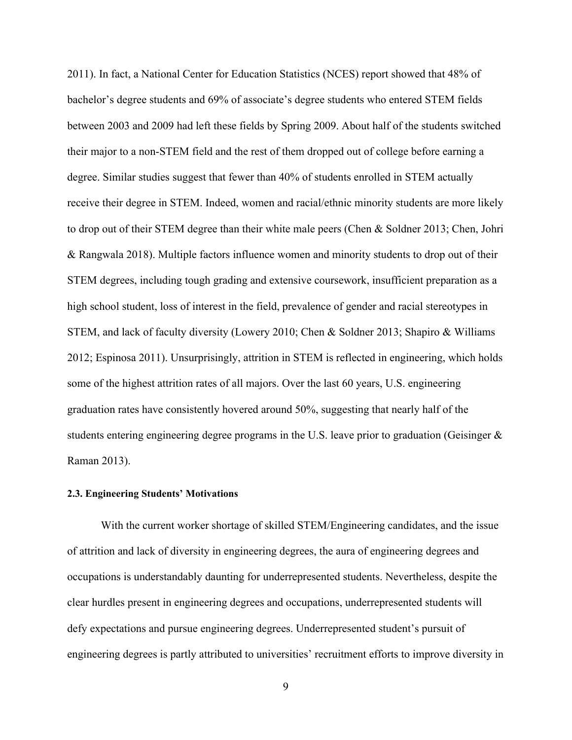2011). In fact, a National Center for Education Statistics (NCES) report showed that 48% of bachelor's degree students and 69% of associate's degree students who entered STEM fields between 2003 and 2009 had left these fields by Spring 2009. About half of the students switched their major to a non-STEM field and the rest of them dropped out of college before earning a degree. Similar studies suggest that fewer than 40% of students enrolled in STEM actually receive their degree in STEM. Indeed, women and racial/ethnic minority students are more likely to drop out of their STEM degree than their white male peers (Chen & Soldner 2013; Chen, Johri & Rangwala 2018). Multiple factors influence women and minority students to drop out of their STEM degrees, including tough grading and extensive coursework, insufficient preparation as a high school student, loss of interest in the field, prevalence of gender and racial stereotypes in STEM, and lack of faculty diversity (Lowery 2010; Chen & Soldner 2013; Shapiro & Williams 2012; Espinosa 2011). Unsurprisingly, attrition in STEM is reflected in engineering, which holds some of the highest attrition rates of all majors. Over the last 60 years, U.S. engineering graduation rates have consistently hovered around 50%, suggesting that nearly half of the students entering engineering degree programs in the U.S. leave prior to graduation (Geisinger & Raman 2013).

### 2.3. Engineering Students' Motivations

With the current worker shortage of skilled STEM/Engineering candidates, and the issue of attrition and lack of diversity in engineering degrees, the aura of engineering degrees and occupations is understandably daunting for underrepresented students. Nevertheless, despite the clear hurdles present in engineering degrees and occupations, underrepresented students will defy expectations and pursue engineering degrees. Underrepresented student's pursuit of engineering degrees is partly attributed to universities' recruitment efforts to improve diversity in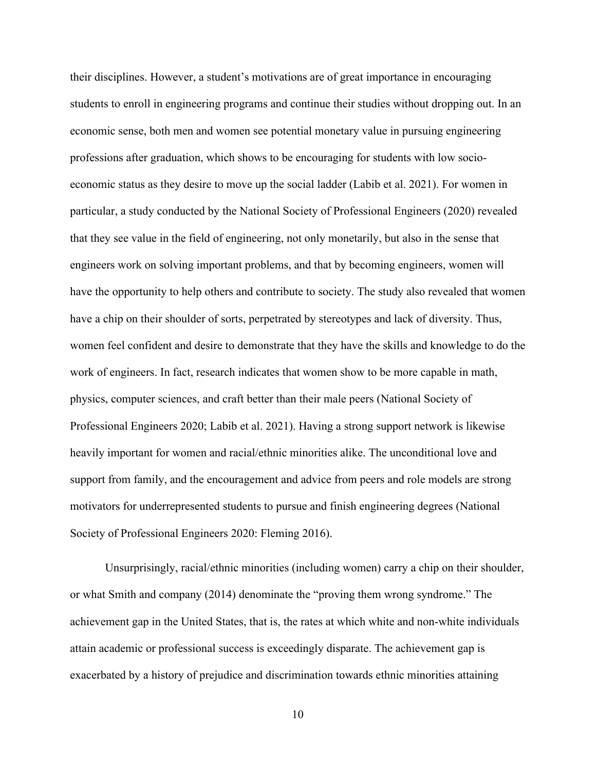their disciplines. However, a student's motivations are of great importance in encouraging students to enroll in engineering programs and continue their studies without dropping out. In an economic sense, both men and women see potential monetary value in pursuing engineering professions after graduation, which shows to be encouraging for students with low socio-economic status as they desire to move up the social ladder (Labib et al. 2021). For women in particular, a study conducted by the National Society of Professional Engineers (2020) revealed that they see value in the field of engineering, not only monetarily, but also in the sense that engineers work on solving important problems, and that by becoming engineers, women will have the opportunity to help others and contribute to society. The study also revealed that women have a chip on their shoulder of sorts, perpetrated by stereotypes and lack of diversity. Thus, women feel confident and desire to demonstrate that they have the skills and knowledge to do the work of engineers. In fact, research indicates that women show to be more capable in math, physics, computer sciences, and craft better than their male peers (National Society of Professional Engineers 2020; Labib et al. 2021). Having a strong support network is likewise heavily important for women and racial/ethnic minorities alike. The unconditional love and support from family, and the encouragement and advice from peers and role models are strong motivators for underrepresented students to pursue and finish engineering degrees (National Society of Professional Engineers 2020: Fleming 2016).

Unsurprisingly, racial/ethnic minorities (including women) carry a chip on their shoulder, or what Smith and company (2014) denominate the "proving them wrong syndrome." The achievement gap in the United States, that is, the rates at which white and non-white individuals attain academic or professional success is exceedingly disparate. The achievement gap is exacerbated by a history of prejudice and discrimination towards ethnic minorities attaining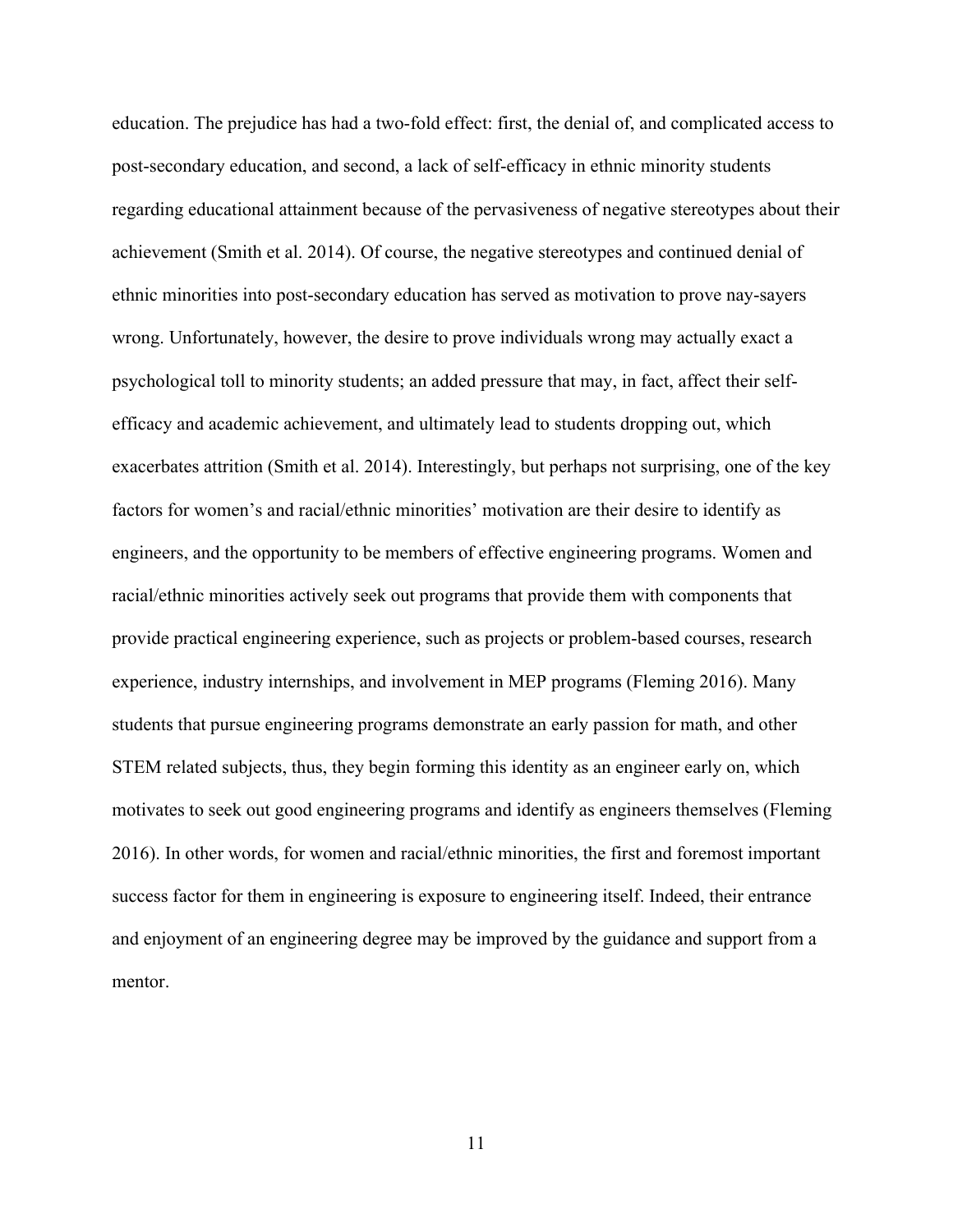education. The prejudice has had a two-fold effect: first, the denial of, and complicated access to post-secondary education, and second, a lack of self-efficacy in ethnic minority students regarding educational attainment because of the pervasiveness of negative stereotypes about their achievement (Smith et al. 2014). Of course, the negative stereotypes and continued denial of ethnic minorities into post-secondary education has served as motivation to prove nay-sayers wrong. Unfortunately, however, the desire to prove individuals wrong may actually exact a psychological toll to minority students; an added pressure that may, in fact, affect their self-efficacy and academic achievement, and ultimately lead to students dropping out, which exacerbates attrition (Smith et al. 2014). Interestingly, but perhaps not surprising, one of the key factors for women's and racial/ethnic minorities' motivation are their desire to identify as engineers, and the opportunity to be members of effective engineering programs. Women and racial/ethnic minorities actively seek out programs that provide them with components that provide practical engineering experience, such as projects or problem-based courses, research experience, industry internships, and involvement in MEP programs (Fleming 2016). Many students that pursue engineering programs demonstrate an early passion for math, and other STEM related subjects, thus, they begin forming this identity as an engineer early on, which motivates to seek out good engineering programs and identify as engineers themselves (Fleming 2016). In other words, for women and racial/ethnic minorities, the first and foremost important success factor for them in engineering is exposure to engineering itself. Indeed, their entrance and enjoyment of an engineering degree may be improved by the guidance and support from a mentor.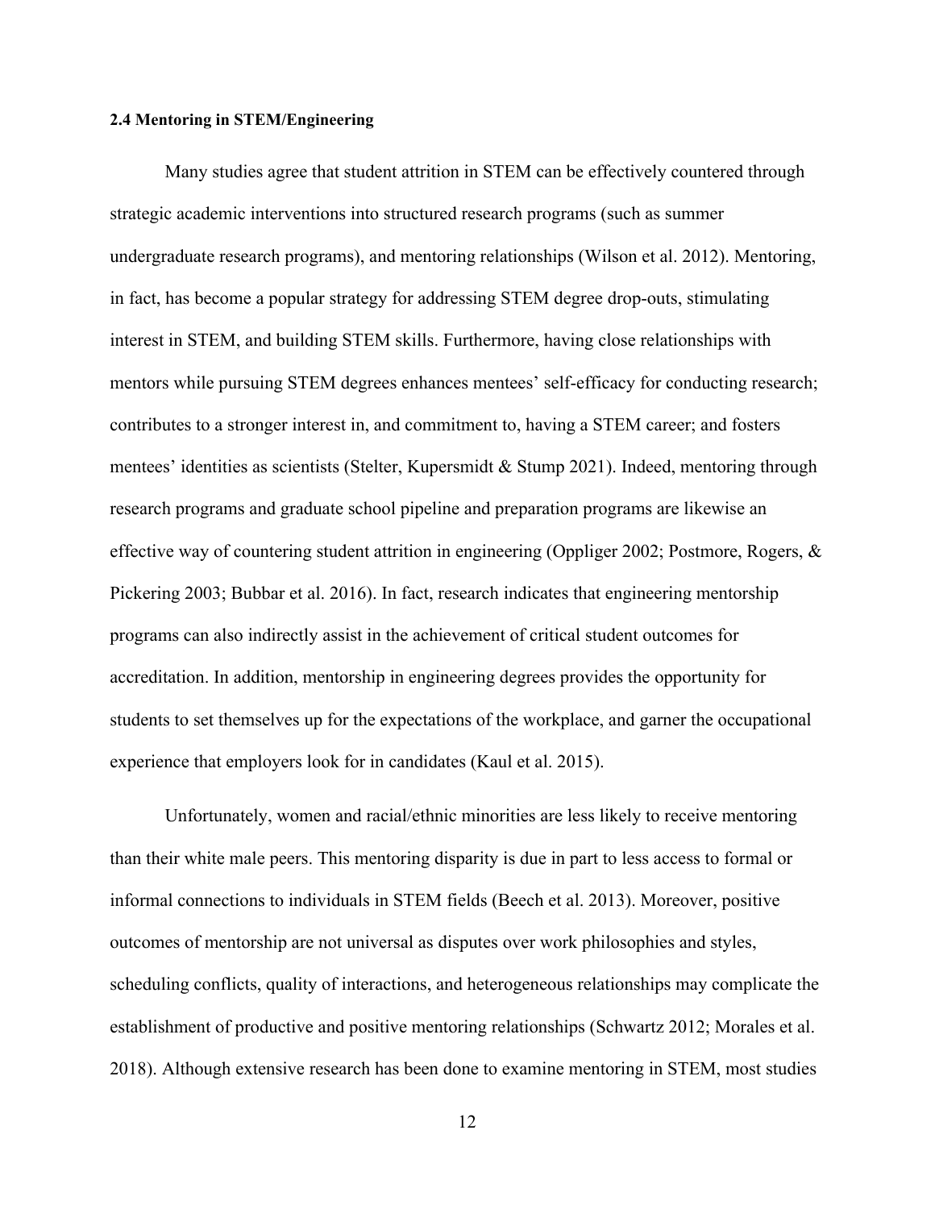### 2.4 Mentoring in STEM/Engineering

Many studies agree that student attrition in STEM can be effectively countered through strategic academic interventions into structured research programs (such as summer undergraduate research programs), and mentoring relationships (Wilson et al. 2012). Mentoring, in fact, has become a popular strategy for addressing STEM degree drop-outs, stimulating interest in STEM, and building STEM skills. Furthermore, having close relationships with mentors while pursuing STEM degrees enhances mentees' self-efficacy for conducting research; contributes to a stronger interest in, and commitment to, having a STEM career; and fosters mentees' identities as scientists (Stelter, Kupersmidt & Stump 2021). Indeed, mentoring through research programs and graduate school pipeline and preparation programs are likewise an effective way of countering student attrition in engineering (Oppliger 2002; Postmore, Rogers, & Pickering 2003; Bubbar et al. 2016). In fact, research indicates that engineering mentorship programs can also indirectly assist in the achievement of critical student outcomes for accreditation. In addition, mentorship in engineering degrees provides the opportunity for students to set themselves up for the expectations of the workplace, and garner the occupational experience that employers look for in candidates (Kaul et al. 2015).

Unfortunately, women and racial/ethnic minorities are less likely to receive mentoring than their white male peers. This mentoring disparity is due in part to less access to formal or informal connections to individuals in STEM fields (Beech et al. 2013). Moreover, positive outcomes of mentorship are not universal as disputes over work philosophies and styles, scheduling conflicts, quality of interactions, and heterogeneous relationships may complicate the establishment of productive and positive mentoring relationships (Schwartz 2012; Morales et al. 2018). Although extensive research has been done to examine mentoring in STEM, most studies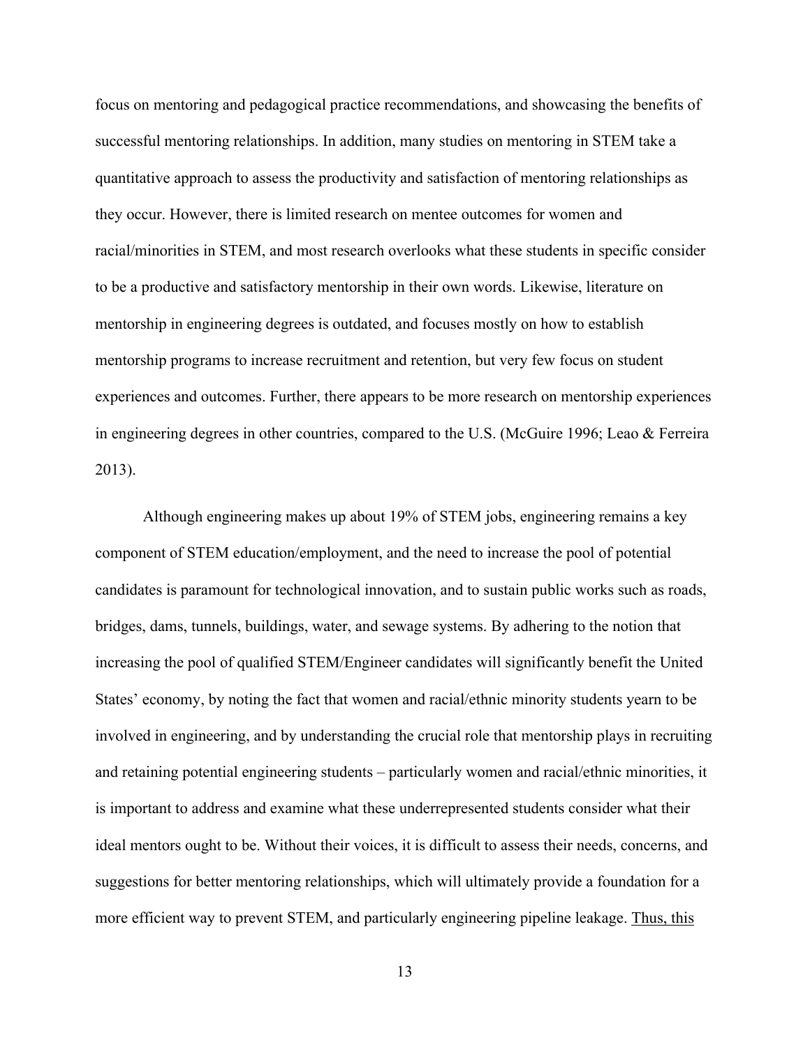focus on mentoring and pedagogical practice recommendations, and showcasing the benefits of successful mentoring relationships. In addition, many studies on mentoring in STEM take a quantitative approach to assess the productivity and satisfaction of mentoring relationships as they occur. However, there is limited research on mentee outcomes for women and racial/minorities in STEM, and most research overlooks what these students in specific consider to be a productive and satisfactory mentorship in their own words. Likewise, literature on mentorship in engineering degrees is outdated, and focuses mostly on how to establish mentorship programs to increase recruitment and retention, but very few focus on student experiences and outcomes. Further, there appears to be more research on mentorship experiences in engineering degrees in other countries, compared to the U.S. (McGuire 1996; Leao & Ferreira 2013).

Although engineering makes up about 19% of STEM jobs, engineering remains a key component of STEM education/employment, and the need to increase the pool of potential candidates is paramount for technological innovation, and to sustain public works such as roads, bridges, dams, tunnels, buildings, water, and sewage systems. By adhering to the notion that increasing the pool of qualified STEM/Engineer candidates will significantly benefit the United States' economy, by noting the fact that women and racial/ethnic minority students yearn to be involved in engineering, and by understanding the crucial role that mentorship plays in recruiting and retaining potential engineering students – particularly women and racial/ethnic minorities, it is important to address and examine what these underrepresented students consider what their ideal mentors ought to be. Without their voices, it is difficult to assess their needs, concerns, and suggestions for better mentoring relationships, which will ultimately provide a foundation for a more efficient way to prevent STEM, and particularly engineering pipeline leakage. Thus, this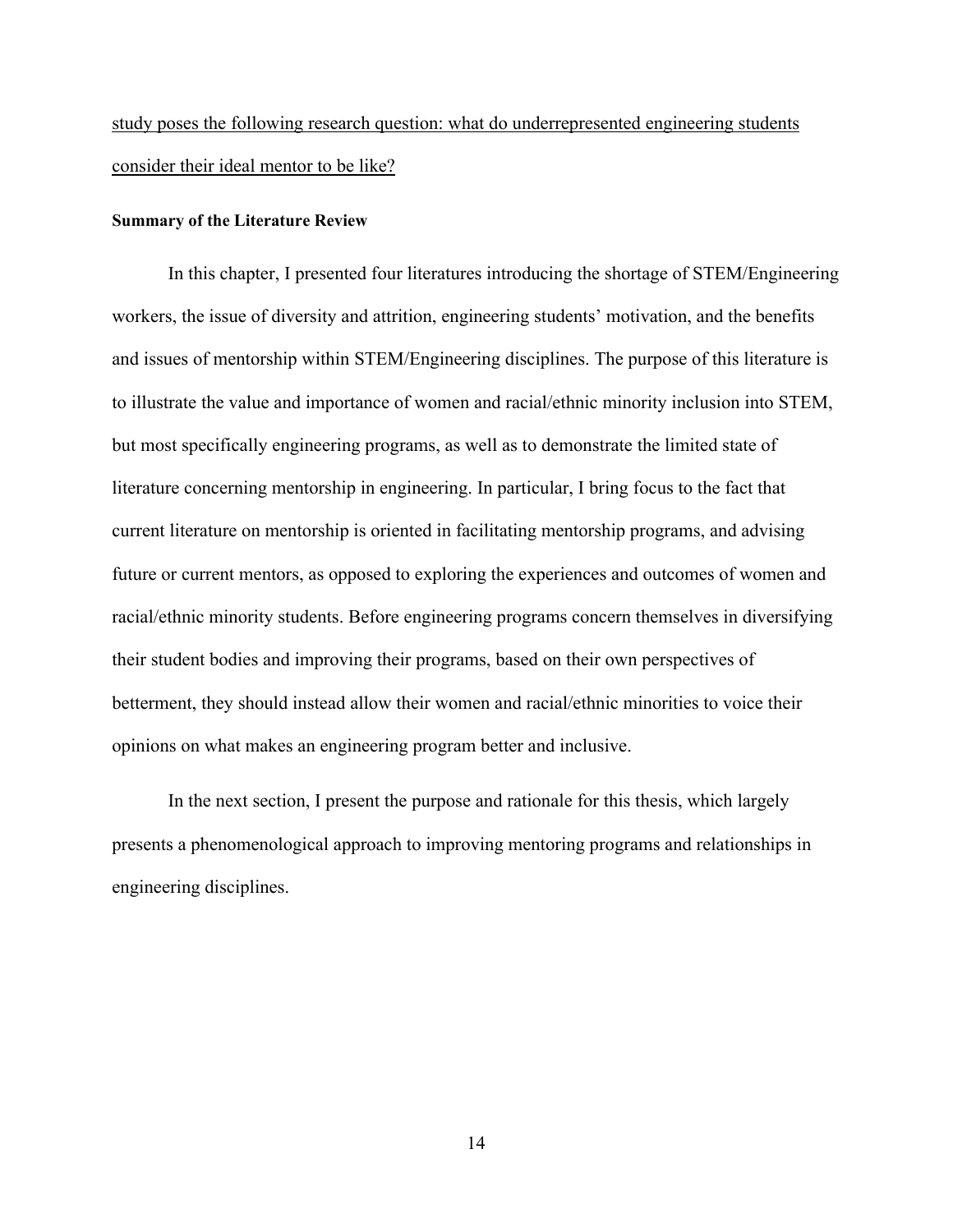<u>study poses the following research question: what do underrepresented engineering students consider their ideal mentor to be like?</u>

**Summary of the Literature Review**

In this chapter, I presented four literatures introducing the shortage of STEM/Engineering workers, the issue of diversity and attrition, engineering students' motivation, and the benefits and issues of mentorship within STEM/Engineering disciplines. The purpose of this literature is to illustrate the value and importance of women and racial/ethnic minority inclusion into STEM, but most specifically engineering programs, as well as to demonstrate the limited state of literature concerning mentorship in engineering. In particular, I bring focus to the fact that current literature on mentorship is oriented in facilitating mentorship programs, and advising future or current mentors, as opposed to exploring the experiences and outcomes of women and racial/ethnic minority students. Before engineering programs concern themselves in diversifying their student bodies and improving their programs, based on their own perspectives of betterment, they should instead allow their women and racial/ethnic minorities to voice their opinions on what makes an engineering program better and inclusive.

In the next section, I present the purpose and rationale for this thesis, which largely presents a phenomenological approach to improving mentoring programs and relationships in engineering disciplines.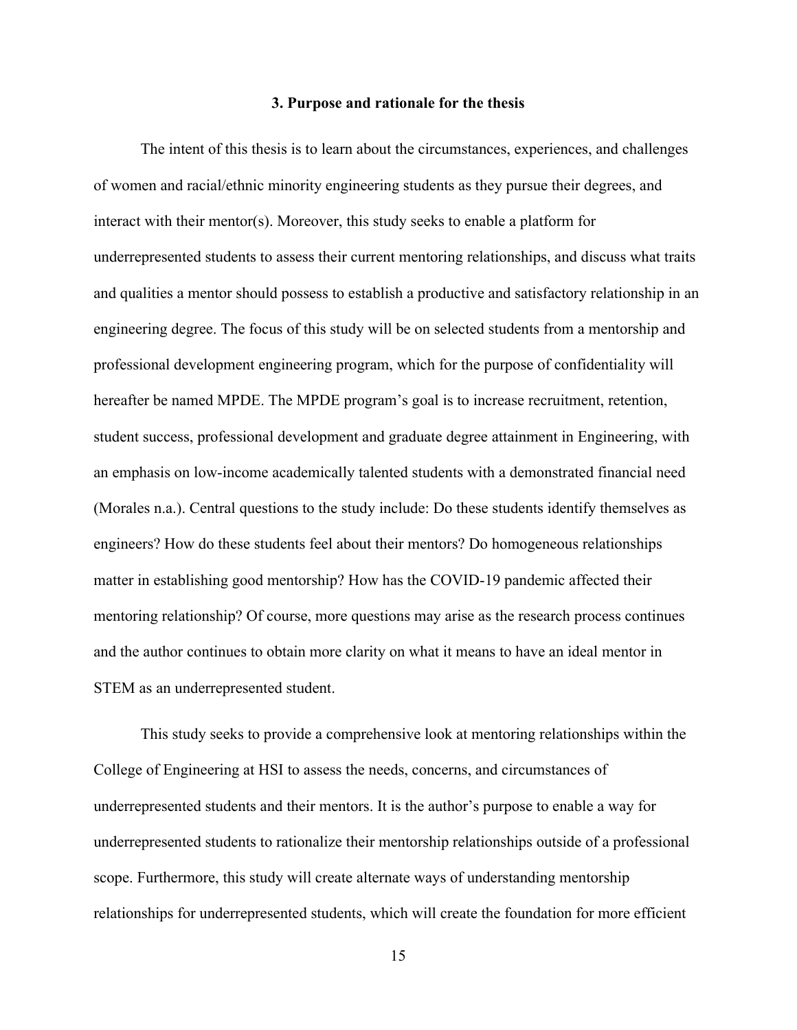### 3. Purpose and rationale for the thesis

The intent of this thesis is to learn about the circumstances, experiences, and challenges of women and racial/ethnic minority engineering students as they pursue their degrees, and interact with their mentor(s). Moreover, this study seeks to enable a platform for underrepresented students to assess their current mentoring relationships, and discuss what traits and qualities a mentor should possess to establish a productive and satisfactory relationship in an engineering degree. The focus of this study will be on selected students from a mentorship and professional development engineering program, which for the purpose of confidentiality will hereafter be named MPDE. The MPDE program's goal is to increase recruitment, retention, student success, professional development and graduate degree attainment in Engineering, with an emphasis on low-income academically talented students with a demonstrated financial need (Morales n.a.). Central questions to the study include: Do these students identify themselves as engineers? How do these students feel about their mentors? Do homogeneous relationships matter in establishing good mentorship? How has the COVID-19 pandemic affected their mentoring relationship? Of course, more questions may arise as the research process continues and the author continues to obtain more clarity on what it means to have an ideal mentor in STEM as an underrepresented student.

This study seeks to provide a comprehensive look at mentoring relationships within the College of Engineering at HSI to assess the needs, concerns, and circumstances of underrepresented students and their mentors. It is the author's purpose to enable a way for underrepresented students to rationalize their mentorship relationships outside of a professional scope. Furthermore, this study will create alternate ways of understanding mentorship relationships for underrepresented students, which will create the foundation for more efficient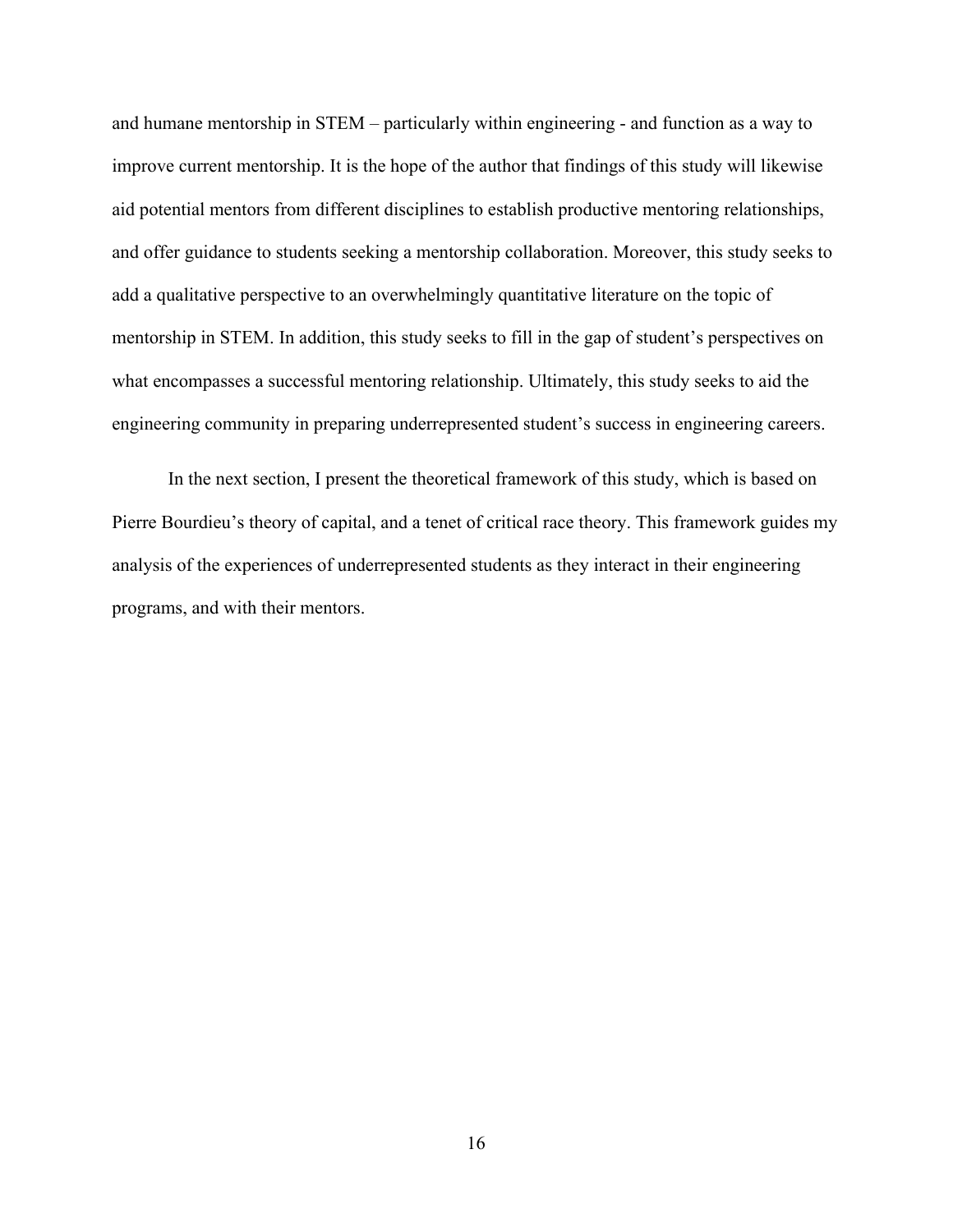and humane mentorship in STEM – particularly within engineering - and function as a way to improve current mentorship. It is the hope of the author that findings of this study will likewise aid potential mentors from different disciplines to establish productive mentoring relationships, and offer guidance to students seeking a mentorship collaboration. Moreover, this study seeks to add a qualitative perspective to an overwhelmingly quantitative literature on the topic of mentorship in STEM. In addition, this study seeks to fill in the gap of student's perspectives on what encompasses a successful mentoring relationship. Ultimately, this study seeks to aid the engineering community in preparing underrepresented student's success in engineering careers.

In the next section, I present the theoretical framework of this study, which is based on Pierre Bourdieu's theory of capital, and a tenet of critical race theory. This framework guides my analysis of the experiences of underrepresented students as they interact in their engineering programs, and with their mentors.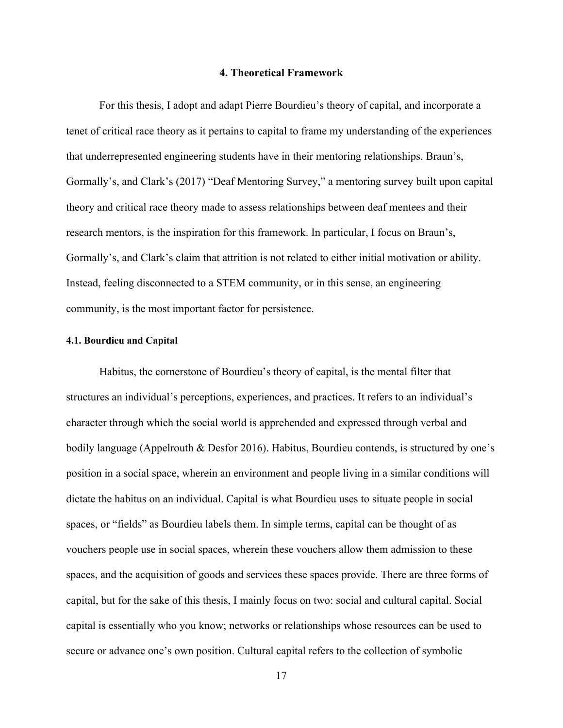## 4. Theoretical Framework

For this thesis, I adopt and adapt Pierre Bourdieu's theory of capital, and incorporate a tenet of critical race theory as it pertains to capital to frame my understanding of the experiences that underrepresented engineering students have in their mentoring relationships. Braun's, Gormally's, and Clark's (2017) "Deaf Mentoring Survey," a mentoring survey built upon capital theory and critical race theory made to assess relationships between deaf mentees and their research mentors, is the inspiration for this framework. In particular, I focus on Braun's, Gormally's, and Clark's claim that attrition is not related to either initial motivation or ability. Instead, feeling disconnected to a STEM community, or in this sense, an engineering community, is the most important factor for persistence.

### 4.1. Bourdieu and Capital

Habitus, the cornerstone of Bourdieu's theory of capital, is the mental filter that structures an individual's perceptions, experiences, and practices. It refers to an individual's character through which the social world is apprehended and expressed through verbal and bodily language (Appelrouth & Desfor 2016). Habitus, Bourdieu contends, is structured by one's position in a social space, wherein an environment and people living in a similar conditions will dictate the habitus on an individual. Capital is what Bourdieu uses to situate people in social spaces, or "fields" as Bourdieu labels them. In simple terms, capital can be thought of as vouchers people use in social spaces, wherein these vouchers allow them admission to these spaces, and the acquisition of goods and services these spaces provide. There are three forms of capital, but for the sake of this thesis, I mainly focus on two: social and cultural capital. Social capital is essentially who you know; networks or relationships whose resources can be used to secure or advance one's own position. Cultural capital refers to the collection of symbolic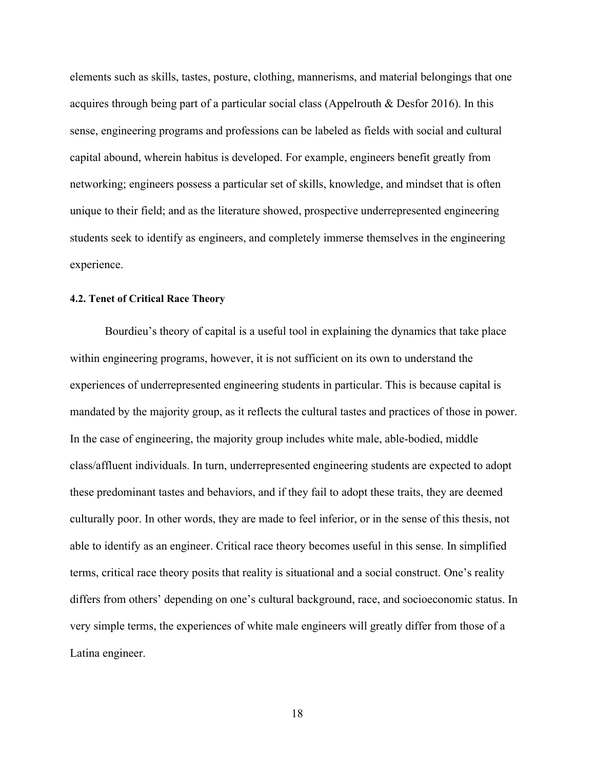elements such as skills, tastes, posture, clothing, mannerisms, and material belongings that one acquires through being part of a particular social class (Appelrouth & Desfor 2016). In this sense, engineering programs and professions can be labeled as fields with social and cultural capital abound, wherein habitus is developed. For example, engineers benefit greatly from networking; engineers possess a particular set of skills, knowledge, and mindset that is often unique to their field; and as the literature showed, prospective underrepresented engineering students seek to identify as engineers, and completely immerse themselves in the engineering experience.

#### 4.2. Tenet of Critical Race Theory

Bourdieu's theory of capital is a useful tool in explaining the dynamics that take place within engineering programs, however, it is not sufficient on its own to understand the experiences of underrepresented engineering students in particular. This is because capital is mandated by the majority group, as it reflects the cultural tastes and practices of those in power. In the case of engineering, the majority group includes white male, able-bodied, middle class/affluent individuals. In turn, underrepresented engineering students are expected to adopt these predominant tastes and behaviors, and if they fail to adopt these traits, they are deemed culturally poor. In other words, they are made to feel inferior, or in the sense of this thesis, not able to identify as an engineer. Critical race theory becomes useful in this sense. In simplified terms, critical race theory posits that reality is situational and a social construct. One's reality differs from others' depending on one's cultural background, race, and socioeconomic status. In very simple terms, the experiences of white male engineers will greatly differ from those of a Latina engineer.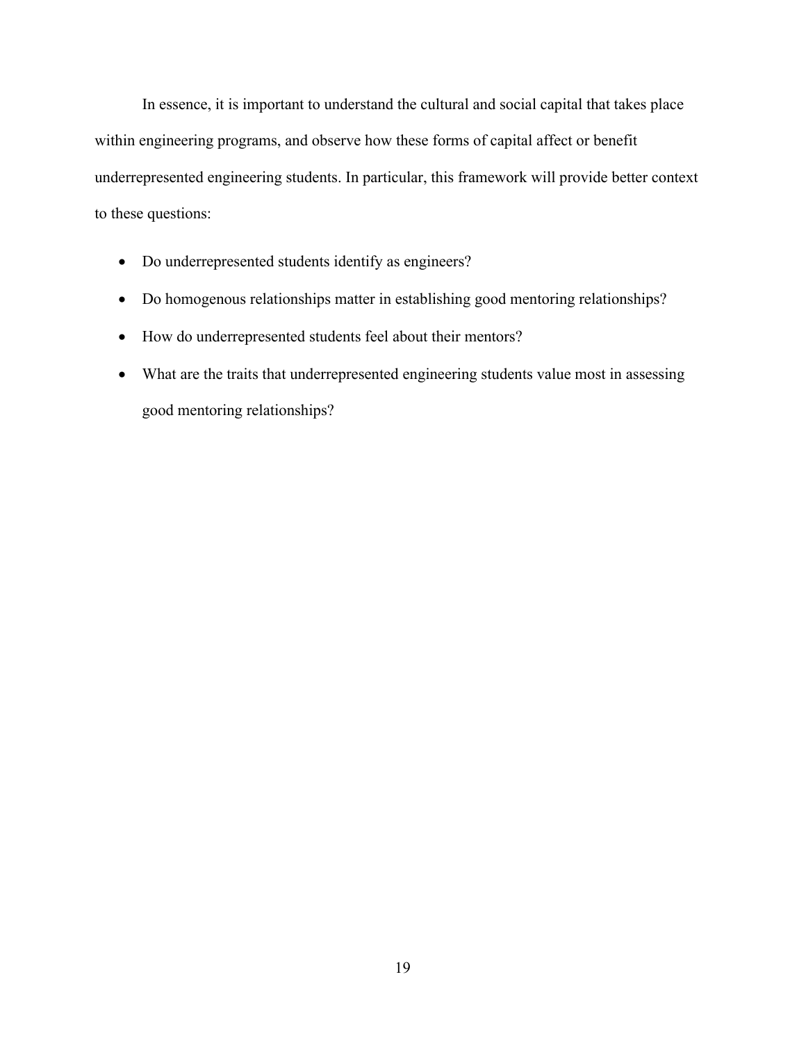In essence, it is important to understand the cultural and social capital that takes place within engineering programs, and observe how these forms of capital affect or benefit underrepresented engineering students. In particular, this framework will provide better context to these questions:

- Do underrepresented students identify as engineers?
- Do homogenous relationships matter in establishing good mentoring relationships?
- How do underrepresented students feel about their mentors?
- What are the traits that underrepresented engineering students value most in assessing good mentoring relationships?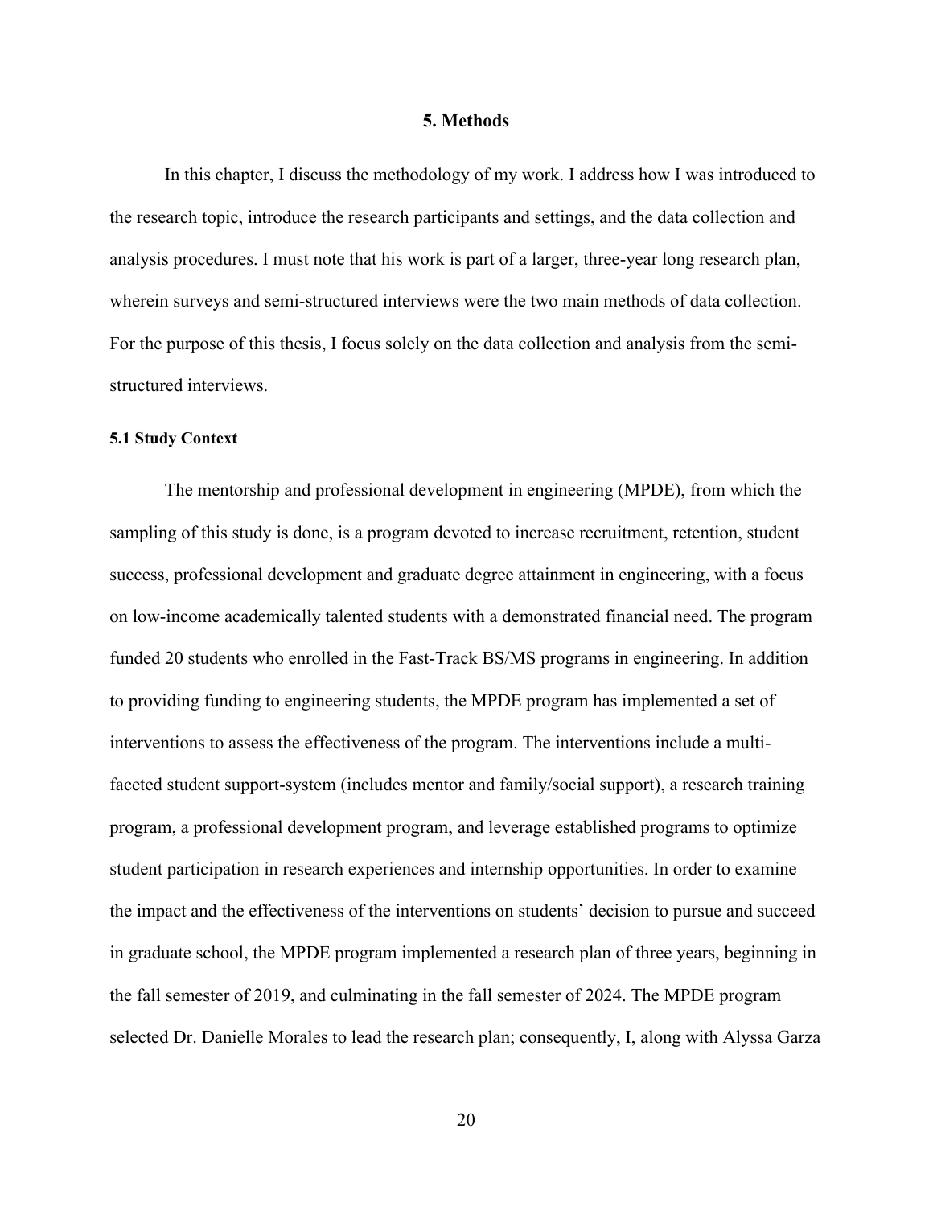## 5. Methods

In this chapter, I discuss the methodology of my work. I address how I was introduced to the research topic, introduce the research participants and settings, and the data collection and analysis procedures. I must note that his work is part of a larger, three-year long research plan, wherein surveys and semi-structured interviews were the two main methods of data collection. For the purpose of this thesis, I focus solely on the data collection and analysis from the semi-structured interviews.

### 5.1 Study Context

The mentorship and professional development in engineering (MPDE), from which the sampling of this study is done, is a program devoted to increase recruitment, retention, student success, professional development and graduate degree attainment in engineering, with a focus on low-income academically talented students with a demonstrated financial need. The program funded 20 students who enrolled in the Fast-Track BS/MS programs in engineering. In addition to providing funding to engineering students, the MPDE program has implemented a set of interventions to assess the effectiveness of the program. The interventions include a multi-faceted student support-system (includes mentor and family/social support), a research training program, a professional development program, and leverage established programs to optimize student participation in research experiences and internship opportunities. In order to examine the impact and the effectiveness of the interventions on students' decision to pursue and succeed in graduate school, the MPDE program implemented a research plan of three years, beginning in the fall semester of 2019, and culminating in the fall semester of 2024. The MPDE program selected Dr. Danielle Morales to lead the research plan; consequently, I, along with Alyssa Garza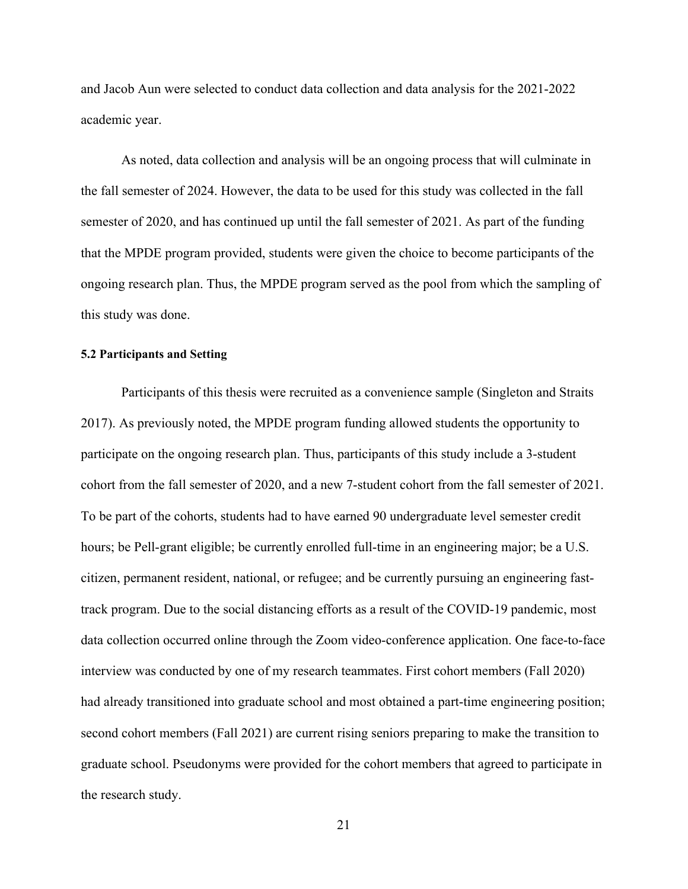and Jacob Aun were selected to conduct data collection and data analysis for the 2021-2022 academic year.

As noted, data collection and analysis will be an ongoing process that will culminate in the fall semester of 2024. However, the data to be used for this study was collected in the fall semester of 2020, and has continued up until the fall semester of 2021. As part of the funding that the MPDE program provided, students were given the choice to become participants of the ongoing research plan. Thus, the MPDE program served as the pool from which the sampling of this study was done.

### 5.2 Participants and Setting

Participants of this thesis were recruited as a convenience sample (Singleton and Straits 2017). As previously noted, the MPDE program funding allowed students the opportunity to participate on the ongoing research plan. Thus, participants of this study include a 3-student cohort from the fall semester of 2020, and a new 7-student cohort from the fall semester of 2021. To be part of the cohorts, students had to have earned 90 undergraduate level semester credit hours; be Pell-grant eligible; be currently enrolled full-time in an engineering major; be a U.S. citizen, permanent resident, national, or refugee; and be currently pursuing an engineering fast-track program. Due to the social distancing efforts as a result of the COVID-19 pandemic, most data collection occurred online through the Zoom video-conference application. One face-to-face interview was conducted by one of my research teammates. First cohort members (Fall 2020) had already transitioned into graduate school and most obtained a part-time engineering position; second cohort members (Fall 2021) are current rising seniors preparing to make the transition to graduate school. Pseudonyms were provided for the cohort members that agreed to participate in the research study.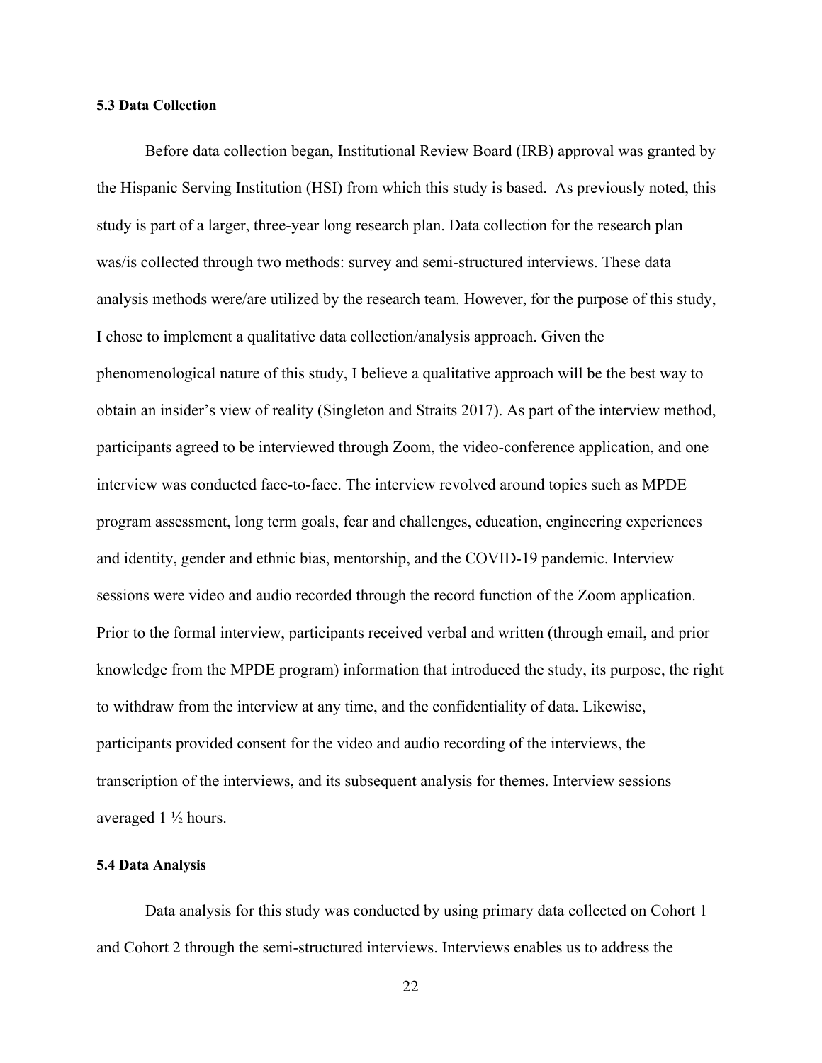### 5.3 Data Collection

Before data collection began, Institutional Review Board (IRB) approval was granted by the Hispanic Serving Institution (HSI) from which this study is based.  As previously noted, this study is part of a larger, three-year long research plan. Data collection for the research plan was/is collected through two methods: survey and semi-structured interviews. These data analysis methods were/are utilized by the research team. However, for the purpose of this study, I chose to implement a qualitative data collection/analysis approach. Given the phenomenological nature of this study, I believe a qualitative approach will be the best way to obtain an insider's view of reality (Singleton and Straits 2017). As part of the interview method, participants agreed to be interviewed through Zoom, the video-conference application, and one interview was conducted face-to-face. The interview revolved around topics such as MPDE program assessment, long term goals, fear and challenges, education, engineering experiences and identity, gender and ethnic bias, mentorship, and the COVID-19 pandemic. Interview sessions were video and audio recorded through the record function of the Zoom application. Prior to the formal interview, participants received verbal and written (through email, and prior knowledge from the MPDE program) information that introduced the study, its purpose, the right to withdraw from the interview at any time, and the confidentiality of data. Likewise, participants provided consent for the video and audio recording of the interviews, the transcription of the interviews, and its subsequent analysis for themes. Interview sessions averaged 1 ½ hours.

### 5.4 Data Analysis

Data analysis for this study was conducted by using primary data collected on Cohort 1 and Cohort 2 through the semi-structured interviews. Interviews enables us to address the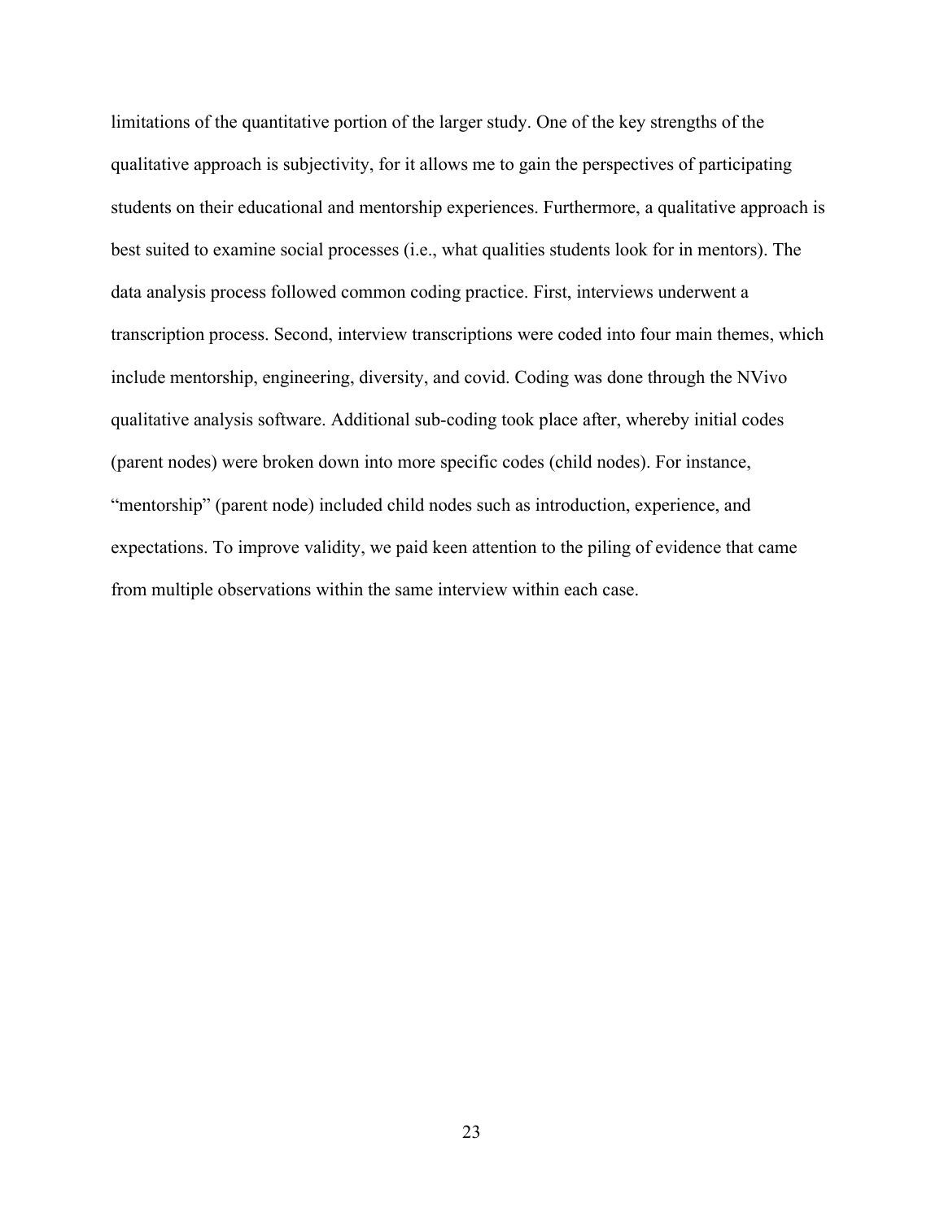limitations of the quantitative portion of the larger study. One of the key strengths of the qualitative approach is subjectivity, for it allows me to gain the perspectives of participating students on their educational and mentorship experiences. Furthermore, a qualitative approach is best suited to examine social processes (i.e., what qualities students look for in mentors). The data analysis process followed common coding practice. First, interviews underwent a transcription process. Second, interview transcriptions were coded into four main themes, which include mentorship, engineering, diversity, and covid. Coding was done through the NVivo qualitative analysis software. Additional sub-coding took place after, whereby initial codes (parent nodes) were broken down into more specific codes (child nodes). For instance, "mentorship" (parent node) included child nodes such as introduction, experience, and expectations. To improve validity, we paid keen attention to the piling of evidence that came from multiple observations within the same interview within each case.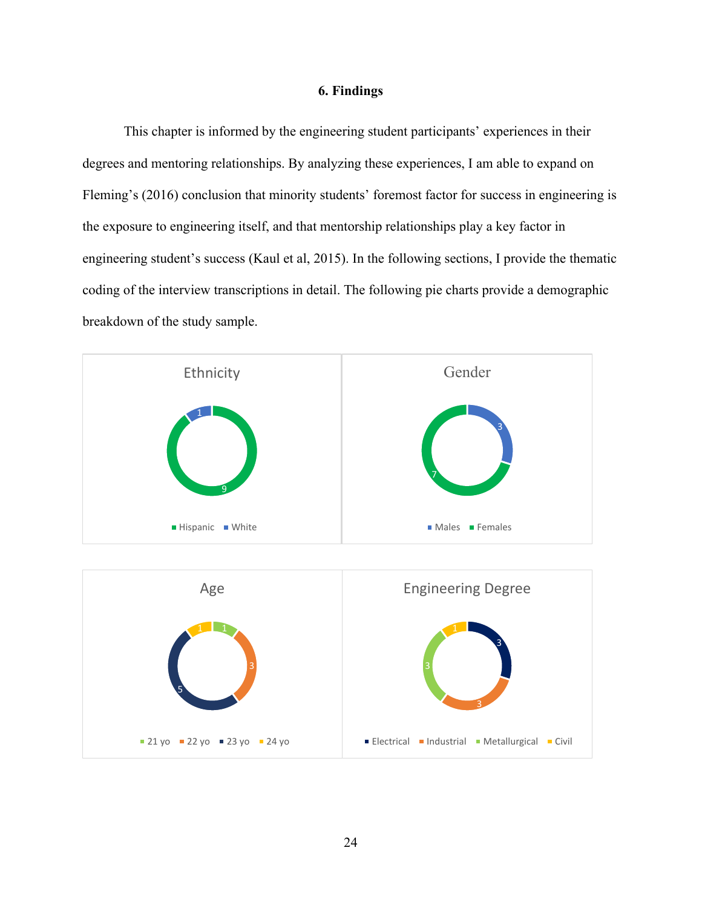# 6. Findings

This chapter is informed by the engineering student participants' experiences in their degrees and mentoring relationships. By analyzing these experiences, I am able to expand on Fleming's (2016) conclusion that minority students' foremost factor for success in engineering is the exposure to engineering itself, and that mentorship relationships play a key factor in engineering student's success (Kaul et al, 2015). In the following sections, I provide the thematic coding of the interview transcriptions in detail. The following pie charts provide a demographic breakdown of the study sample.

**Ethnicity**

- Hispanic: 9
- White: 1

**Gender**

- Males: 3
- Females: 7

**Age**

- 21 yo: 1
- 22 yo: 3
- 23 yo: 5
- 24 yo: 1

**Engineering Degree**

- Electrical: 3
- Industrial: 3
- Metallurgical: 3
- Civil: 1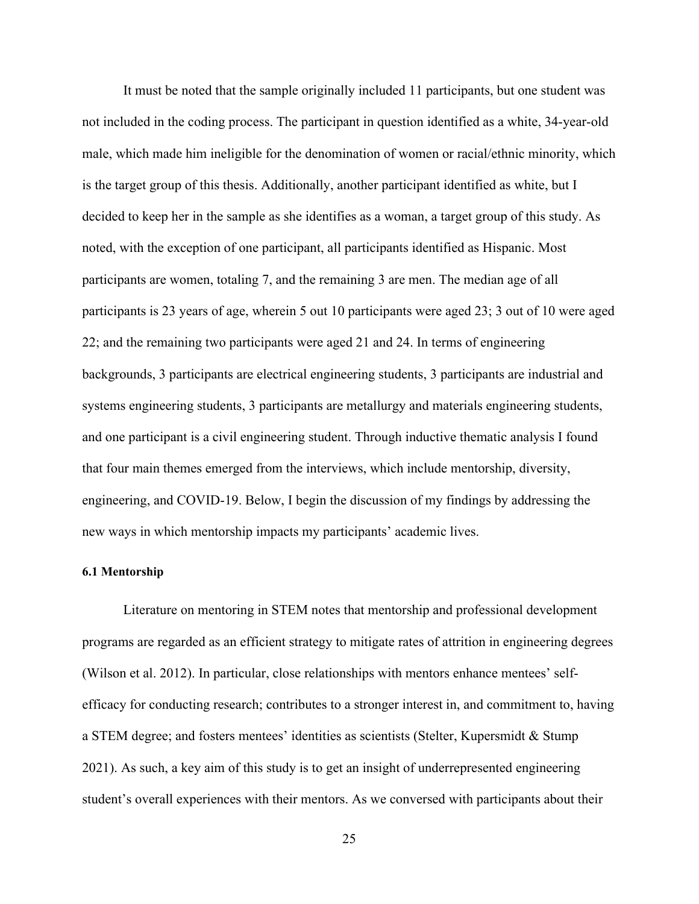It must be noted that the sample originally included 11 participants, but one student was not included in the coding process. The participant in question identified as a white, 34-year-old male, which made him ineligible for the denomination of women or racial/ethnic minority, which is the target group of this thesis. Additionally, another participant identified as white, but I decided to keep her in the sample as she identifies as a woman, a target group of this study. As noted, with the exception of one participant, all participants identified as Hispanic. Most participants are women, totaling 7, and the remaining 3 are men. The median age of all participants is 23 years of age, wherein 5 out 10 participants were aged 23; 3 out of 10 were aged 22; and the remaining two participants were aged 21 and 24. In terms of engineering backgrounds, 3 participants are electrical engineering students, 3 participants are industrial and systems engineering students, 3 participants are metallurgy and materials engineering students, and one participant is a civil engineering student. Through inductive thematic analysis I found that four main themes emerged from the interviews, which include mentorship, diversity, engineering, and COVID-19. Below, I begin the discussion of my findings by addressing the new ways in which mentorship impacts my participants' academic lives.

### 6.1 Mentorship

Literature on mentoring in STEM notes that mentorship and professional development programs are regarded as an efficient strategy to mitigate rates of attrition in engineering degrees (Wilson et al. 2012). In particular, close relationships with mentors enhance mentees' self-efficacy for conducting research; contributes to a stronger interest in, and commitment to, having a STEM degree; and fosters mentees' identities as scientists (Stelter, Kupersmidt & Stump 2021). As such, a key aim of this study is to get an insight of underrepresented engineering student's overall experiences with their mentors. As we conversed with participants about their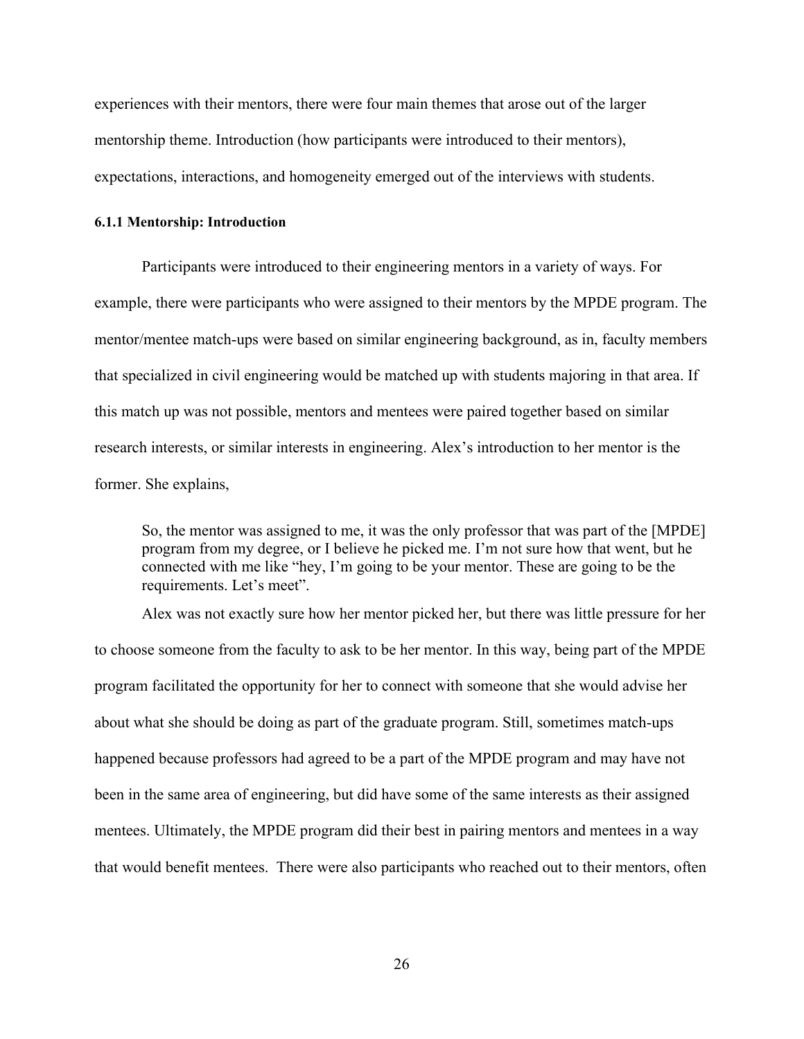experiences with their mentors, there were four main themes that arose out of the larger mentorship theme. Introduction (how participants were introduced to their mentors), expectations, interactions, and homogeneity emerged out of the interviews with students.

#### 6.1.1 Mentorship: Introduction

Participants were introduced to their engineering mentors in a variety of ways. For example, there were participants who were assigned to their mentors by the MPDE program. The mentor/mentee match-ups were based on similar engineering background, as in, faculty members that specialized in civil engineering would be matched up with students majoring in that area. If this match up was not possible, mentors and mentees were paired together based on similar research interests, or similar interests in engineering. Alex's introduction to her mentor is the former. She explains,

> So, the mentor was assigned to me, it was the only professor that was part of the [MPDE] program from my degree, or I believe he picked me. I'm not sure how that went, but he connected with me like "hey, I'm going to be your mentor. These are going to be the requirements. Let's meet".

Alex was not exactly sure how her mentor picked her, but there was little pressure for her to choose someone from the faculty to ask to be her mentor. In this way, being part of the MPDE program facilitated the opportunity for her to connect with someone that she would advise her about what she should be doing as part of the graduate program. Still, sometimes match-ups happened because professors had agreed to be a part of the MPDE program and may have not been in the same area of engineering, but did have some of the same interests as their assigned mentees. Ultimately, the MPDE program did their best in pairing mentors and mentees in a way that would benefit mentees. There were also participants who reached out to their mentors, often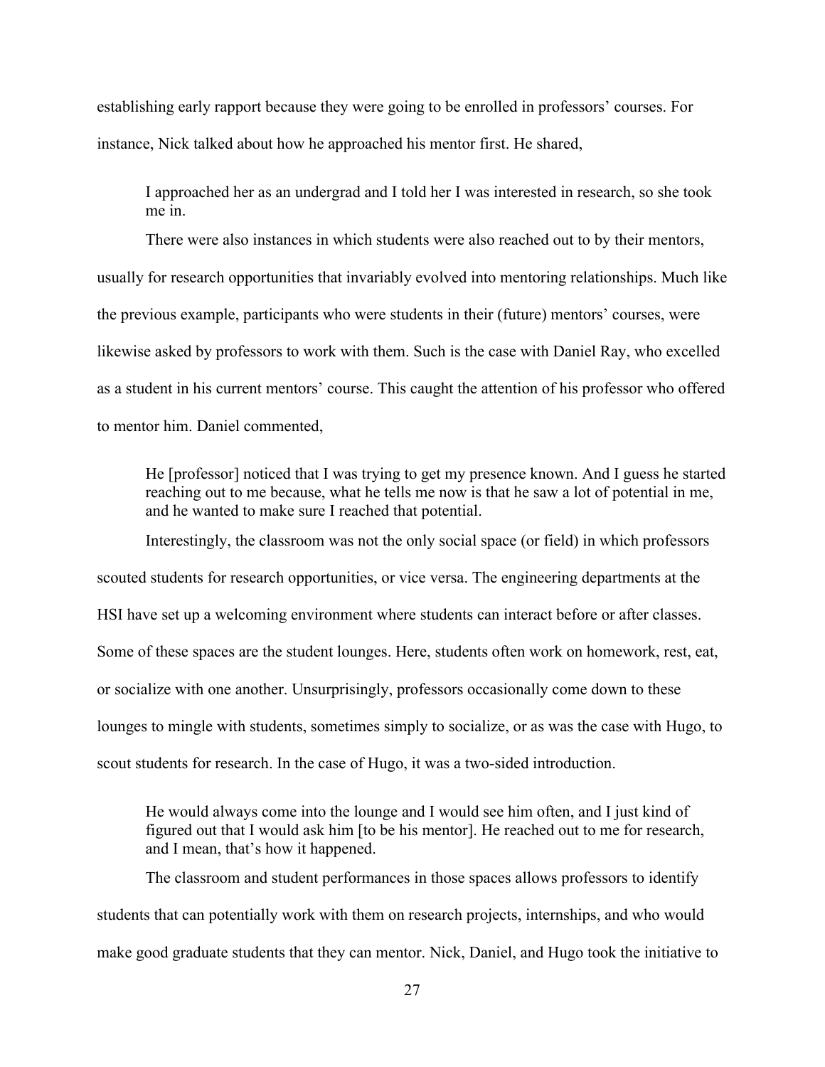establishing early rapport because they were going to be enrolled in professors' courses. For instance, Nick talked about how he approached his mentor first. He shared,

> I approached her as an undergrad and I told her I was interested in research, so she took me in.

There were also instances in which students were also reached out to by their mentors, usually for research opportunities that invariably evolved into mentoring relationships. Much like the previous example, participants who were students in their (future) mentors' courses, were likewise asked by professors to work with them. Such is the case with Daniel Ray, who excelled as a student in his current mentors' course. This caught the attention of his professor who offered to mentor him. Daniel commented,

> He [professor] noticed that I was trying to get my presence known. And I guess he started reaching out to me because, what he tells me now is that he saw a lot of potential in me, and he wanted to make sure I reached that potential.

Interestingly, the classroom was not the only social space (or field) in which professors scouted students for research opportunities, or vice versa. The engineering departments at the HSI have set up a welcoming environment where students can interact before or after classes. Some of these spaces are the student lounges. Here, students often work on homework, rest, eat, or socialize with one another. Unsurprisingly, professors occasionally come down to these lounges to mingle with students, sometimes simply to socialize, or as was the case with Hugo, to scout students for research. In the case of Hugo, it was a two-sided introduction.

> He would always come into the lounge and I would see him often, and I just kind of figured out that I would ask him [to be his mentor]. He reached out to me for research, and I mean, that's how it happened.

The classroom and student performances in those spaces allows professors to identify students that can potentially work with them on research projects, internships, and who would make good graduate students that they can mentor. Nick, Daniel, and Hugo took the initiative to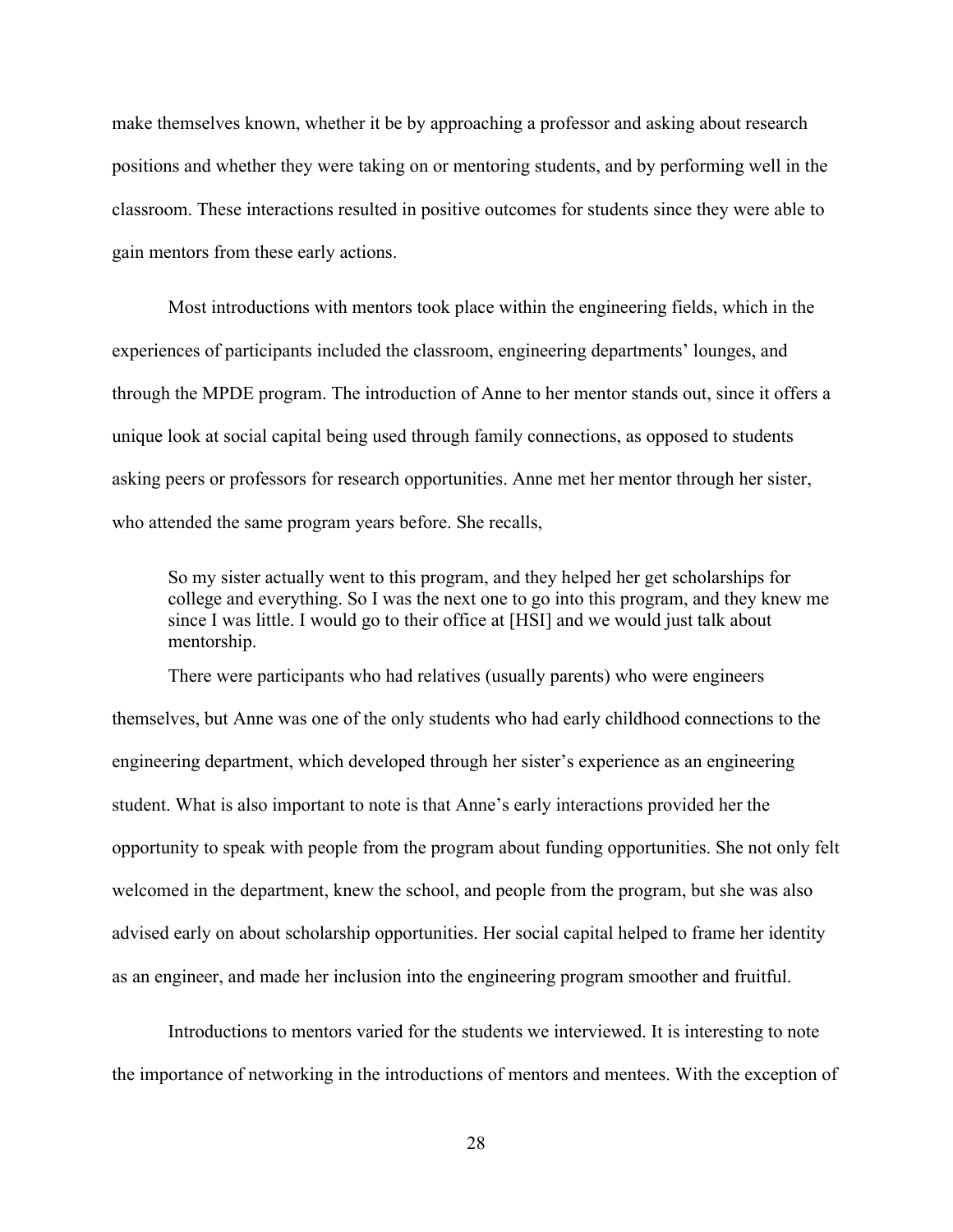make themselves known, whether it be by approaching a professor and asking about research positions and whether they were taking on or mentoring students, and by performing well in the classroom. These interactions resulted in positive outcomes for students since they were able to gain mentors from these early actions.

Most introductions with mentors took place within the engineering fields, which in the experiences of participants included the classroom, engineering departments' lounges, and through the MPDE program. The introduction of Anne to her mentor stands out, since it offers a unique look at social capital being used through family connections, as opposed to students asking peers or professors for research opportunities. Anne met her mentor through her sister, who attended the same program years before. She recalls,

> So my sister actually went to this program, and they helped her get scholarships for college and everything. So I was the next one to go into this program, and they knew me since I was little. I would go to their office at [HSI] and we would just talk about mentorship.

There were participants who had relatives (usually parents) who were engineers themselves, but Anne was one of the only students who had early childhood connections to the engineering department, which developed through her sister's experience as an engineering student. What is also important to note is that Anne's early interactions provided her the opportunity to speak with people from the program about funding opportunities. She not only felt welcomed in the department, knew the school, and people from the program, but she was also advised early on about scholarship opportunities. Her social capital helped to frame her identity as an engineer, and made her inclusion into the engineering program smoother and fruitful.

Introductions to mentors varied for the students we interviewed. It is interesting to note the importance of networking in the introductions of mentors and mentees. With the exception of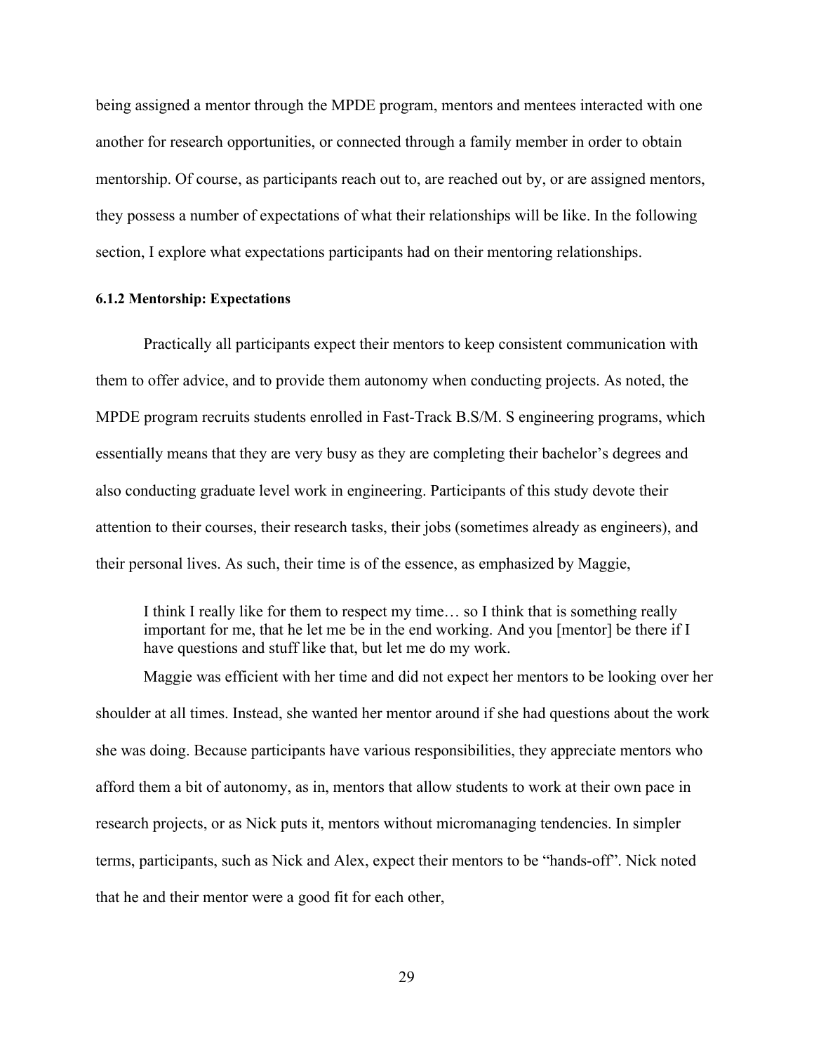being assigned a mentor through the MPDE program, mentors and mentees interacted with one another for research opportunities, or connected through a family member in order to obtain mentorship. Of course, as participants reach out to, are reached out by, or are assigned mentors, they possess a number of expectations of what their relationships will be like. In the following section, I explore what expectations participants had on their mentoring relationships.

#### 6.1.2 Mentorship: Expectations

Practically all participants expect their mentors to keep consistent communication with them to offer advice, and to provide them autonomy when conducting projects. As noted, the MPDE program recruits students enrolled in Fast-Track B.S/M. S engineering programs, which essentially means that they are very busy as they are completing their bachelor's degrees and also conducting graduate level work in engineering. Participants of this study devote their attention to their courses, their research tasks, their jobs (sometimes already as engineers), and their personal lives. As such, their time is of the essence, as emphasized by Maggie,

> I think I really like for them to respect my time… so I think that is something really important for me, that he let me be in the end working. And you [mentor] be there if I have questions and stuff like that, but let me do my work.

Maggie was efficient with her time and did not expect her mentors to be looking over her shoulder at all times. Instead, she wanted her mentor around if she had questions about the work she was doing. Because participants have various responsibilities, they appreciate mentors who afford them a bit of autonomy, as in, mentors that allow students to work at their own pace in research projects, or as Nick puts it, mentors without micromanaging tendencies. In simpler terms, participants, such as Nick and Alex, expect their mentors to be "hands-off". Nick noted that he and their mentor were a good fit for each other,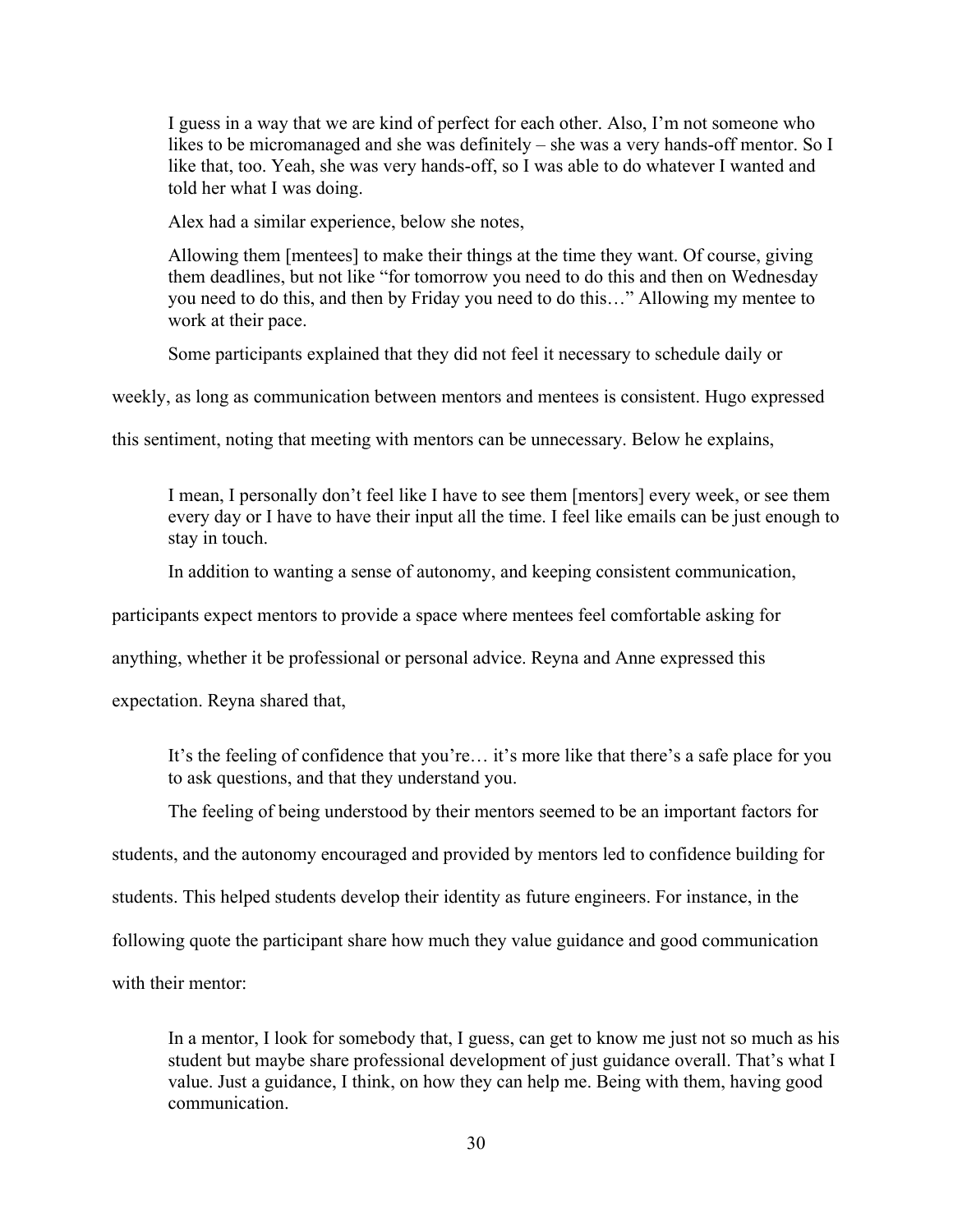> I guess in a way that we are kind of perfect for each other. Also, I'm not someone who likes to be micromanaged and she was definitely – she was a very hands-off mentor. So I like that, too. Yeah, she was very hands-off, so I was able to do whatever I wanted and told her what I was doing.

Alex had a similar experience, below she notes,

> Allowing them [mentees] to make their things at the time they want. Of course, giving them deadlines, but not like "for tomorrow you need to do this and then on Wednesday you need to do this, and then by Friday you need to do this…" Allowing my mentee to work at their pace.

Some participants explained that they did not feel it necessary to schedule daily or weekly, as long as communication between mentors and mentees is consistent. Hugo expressed this sentiment, noting that meeting with mentors can be unnecessary. Below he explains,

> I mean, I personally don't feel like I have to see them [mentors] every week, or see them every day or I have to have their input all the time. I feel like emails can be just enough to stay in touch.

In addition to wanting a sense of autonomy, and keeping consistent communication, participants expect mentors to provide a space where mentees feel comfortable asking for anything, whether it be professional or personal advice. Reyna and Anne expressed this expectation. Reyna shared that,

> It's the feeling of confidence that you're… it's more like that there's a safe place for you to ask questions, and that they understand you.

The feeling of being understood by their mentors seemed to be an important factors for students, and the autonomy encouraged and provided by mentors led to confidence building for students. This helped students develop their identity as future engineers. For instance, in the following quote the participant share how much they value guidance and good communication with their mentor:

> In a mentor, I look for somebody that, I guess, can get to know me just not so much as his student but maybe share professional development of just guidance overall. That's what I value. Just a guidance, I think, on how they can help me. Being with them, having good communication.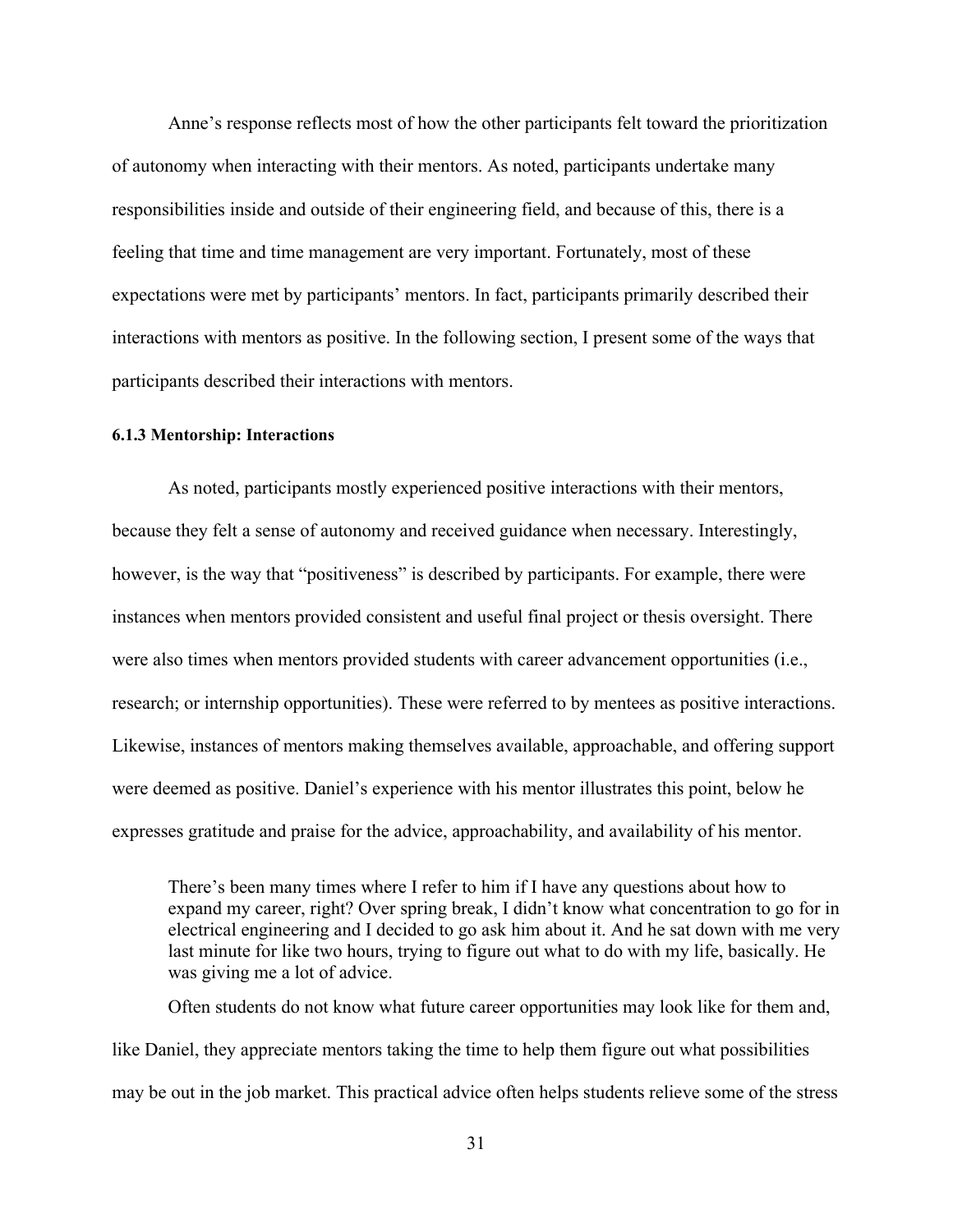Anne's response reflects most of how the other participants felt toward the prioritization of autonomy when interacting with their mentors. As noted, participants undertake many responsibilities inside and outside of their engineering field, and because of this, there is a feeling that time and time management are very important. Fortunately, most of these expectations were met by participants' mentors. In fact, participants primarily described their interactions with mentors as positive. In the following section, I present some of the ways that participants described their interactions with mentors.

#### 6.1.3 Mentorship: Interactions

As noted, participants mostly experienced positive interactions with their mentors, because they felt a sense of autonomy and received guidance when necessary. Interestingly, however, is the way that "positiveness" is described by participants. For example, there were instances when mentors provided consistent and useful final project or thesis oversight. There were also times when mentors provided students with career advancement opportunities (i.e., research; or internship opportunities). These were referred to by mentees as positive interactions. Likewise, instances of mentors making themselves available, approachable, and offering support were deemed as positive. Daniel's experience with his mentor illustrates this point, below he expresses gratitude and praise for the advice, approachability, and availability of his mentor.

> There's been many times where I refer to him if I have any questions about how to expand my career, right? Over spring break, I didn't know what concentration to go for in electrical engineering and I decided to go ask him about it. And he sat down with me very last minute for like two hours, trying to figure out what to do with my life, basically. He was giving me a lot of advice.

Often students do not know what future career opportunities may look like for them and, like Daniel, they appreciate mentors taking the time to help them figure out what possibilities may be out in the job market. This practical advice often helps students relieve some of the stress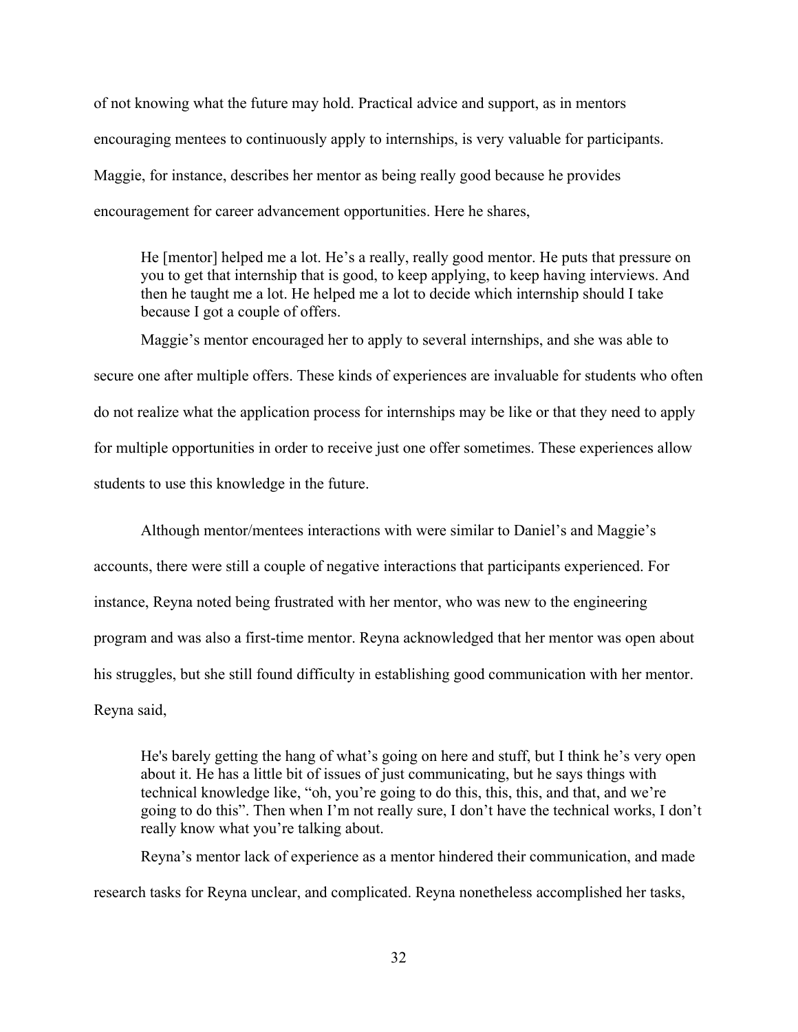of not knowing what the future may hold. Practical advice and support, as in mentors encouraging mentees to continuously apply to internships, is very valuable for participants. Maggie, for instance, describes her mentor as being really good because he provides encouragement for career advancement opportunities. Here he shares,

> He [mentor] helped me a lot. He's a really, really good mentor. He puts that pressure on you to get that internship that is good, to keep applying, to keep having interviews. And then he taught me a lot. He helped me a lot to decide which internship should I take because I got a couple of offers.

Maggie's mentor encouraged her to apply to several internships, and she was able to secure one after multiple offers. These kinds of experiences are invaluable for students who often do not realize what the application process for internships may be like or that they need to apply for multiple opportunities in order to receive just one offer sometimes. These experiences allow students to use this knowledge in the future.

Although mentor/mentees interactions with were similar to Daniel's and Maggie's accounts, there were still a couple of negative interactions that participants experienced. For instance, Reyna noted being frustrated with her mentor, who was new to the engineering program and was also a first-time mentor. Reyna acknowledged that her mentor was open about his struggles, but she still found difficulty in establishing good communication with her mentor. Reyna said,

> He's barely getting the hang of what's going on here and stuff, but I think he's very open about it. He has a little bit of issues of just communicating, but he says things with technical knowledge like, "oh, you're going to do this, this, this, and that, and we're going to do this". Then when I'm not really sure, I don't have the technical works, I don't really know what you're talking about.

Reyna's mentor lack of experience as a mentor hindered their communication, and made research tasks for Reyna unclear, and complicated. Reyna nonetheless accomplished her tasks,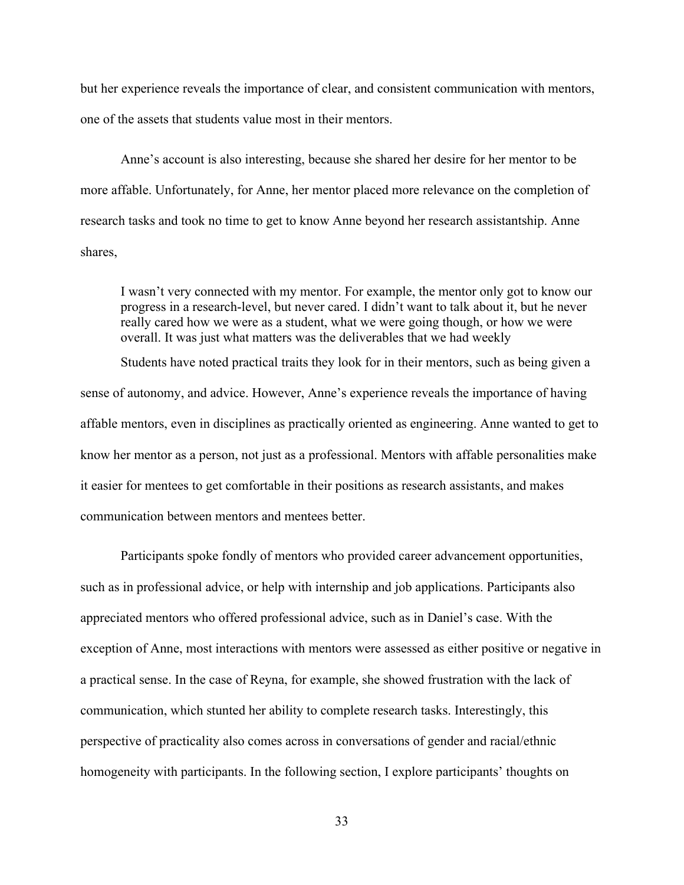but her experience reveals the importance of clear, and consistent communication with mentors, one of the assets that students value most in their mentors.

Anne's account is also interesting, because she shared her desire for her mentor to be more affable. Unfortunately, for Anne, her mentor placed more relevance on the completion of research tasks and took no time to get to know Anne beyond her research assistantship. Anne shares,

> I wasn't very connected with my mentor. For example, the mentor only got to know our progress in a research-level, but never cared. I didn't want to talk about it, but he never really cared how we were as a student, what we were going though, or how we were overall. It was just what matters was the deliverables that we had weekly

Students have noted practical traits they look for in their mentors, such as being given a sense of autonomy, and advice. However, Anne's experience reveals the importance of having affable mentors, even in disciplines as practically oriented as engineering. Anne wanted to get to know her mentor as a person, not just as a professional. Mentors with affable personalities make it easier for mentees to get comfortable in their positions as research assistants, and makes communication between mentors and mentees better.

Participants spoke fondly of mentors who provided career advancement opportunities, such as in professional advice, or help with internship and job applications. Participants also appreciated mentors who offered professional advice, such as in Daniel's case. With the exception of Anne, most interactions with mentors were assessed as either positive or negative in a practical sense. In the case of Reyna, for example, she showed frustration with the lack of communication, which stunted her ability to complete research tasks. Interestingly, this perspective of practicality also comes across in conversations of gender and racial/ethnic homogeneity with participants. In the following section, I explore participants' thoughts on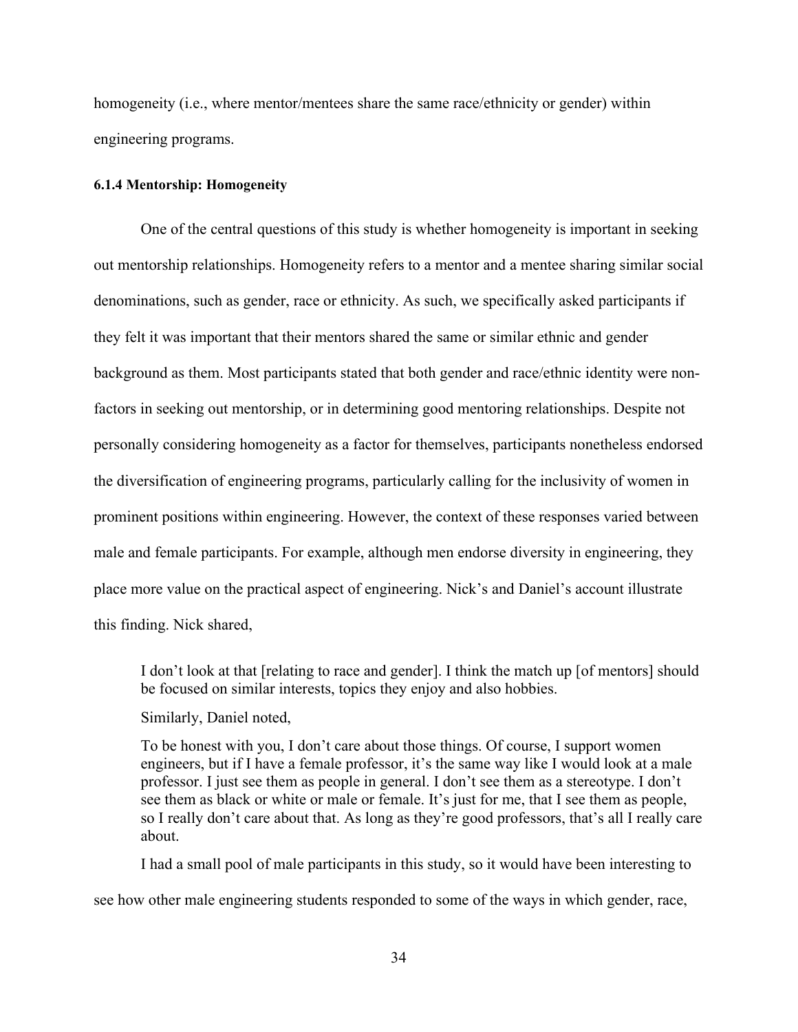homogeneity (i.e., where mentor/mentees share the same race/ethnicity or gender) within engineering programs.

#### 6.1.4 Mentorship: Homogeneity

One of the central questions of this study is whether homogeneity is important in seeking out mentorship relationships. Homogeneity refers to a mentor and a mentee sharing similar social denominations, such as gender, race or ethnicity. As such, we specifically asked participants if they felt it was important that their mentors shared the same or similar ethnic and gender background as them. Most participants stated that both gender and race/ethnic identity were non-factors in seeking out mentorship, or in determining good mentoring relationships. Despite not personally considering homogeneity as a factor for themselves, participants nonetheless endorsed the diversification of engineering programs, particularly calling for the inclusivity of women in prominent positions within engineering. However, the context of these responses varied between male and female participants. For example, although men endorse diversity in engineering, they place more value on the practical aspect of engineering. Nick's and Daniel's account illustrate this finding. Nick shared,

> I don't look at that [relating to race and gender]. I think the match up [of mentors] should be focused on similar interests, topics they enjoy and also hobbies.

Similarly, Daniel noted,

> To be honest with you, I don't care about those things. Of course, I support women engineers, but if I have a female professor, it's the same way like I would look at a male professor. I just see them as people in general. I don't see them as a stereotype. I don't see them as black or white or male or female. It's just for me, that I see them as people, so I really don't care about that. As long as they're good professors, that's all I really care about.

I had a small pool of male participants in this study, so it would have been interesting to see how other male engineering students responded to some of the ways in which gender, race,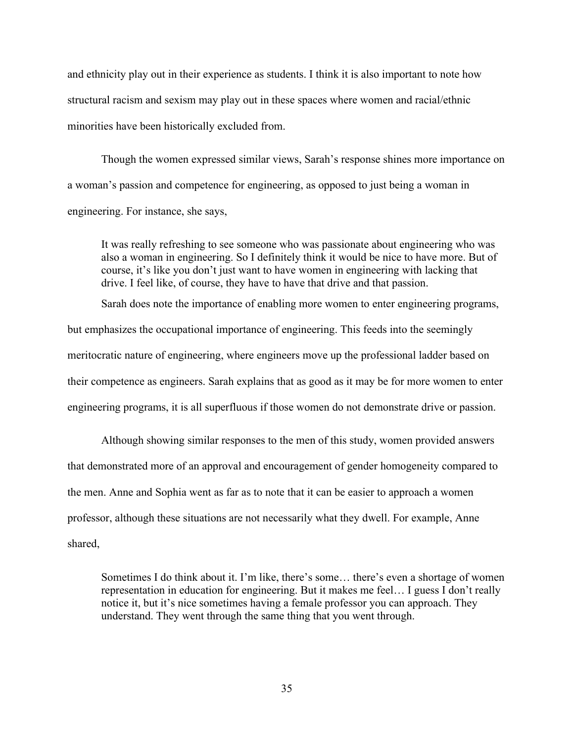and ethnicity play out in their experience as students. I think it is also important to note how structural racism and sexism may play out in these spaces where women and racial/ethnic minorities have been historically excluded from.

Though the women expressed similar views, Sarah's response shines more importance on a woman's passion and competence for engineering, as opposed to just being a woman in engineering. For instance, she says,

> It was really refreshing to see someone who was passionate about engineering who was also a woman in engineering. So I definitely think it would be nice to have more. But of course, it's like you don't just want to have women in engineering with lacking that drive. I feel like, of course, they have to have that drive and that passion.

Sarah does note the importance of enabling more women to enter engineering programs, but emphasizes the occupational importance of engineering. This feeds into the seemingly meritocratic nature of engineering, where engineers move up the professional ladder based on their competence as engineers. Sarah explains that as good as it may be for more women to enter engineering programs, it is all superfluous if those women do not demonstrate drive or passion.

Although showing similar responses to the men of this study, women provided answers that demonstrated more of an approval and encouragement of gender homogeneity compared to the men. Anne and Sophia went as far as to note that it can be easier to approach a women professor, although these situations are not necessarily what they dwell. For example, Anne shared,

> Sometimes I do think about it. I'm like, there's some… there's even a shortage of women representation in education for engineering. But it makes me feel… I guess I don't really notice it, but it's nice sometimes having a female professor you can approach. They understand. They went through the same thing that you went through.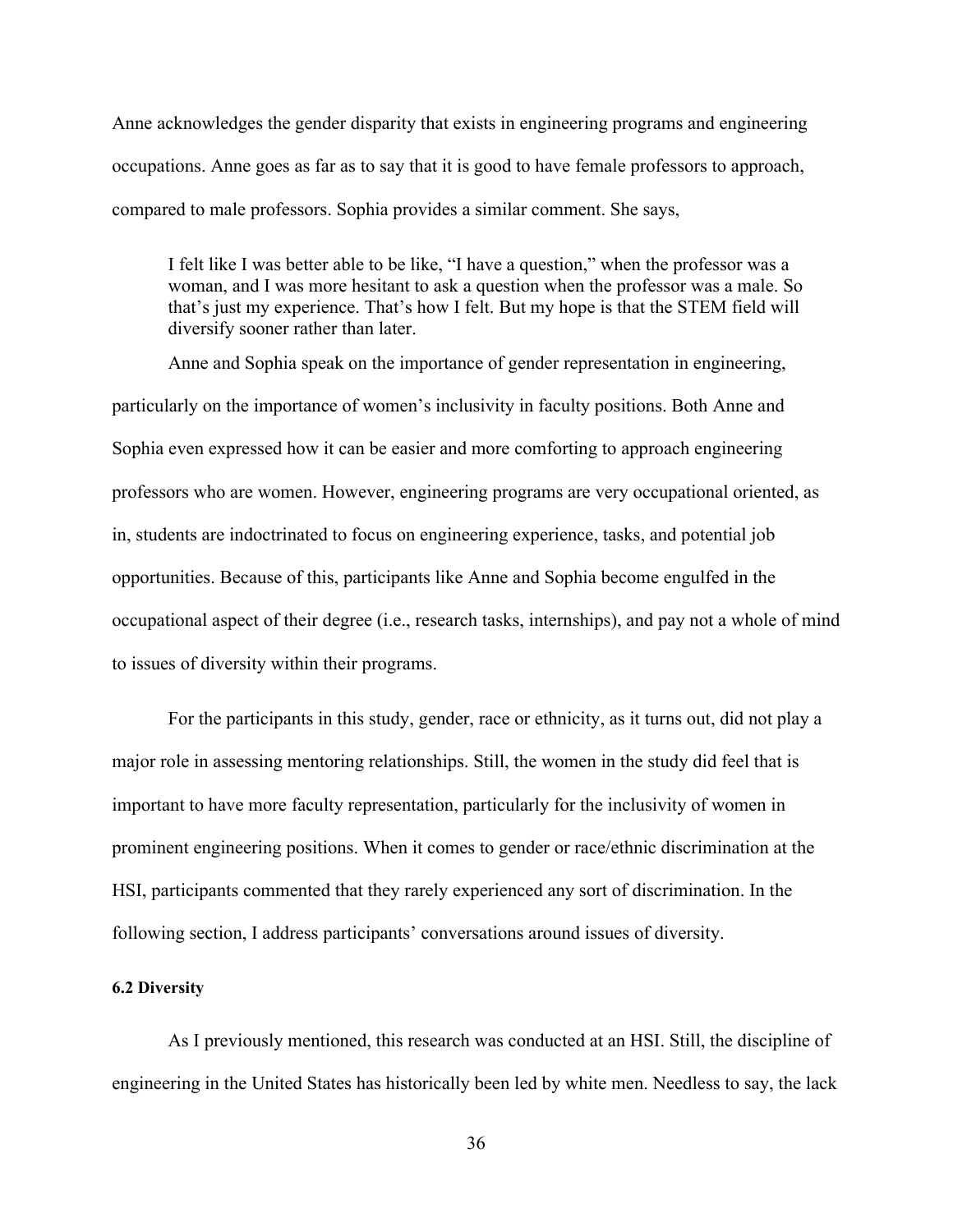Anne acknowledges the gender disparity that exists in engineering programs and engineering occupations. Anne goes as far as to say that it is good to have female professors to approach, compared to male professors. Sophia provides a similar comment. She says,

> I felt like I was better able to be like, "I have a question," when the professor was a woman, and I was more hesitant to ask a question when the professor was a male. So that's just my experience. That's how I felt. But my hope is that the STEM field will diversify sooner rather than later.

Anne and Sophia speak on the importance of gender representation in engineering, particularly on the importance of women's inclusivity in faculty positions. Both Anne and Sophia even expressed how it can be easier and more comforting to approach engineering professors who are women. However, engineering programs are very occupational oriented, as in, students are indoctrinated to focus on engineering experience, tasks, and potential job opportunities. Because of this, participants like Anne and Sophia become engulfed in the occupational aspect of their degree (i.e., research tasks, internships), and pay not a whole of mind to issues of diversity within their programs.

For the participants in this study, gender, race or ethnicity, as it turns out, did not play a major role in assessing mentoring relationships. Still, the women in the study did feel that is important to have more faculty representation, particularly for the inclusivity of women in prominent engineering positions. When it comes to gender or race/ethnic discrimination at the HSI, participants commented that they rarely experienced any sort of discrimination. In the following section, I address participants' conversations around issues of diversity.

### 6.2 Diversity

As I previously mentioned, this research was conducted at an HSI. Still, the discipline of engineering in the United States has historically been led by white men. Needless to say, the lack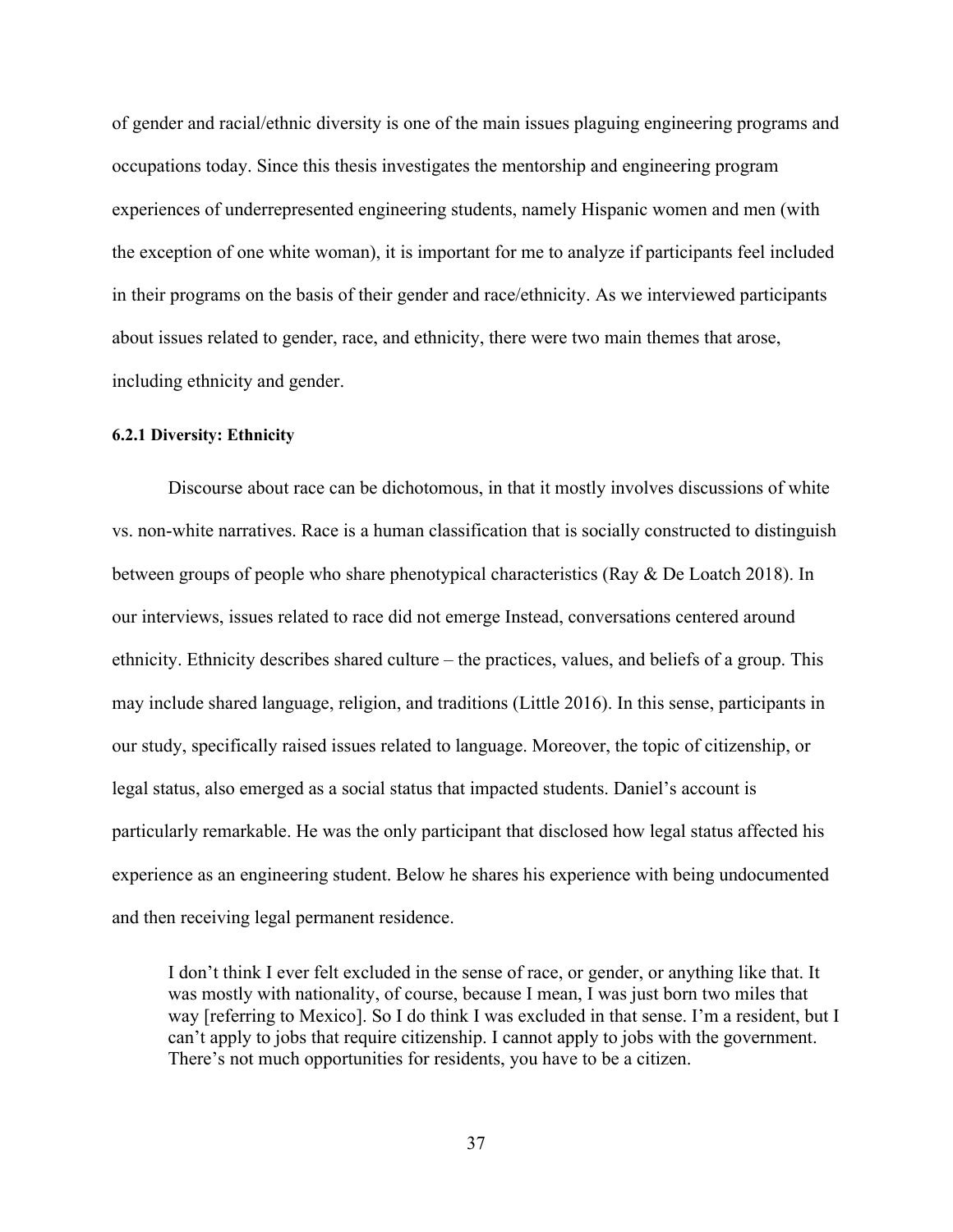of gender and racial/ethnic diversity is one of the main issues plaguing engineering programs and occupations today. Since this thesis investigates the mentorship and engineering program experiences of underrepresented engineering students, namely Hispanic women and men (with the exception of one white woman), it is important for me to analyze if participants feel included in their programs on the basis of their gender and race/ethnicity. As we interviewed participants about issues related to gender, race, and ethnicity, there were two main themes that arose, including ethnicity and gender.

#### 6.2.1 Diversity: Ethnicity

Discourse about race can be dichotomous, in that it mostly involves discussions of white vs. non-white narratives. Race is a human classification that is socially constructed to distinguish between groups of people who share phenotypical characteristics (Ray & De Loatch 2018). In our interviews, issues related to race did not emerge Instead, conversations centered around ethnicity. Ethnicity describes shared culture – the practices, values, and beliefs of a group. This may include shared language, religion, and traditions (Little 2016). In this sense, participants in our study, specifically raised issues related to language. Moreover, the topic of citizenship, or legal status, also emerged as a social status that impacted students. Daniel's account is particularly remarkable. He was the only participant that disclosed how legal status affected his experience as an engineering student. Below he shares his experience with being undocumented and then receiving legal permanent residence.

> I don't think I ever felt excluded in the sense of race, or gender, or anything like that. It was mostly with nationality, of course, because I mean, I was just born two miles that way [referring to Mexico]. So I do think I was excluded in that sense. I'm a resident, but I can't apply to jobs that require citizenship. I cannot apply to jobs with the government. There's not much opportunities for residents, you have to be a citizen.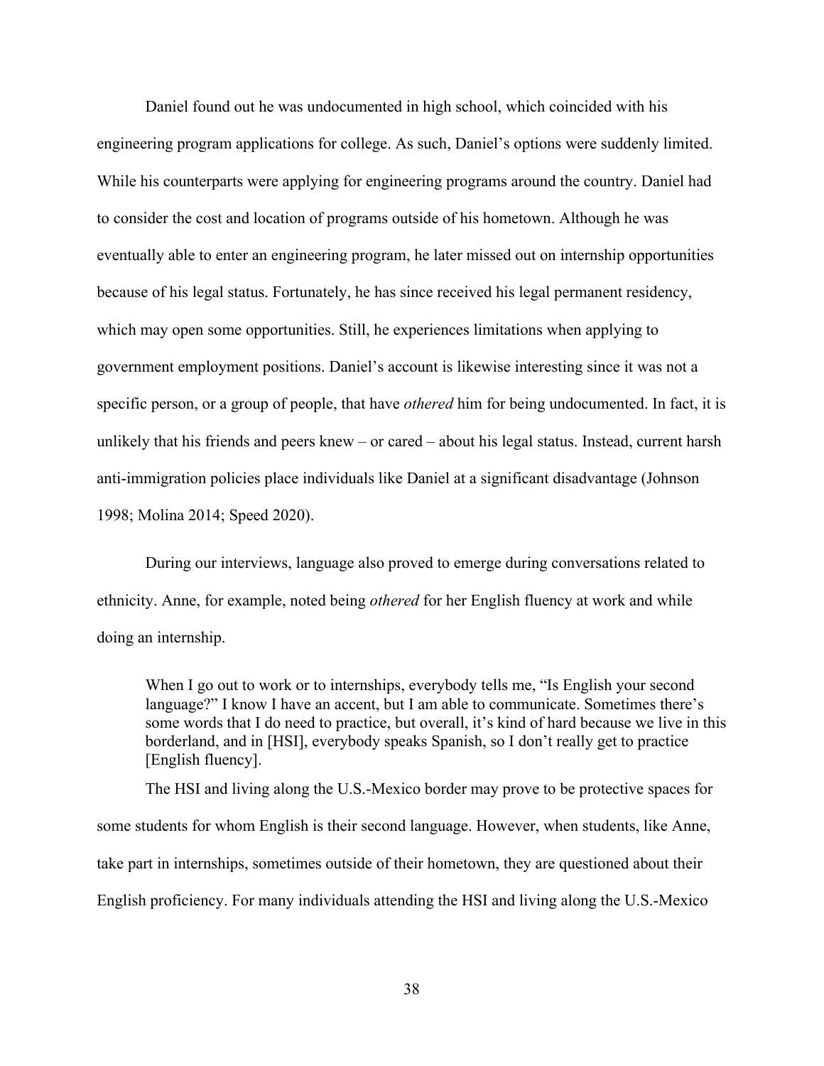Daniel found out he was undocumented in high school, which coincided with his engineering program applications for college. As such, Daniel's options were suddenly limited. While his counterparts were applying for engineering programs around the country. Daniel had to consider the cost and location of programs outside of his hometown. Although he was eventually able to enter an engineering program, he later missed out on internship opportunities because of his legal status. Fortunately, he has since received his legal permanent residency, which may open some opportunities. Still, he experiences limitations when applying to government employment positions. Daniel's account is likewise interesting since it was not a specific person, or a group of people, that have *othered* him for being undocumented. In fact, it is unlikely that his friends and peers knew – or cared – about his legal status. Instead, current harsh anti-immigration policies place individuals like Daniel at a significant disadvantage (Johnson 1998; Molina 2014; Speed 2020).

During our interviews, language also proved to emerge during conversations related to ethnicity. Anne, for example, noted being *othered* for her English fluency at work and while doing an internship.

> When I go out to work or to internships, everybody tells me, "Is English your second language?" I know I have an accent, but I am able to communicate. Sometimes there's some words that I do need to practice, but overall, it's kind of hard because we live in this borderland, and in [HSI], everybody speaks Spanish, so I don't really get to practice [English fluency].

The HSI and living along the U.S.-Mexico border may prove to be protective spaces for some students for whom English is their second language. However, when students, like Anne, take part in internships, sometimes outside of their hometown, they are questioned about their English proficiency. For many individuals attending the HSI and living along the U.S.-Mexico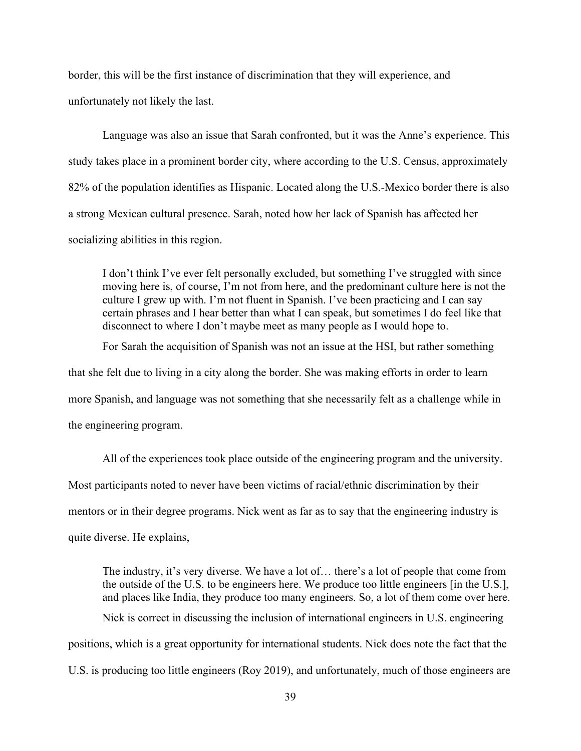border, this will be the first instance of discrimination that they will experience, and unfortunately not likely the last.

Language was also an issue that Sarah confronted, but it was the Anne's experience. This study takes place in a prominent border city, where according to the U.S. Census, approximately 82% of the population identifies as Hispanic. Located along the U.S.-Mexico border there is also a strong Mexican cultural presence. Sarah, noted how her lack of Spanish has affected her socializing abilities in this region.

> I don't think I've ever felt personally excluded, but something I've struggled with since moving here is, of course, I'm not from here, and the predominant culture here is not the culture I grew up with. I'm not fluent in Spanish. I've been practicing and I can say certain phrases and I hear better than what I can speak, but sometimes I do feel like that disconnect to where I don't maybe meet as many people as I would hope to.

For Sarah the acquisition of Spanish was not an issue at the HSI, but rather something that she felt due to living in a city along the border. She was making efforts in order to learn more Spanish, and language was not something that she necessarily felt as a challenge while in the engineering program.

All of the experiences took place outside of the engineering program and the university. Most participants noted to never have been victims of racial/ethnic discrimination by their mentors or in their degree programs. Nick went as far as to say that the engineering industry is quite diverse. He explains,

> The industry, it's very diverse. We have a lot of… there's a lot of people that come from the outside of the U.S. to be engineers here. We produce too little engineers [in the U.S.], and places like India, they produce too many engineers. So, a lot of them come over here.

Nick is correct in discussing the inclusion of international engineers in U.S. engineering positions, which is a great opportunity for international students. Nick does note the fact that the U.S. is producing too little engineers (Roy 2019), and unfortunately, much of those engineers are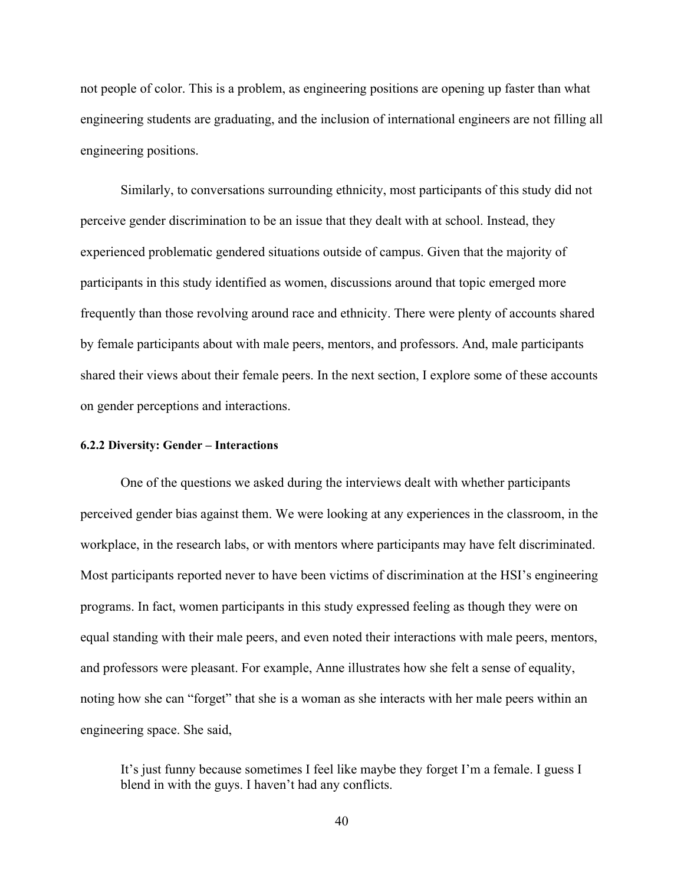not people of color. This is a problem, as engineering positions are opening up faster than what engineering students are graduating, and the inclusion of international engineers are not filling all engineering positions.

Similarly, to conversations surrounding ethnicity, most participants of this study did not perceive gender discrimination to be an issue that they dealt with at school. Instead, they experienced problematic gendered situations outside of campus. Given that the majority of participants in this study identified as women, discussions around that topic emerged more frequently than those revolving around race and ethnicity. There were plenty of accounts shared by female participants about with male peers, mentors, and professors. And, male participants shared their views about their female peers. In the next section, I explore some of these accounts on gender perceptions and interactions.

#### 6.2.2 Diversity: Gender – Interactions

One of the questions we asked during the interviews dealt with whether participants perceived gender bias against them. We were looking at any experiences in the classroom, in the workplace, in the research labs, or with mentors where participants may have felt discriminated. Most participants reported never to have been victims of discrimination at the HSI's engineering programs. In fact, women participants in this study expressed feeling as though they were on equal standing with their male peers, and even noted their interactions with male peers, mentors, and professors were pleasant. For example, Anne illustrates how she felt a sense of equality, noting how she can "forget" that she is a woman as she interacts with her male peers within an engineering space. She said,

> It's just funny because sometimes I feel like maybe they forget I'm a female. I guess I blend in with the guys. I haven't had any conflicts.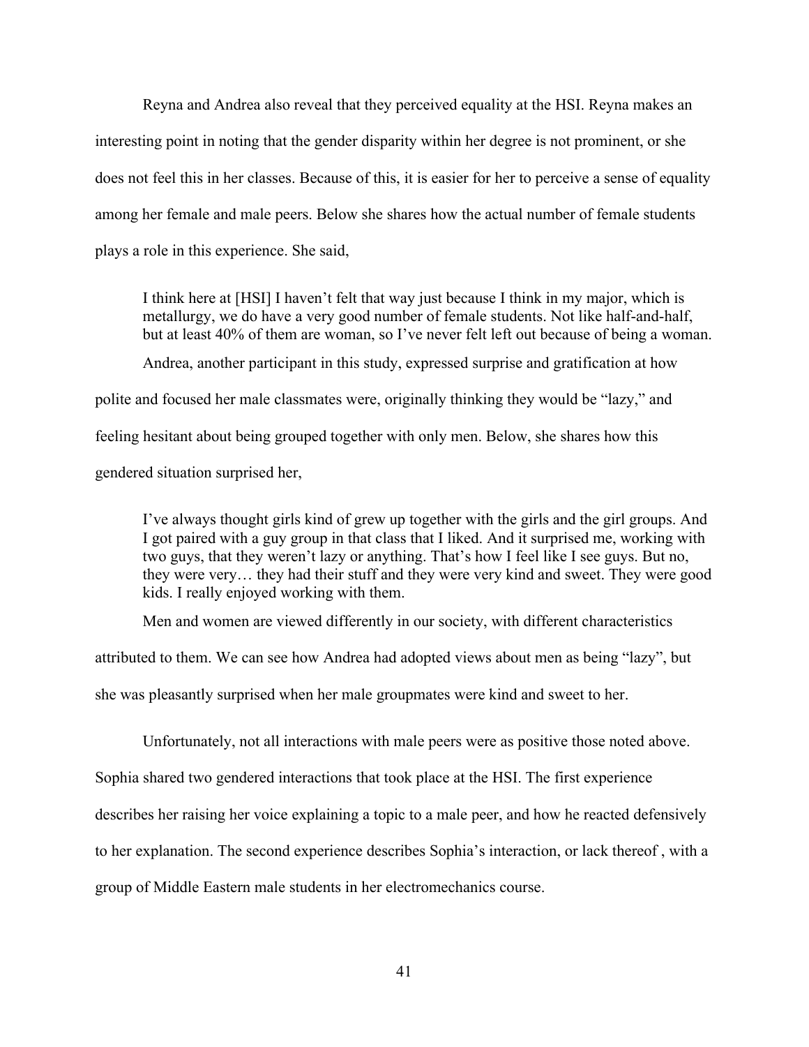Reyna and Andrea also reveal that they perceived equality at the HSI. Reyna makes an interesting point in noting that the gender disparity within her degree is not prominent, or she does not feel this in her classes. Because of this, it is easier for her to perceive a sense of equality among her female and male peers. Below she shares how the actual number of female students plays a role in this experience. She said,

> I think here at [HSI] I haven't felt that way just because I think in my major, which is metallurgy, we do have a very good number of female students. Not like half-and-half, but at least 40% of them are woman, so I've never felt left out because of being a woman.

Andrea, another participant in this study, expressed surprise and gratification at how polite and focused her male classmates were, originally thinking they would be "lazy," and feeling hesitant about being grouped together with only men. Below, she shares how this gendered situation surprised her,

> I've always thought girls kind of grew up together with the girls and the girl groups. And I got paired with a guy group in that class that I liked. And it surprised me, working with two guys, that they weren't lazy or anything. That's how I feel like I see guys. But no, they were very… they had their stuff and they were very kind and sweet. They were good kids. I really enjoyed working with them.

Men and women are viewed differently in our society, with different characteristics attributed to them. We can see how Andrea had adopted views about men as being "lazy", but she was pleasantly surprised when her male groupmates were kind and sweet to her.

Unfortunately, not all interactions with male peers were as positive those noted above. Sophia shared two gendered interactions that took place at the HSI. The first experience describes her raising her voice explaining a topic to a male peer, and how he reacted defensively to her explanation. The second experience describes Sophia's interaction, or lack thereof , with a group of Middle Eastern male students in her electromechanics course.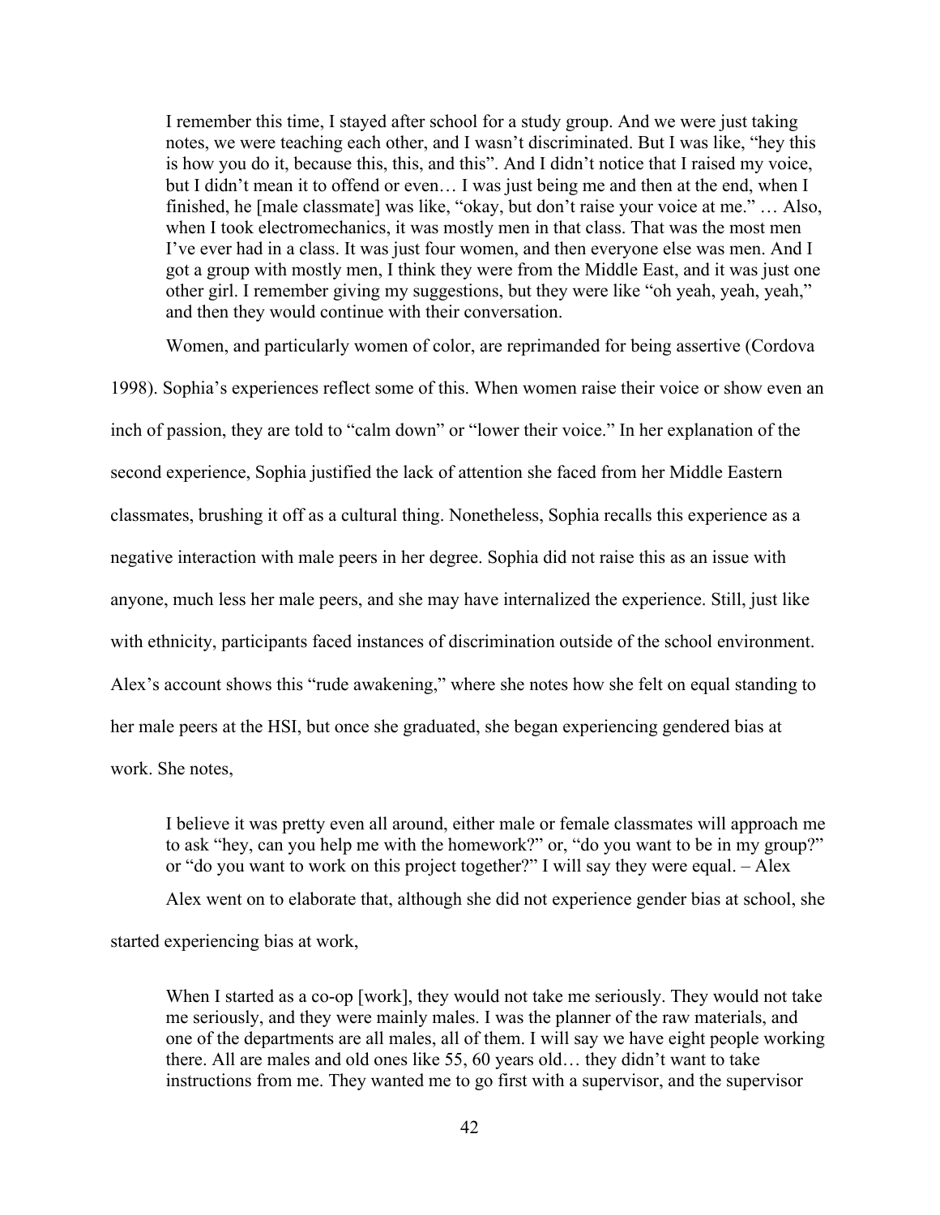> I remember this time, I stayed after school for a study group. And we were just taking notes, we were teaching each other, and I wasn't discriminated. But I was like, "hey this is how you do it, because this, this, and this". And I didn't notice that I raised my voice, but I didn't mean it to offend or even… I was just being me and then at the end, when I finished, he [male classmate] was like, "okay, but don't raise your voice at me." … Also, when I took electromechanics, it was mostly men in that class. That was the most men I've ever had in a class. It was just four women, and then everyone else was men. And I got a group with mostly men, I think they were from the Middle East, and it was just one other girl. I remember giving my suggestions, but they were like "oh yeah, yeah, yeah," and then they would continue with their conversation.

Women, and particularly women of color, are reprimanded for being assertive (Cordova 1998). Sophia's experiences reflect some of this. When women raise their voice or show even an inch of passion, they are told to "calm down" or "lower their voice." In her explanation of the second experience, Sophia justified the lack of attention she faced from her Middle Eastern classmates, brushing it off as a cultural thing. Nonetheless, Sophia recalls this experience as a negative interaction with male peers in her degree. Sophia did not raise this as an issue with anyone, much less her male peers, and she may have internalized the experience. Still, just like with ethnicity, participants faced instances of discrimination outside of the school environment. Alex's account shows this "rude awakening," where she notes how she felt on equal standing to her male peers at the HSI, but once she graduated, she began experiencing gendered bias at work. She notes,

> I believe it was pretty even all around, either male or female classmates will approach me to ask "hey, can you help me with the homework?" or, "do you want to be in my group?" or "do you want to work on this project together?" I will say they were equal. – Alex

Alex went on to elaborate that, although she did not experience gender bias at school, she started experiencing bias at work,

> When I started as a co-op [work], they would not take me seriously. They would not take me seriously, and they were mainly males. I was the planner of the raw materials, and one of the departments are all males, all of them. I will say we have eight people working there. All are males and old ones like 55, 60 years old… they didn't want to take instructions from me. They wanted me to go first with a supervisor, and the supervisor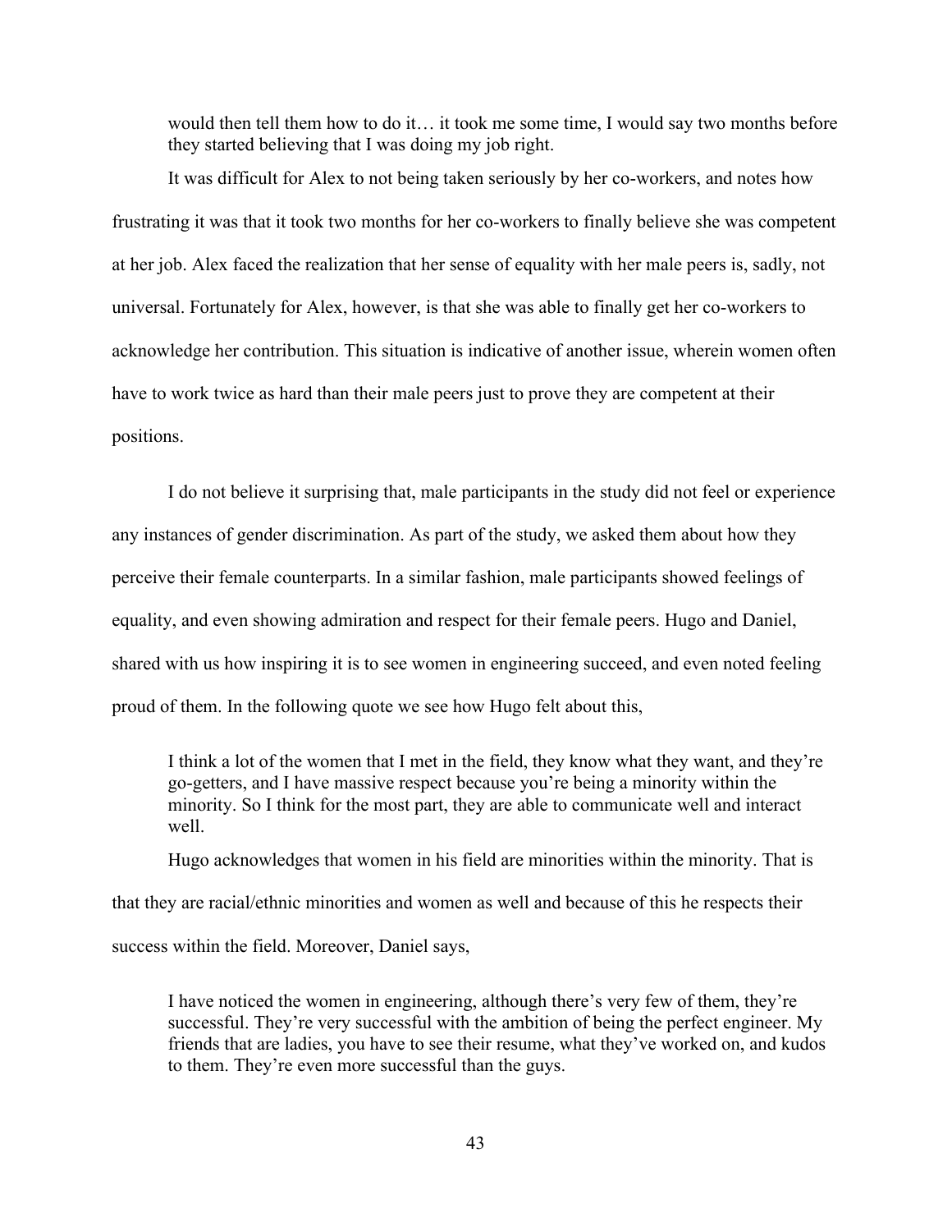would then tell them how to do it… it took me some time, I would say two months before they started believing that I was doing my job right.

It was difficult for Alex to not being taken seriously by her co-workers, and notes how frustrating it was that it took two months for her co-workers to finally believe she was competent at her job. Alex faced the realization that her sense of equality with her male peers is, sadly, not universal. Fortunately for Alex, however, is that she was able to finally get her co-workers to acknowledge her contribution. This situation is indicative of another issue, wherein women often have to work twice as hard than their male peers just to prove they are competent at their positions.

I do not believe it surprising that, male participants in the study did not feel or experience any instances of gender discrimination. As part of the study, we asked them about how they perceive their female counterparts. In a similar fashion, male participants showed feelings of equality, and even showing admiration and respect for their female peers. Hugo and Daniel, shared with us how inspiring it is to see women in engineering succeed, and even noted feeling proud of them. In the following quote we see how Hugo felt about this,

> I think a lot of the women that I met in the field, they know what they want, and they're go-getters, and I have massive respect because you're being a minority within the minority. So I think for the most part, they are able to communicate well and interact well.

Hugo acknowledges that women in his field are minorities within the minority. That is that they are racial/ethnic minorities and women as well and because of this he respects their success within the field. Moreover, Daniel says,

> I have noticed the women in engineering, although there's very few of them, they're successful. They're very successful with the ambition of being the perfect engineer. My friends that are ladies, you have to see their resume, what they've worked on, and kudos to them. They're even more successful than the guys.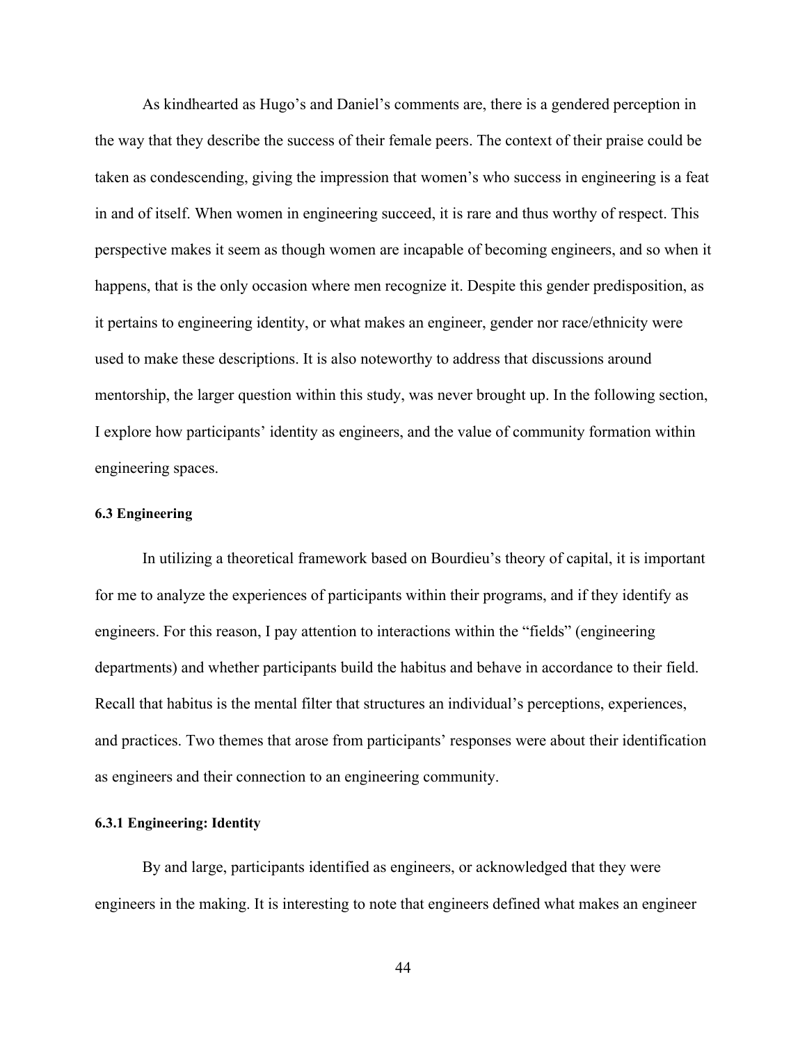As kindhearted as Hugo's and Daniel's comments are, there is a gendered perception in the way that they describe the success of their female peers. The context of their praise could be taken as condescending, giving the impression that women's who success in engineering is a feat in and of itself. When women in engineering succeed, it is rare and thus worthy of respect. This perspective makes it seem as though women are incapable of becoming engineers, and so when it happens, that is the only occasion where men recognize it. Despite this gender predisposition, as it pertains to engineering identity, or what makes an engineer, gender nor race/ethnicity were used to make these descriptions. It is also noteworthy to address that discussions around mentorship, the larger question within this study, was never brought up. In the following section, I explore how participants' identity as engineers, and the value of community formation within engineering spaces.

### 6.3 Engineering

In utilizing a theoretical framework based on Bourdieu's theory of capital, it is important for me to analyze the experiences of participants within their programs, and if they identify as engineers. For this reason, I pay attention to interactions within the "fields" (engineering departments) and whether participants build the habitus and behave in accordance to their field. Recall that habitus is the mental filter that structures an individual's perceptions, experiences, and practices. Two themes that arose from participants' responses were about their identification as engineers and their connection to an engineering community.

#### 6.3.1 Engineering: Identity

By and large, participants identified as engineers, or acknowledged that they were engineers in the making. It is interesting to note that engineers defined what makes an engineer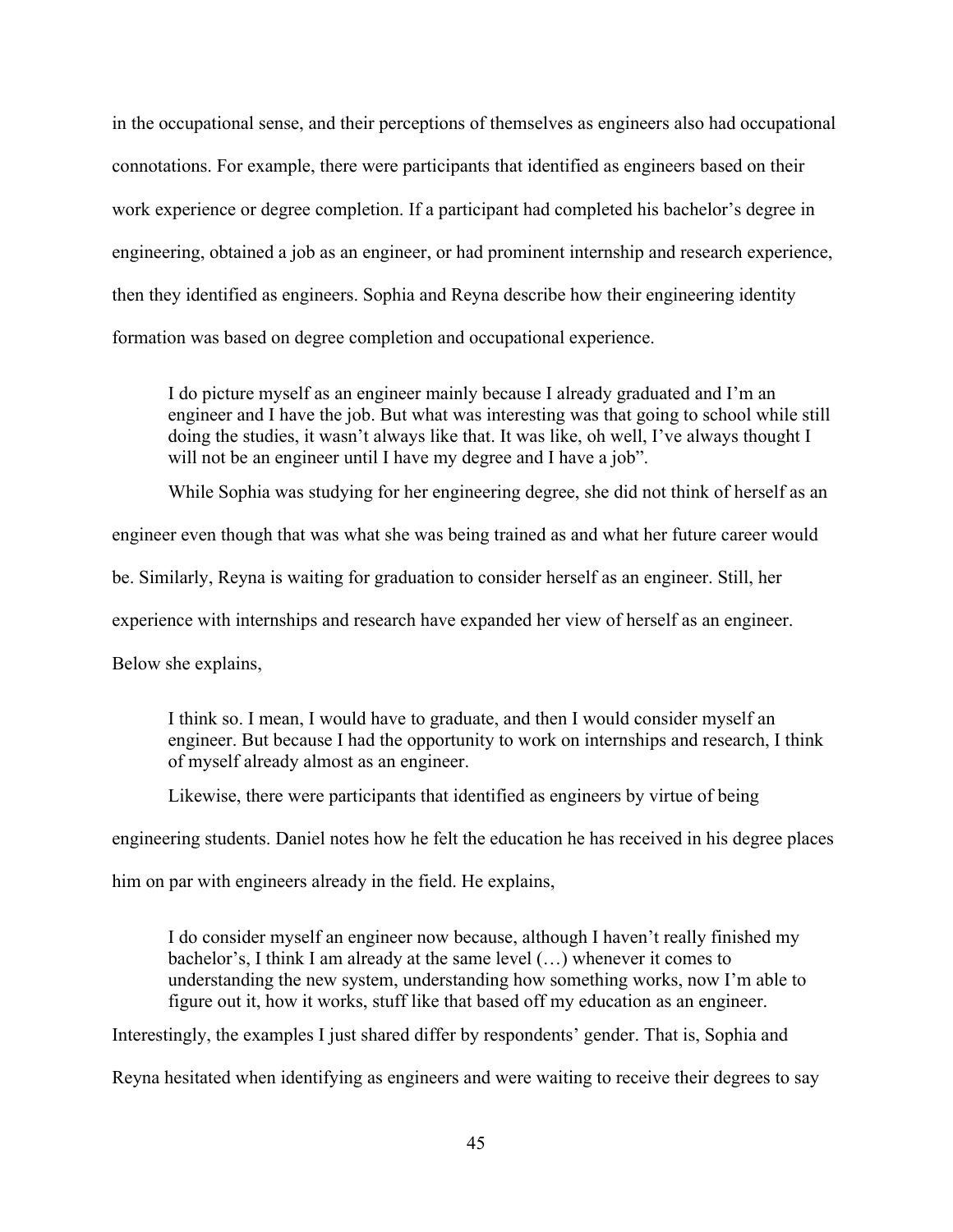in the occupational sense, and their perceptions of themselves as engineers also had occupational connotations. For example, there were participants that identified as engineers based on their work experience or degree completion. If a participant had completed his bachelor's degree in engineering, obtained a job as an engineer, or had prominent internship and research experience, then they identified as engineers. Sophia and Reyna describe how their engineering identity formation was based on degree completion and occupational experience.

> I do picture myself as an engineer mainly because I already graduated and I'm an engineer and I have the job. But what was interesting was that going to school while still doing the studies, it wasn't always like that. It was like, oh well, I've always thought I will not be an engineer until I have my degree and I have a job".

While Sophia was studying for her engineering degree, she did not think of herself as an engineer even though that was what she was being trained as and what her future career would be. Similarly, Reyna is waiting for graduation to consider herself as an engineer. Still, her experience with internships and research have expanded her view of herself as an engineer. Below she explains,

> I think so. I mean, I would have to graduate, and then I would consider myself an engineer. But because I had the opportunity to work on internships and research, I think of myself already almost as an engineer.

Likewise, there were participants that identified as engineers by virtue of being engineering students. Daniel notes how he felt the education he has received in his degree places him on par with engineers already in the field. He explains,

> I do consider myself an engineer now because, although I haven't really finished my bachelor's, I think I am already at the same level (…) whenever it comes to understanding the new system, understanding how something works, now I'm able to figure out it, how it works, stuff like that based off my education as an engineer.

Interestingly, the examples I just shared differ by respondents' gender. That is, Sophia and Reyna hesitated when identifying as engineers and were waiting to receive their degrees to say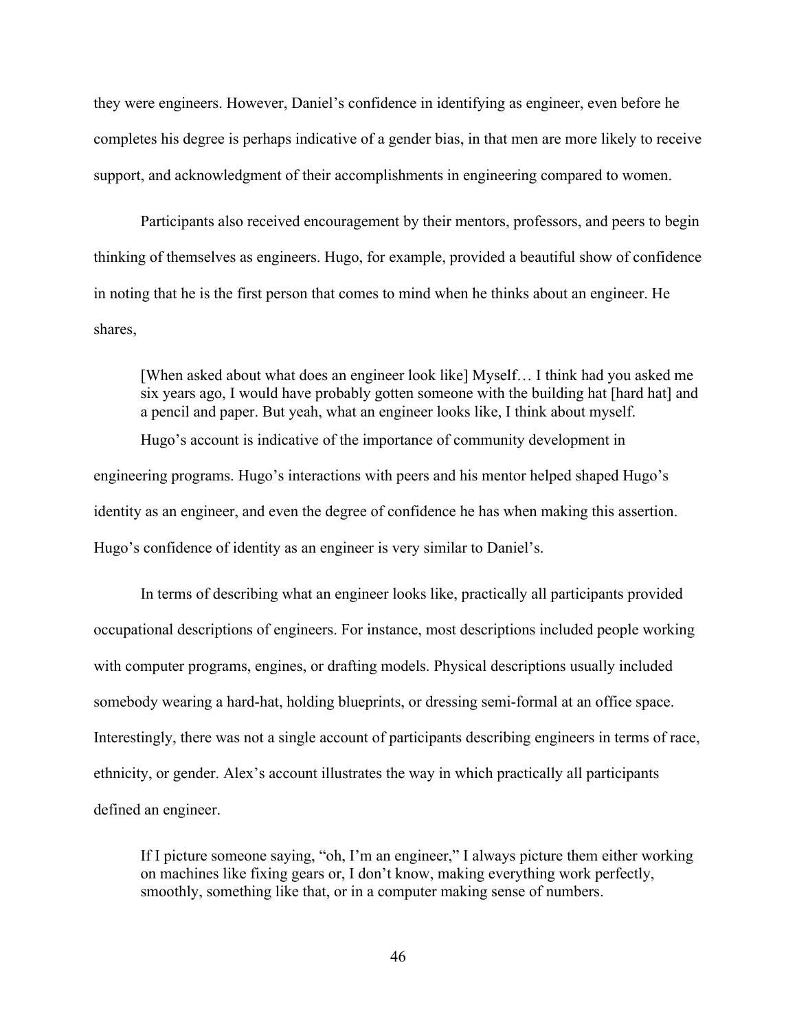they were engineers. However, Daniel's confidence in identifying as engineer, even before he completes his degree is perhaps indicative of a gender bias, in that men are more likely to receive support, and acknowledgment of their accomplishments in engineering compared to women.

Participants also received encouragement by their mentors, professors, and peers to begin thinking of themselves as engineers. Hugo, for example, provided a beautiful show of confidence in noting that he is the first person that comes to mind when he thinks about an engineer. He shares,

> [When asked about what does an engineer look like] Myself… I think had you asked me six years ago, I would have probably gotten someone with the building hat [hard hat] and a pencil and paper. But yeah, what an engineer looks like, I think about myself.

Hugo's account is indicative of the importance of community development in engineering programs. Hugo's interactions with peers and his mentor helped shaped Hugo's identity as an engineer, and even the degree of confidence he has when making this assertion. Hugo's confidence of identity as an engineer is very similar to Daniel's.

In terms of describing what an engineer looks like, practically all participants provided occupational descriptions of engineers. For instance, most descriptions included people working with computer programs, engines, or drafting models. Physical descriptions usually included somebody wearing a hard-hat, holding blueprints, or dressing semi-formal at an office space. Interestingly, there was not a single account of participants describing engineers in terms of race, ethnicity, or gender. Alex's account illustrates the way in which practically all participants defined an engineer.

> If I picture someone saying, "oh, I'm an engineer," I always picture them either working on machines like fixing gears or, I don't know, making everything work perfectly, smoothly, something like that, or in a computer making sense of numbers.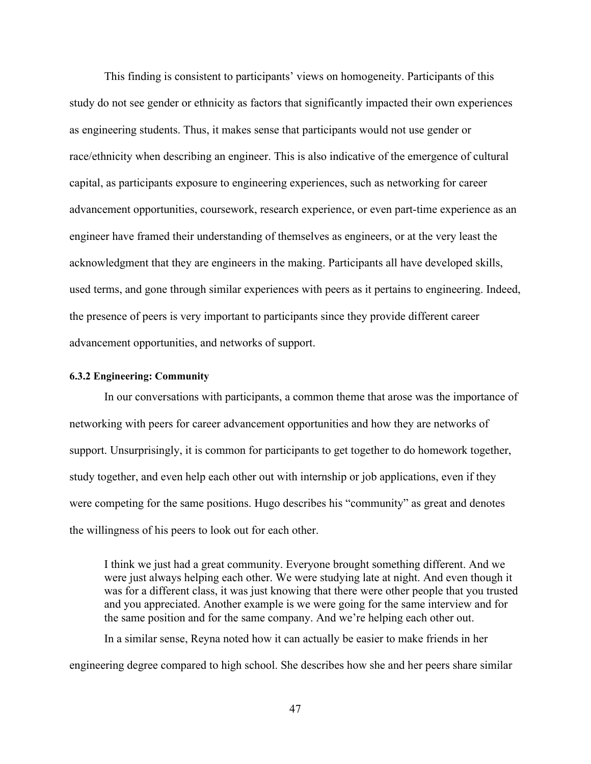This finding is consistent to participants' views on homogeneity. Participants of this study do not see gender or ethnicity as factors that significantly impacted their own experiences as engineering students. Thus, it makes sense that participants would not use gender or race/ethnicity when describing an engineer. This is also indicative of the emergence of cultural capital, as participants exposure to engineering experiences, such as networking for career advancement opportunities, coursework, research experience, or even part-time experience as an engineer have framed their understanding of themselves as engineers, or at the very least the acknowledgment that they are engineers in the making. Participants all have developed skills, used terms, and gone through similar experiences with peers as it pertains to engineering. Indeed, the presence of peers is very important to participants since they provide different career advancement opportunities, and networks of support.

#### 6.3.2 Engineering: Community

In our conversations with participants, a common theme that arose was the importance of networking with peers for career advancement opportunities and how they are networks of support. Unsurprisingly, it is common for participants to get together to do homework together, study together, and even help each other out with internship or job applications, even if they were competing for the same positions. Hugo describes his "community" as great and denotes the willingness of his peers to look out for each other.

> I think we just had a great community. Everyone brought something different. And we were just always helping each other. We were studying late at night. And even though it was for a different class, it was just knowing that there were other people that you trusted and you appreciated. Another example is we were going for the same interview and for the same position and for the same company. And we're helping each other out.

In a similar sense, Reyna noted how it can actually be easier to make friends in her engineering degree compared to high school. She describes how she and her peers share similar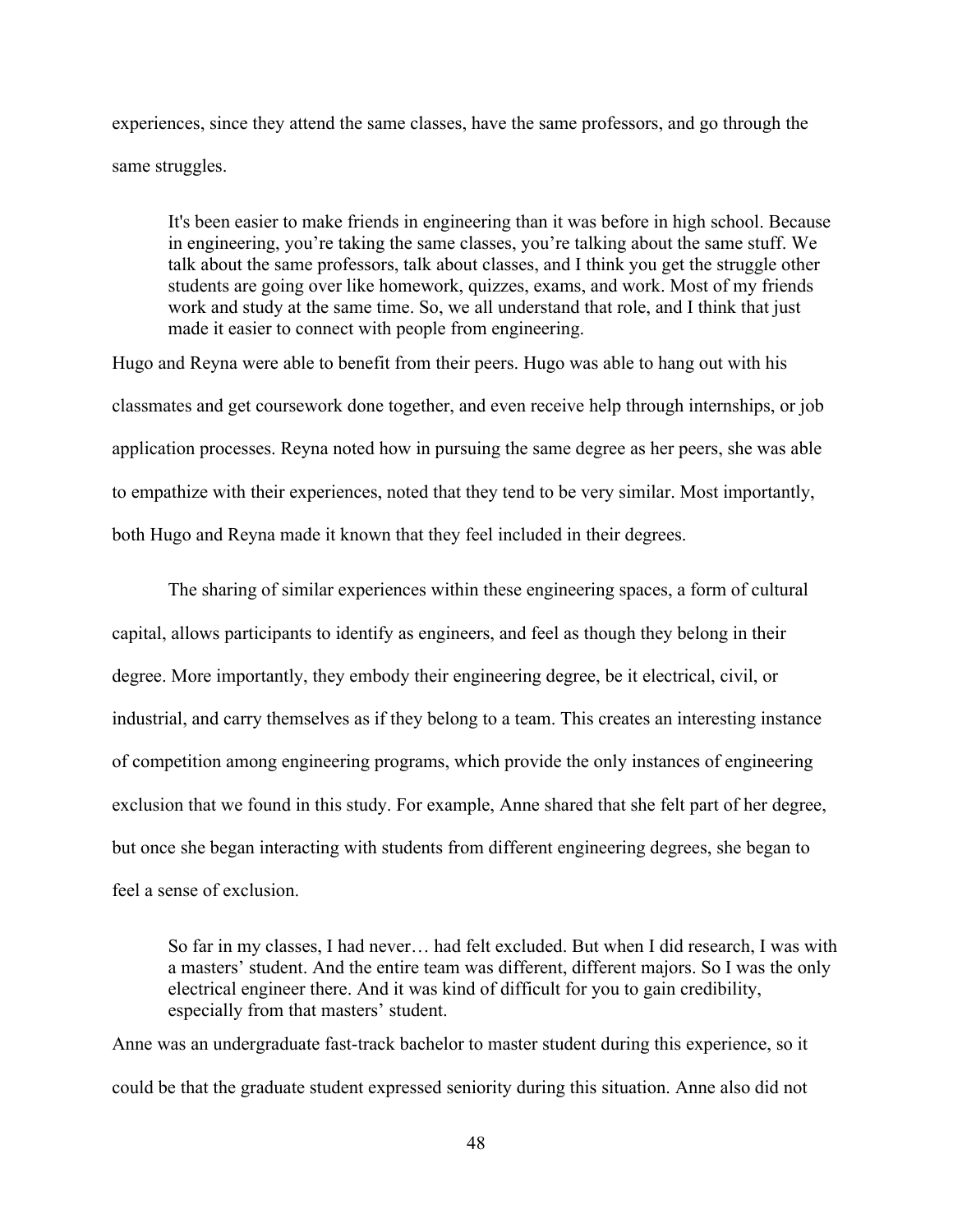experiences, since they attend the same classes, have the same professors, and go through the same struggles.

> It's been easier to make friends in engineering than it was before in high school. Because in engineering, you're taking the same classes, you're talking about the same stuff. We talk about the same professors, talk about classes, and I think you get the struggle other students are going over like homework, quizzes, exams, and work. Most of my friends work and study at the same time. So, we all understand that role, and I think that just made it easier to connect with people from engineering.

Hugo and Reyna were able to benefit from their peers. Hugo was able to hang out with his classmates and get coursework done together, and even receive help through internships, or job application processes. Reyna noted how in pursuing the same degree as her peers, she was able to empathize with their experiences, noted that they tend to be very similar. Most importantly, both Hugo and Reyna made it known that they feel included in their degrees.

The sharing of similar experiences within these engineering spaces, a form of cultural capital, allows participants to identify as engineers, and feel as though they belong in their degree. More importantly, they embody their engineering degree, be it electrical, civil, or industrial, and carry themselves as if they belong to a team. This creates an interesting instance of competition among engineering programs, which provide the only instances of engineering exclusion that we found in this study. For example, Anne shared that she felt part of her degree, but once she began interacting with students from different engineering degrees, she began to feel a sense of exclusion.

> So far in my classes, I had never… had felt excluded. But when I did research, I was with a masters' student. And the entire team was different, different majors. So I was the only electrical engineer there. And it was kind of difficult for you to gain credibility, especially from that masters' student.

Anne was an undergraduate fast-track bachelor to master student during this experience, so it could be that the graduate student expressed seniority during this situation. Anne also did not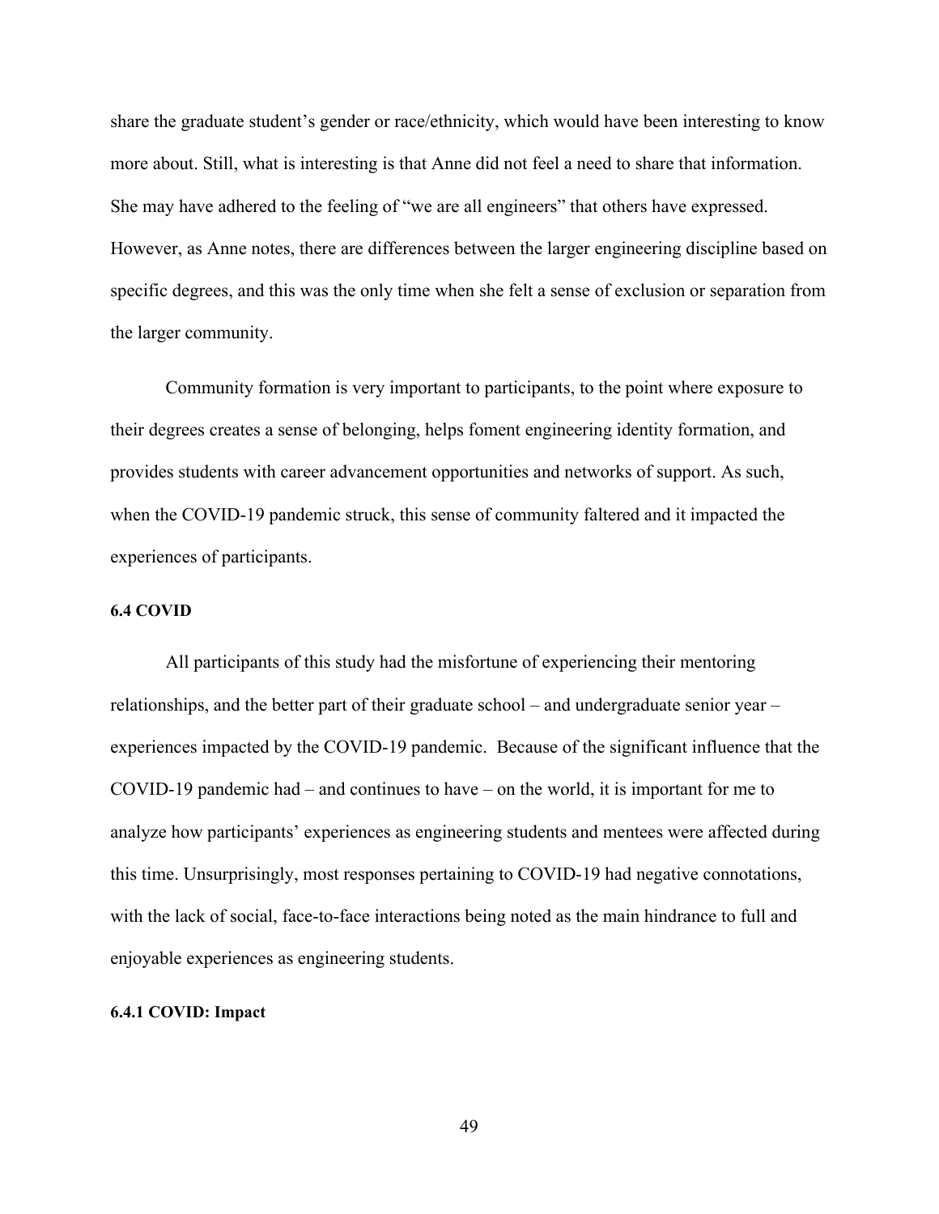share the graduate student's gender or race/ethnicity, which would have been interesting to know more about. Still, what is interesting is that Anne did not feel a need to share that information. She may have adhered to the feeling of "we are all engineers" that others have expressed. However, as Anne notes, there are differences between the larger engineering discipline based on specific degrees, and this was the only time when she felt a sense of exclusion or separation from the larger community.

Community formation is very important to participants, to the point where exposure to their degrees creates a sense of belonging, helps foment engineering identity formation, and provides students with career advancement opportunities and networks of support. As such, when the COVID-19 pandemic struck, this sense of community faltered and it impacted the experiences of participants.

### 6.4 COVID

All participants of this study had the misfortune of experiencing their mentoring relationships, and the better part of their graduate school – and undergraduate senior year – experiences impacted by the COVID-19 pandemic. Because of the significant influence that the COVID-19 pandemic had – and continues to have – on the world, it is important for me to analyze how participants' experiences as engineering students and mentees were affected during this time. Unsurprisingly, most responses pertaining to COVID-19 had negative connotations, with the lack of social, face-to-face interactions being noted as the main hindrance to full and enjoyable experiences as engineering students.

#### 6.4.1 COVID: Impact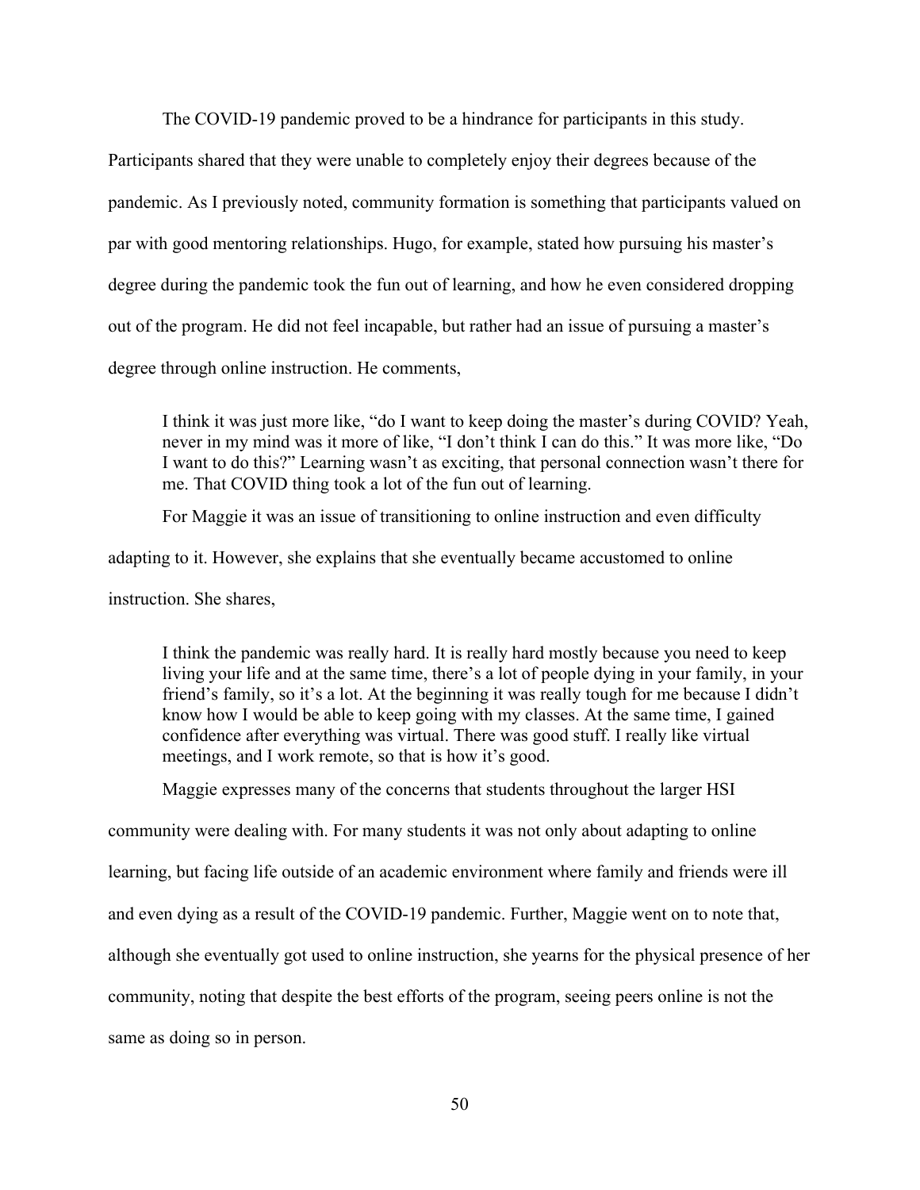The COVID-19 pandemic proved to be a hindrance for participants in this study. Participants shared that they were unable to completely enjoy their degrees because of the pandemic. As I previously noted, community formation is something that participants valued on par with good mentoring relationships. Hugo, for example, stated how pursuing his master's degree during the pandemic took the fun out of learning, and how he even considered dropping out of the program. He did not feel incapable, but rather had an issue of pursuing a master's degree through online instruction. He comments,

> I think it was just more like, "do I want to keep doing the master's during COVID? Yeah, never in my mind was it more of like, "I don't think I can do this." It was more like, "Do I want to do this?" Learning wasn't as exciting, that personal connection wasn't there for me. That COVID thing took a lot of the fun out of learning.

For Maggie it was an issue of transitioning to online instruction and even difficulty adapting to it. However, she explains that she eventually became accustomed to online instruction. She shares,

> I think the pandemic was really hard. It is really hard mostly because you need to keep living your life and at the same time, there's a lot of people dying in your family, in your friend's family, so it's a lot. At the beginning it was really tough for me because I didn't know how I would be able to keep going with my classes. At the same time, I gained confidence after everything was virtual. There was good stuff. I really like virtual meetings, and I work remote, so that is how it's good.

Maggie expresses many of the concerns that students throughout the larger HSI community were dealing with. For many students it was not only about adapting to online learning, but facing life outside of an academic environment where family and friends were ill and even dying as a result of the COVID-19 pandemic. Further, Maggie went on to note that, although she eventually got used to online instruction, she yearns for the physical presence of her community, noting that despite the best efforts of the program, seeing peers online is not the same as doing so in person.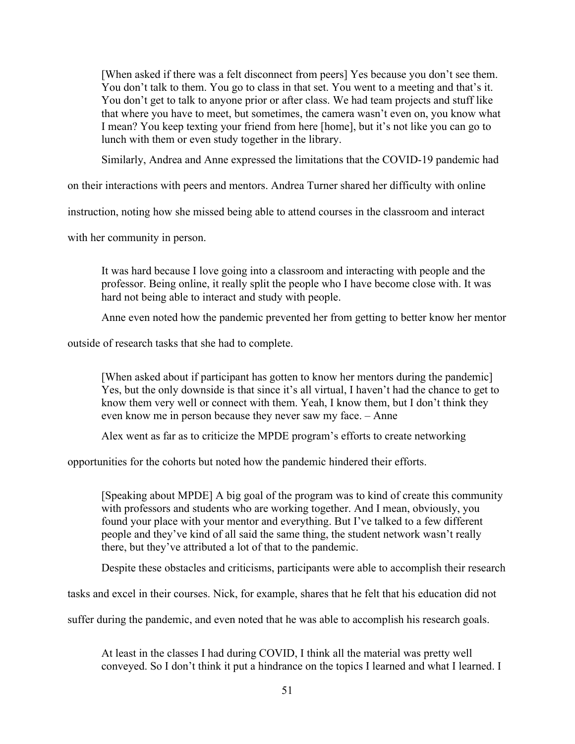> [When asked if there was a felt disconnect from peers] Yes because you don't see them. You don't talk to them. You go to class in that set. You went to a meeting and that's it. You don't get to talk to anyone prior or after class. We had team projects and stuff like that where you have to meet, but sometimes, the camera wasn't even on, you know what I mean? You keep texting your friend from here [home], but it's not like you can go to lunch with them or even study together in the library.

Similarly, Andrea and Anne expressed the limitations that the COVID-19 pandemic had on their interactions with peers and mentors. Andrea Turner shared her difficulty with online instruction, noting how she missed being able to attend courses in the classroom and interact with her community in person.

> It was hard because I love going into a classroom and interacting with people and the professor. Being online, it really split the people who I have become close with. It was hard not being able to interact and study with people.

Anne even noted how the pandemic prevented her from getting to better know her mentor outside of research tasks that she had to complete.

> [When asked about if participant has gotten to know her mentors during the pandemic] Yes, but the only downside is that since it's all virtual, I haven't had the chance to get to know them very well or connect with them. Yeah, I know them, but I don't think they even know me in person because they never saw my face. – Anne

Alex went as far as to criticize the MPDE program's efforts to create networking opportunities for the cohorts but noted how the pandemic hindered their efforts.

> [Speaking about MPDE] A big goal of the program was to kind of create this community with professors and students who are working together. And I mean, obviously, you found your place with your mentor and everything. But I've talked to a few different people and they've kind of all said the same thing, the student network wasn't really there, but they've attributed a lot of that to the pandemic.

Despite these obstacles and criticisms, participants were able to accomplish their research tasks and excel in their courses. Nick, for example, shares that he felt that his education did not suffer during the pandemic, and even noted that he was able to accomplish his research goals.

> At least in the classes I had during COVID, I think all the material was pretty well conveyed. So I don't think it put a hindrance on the topics I learned and what I learned. I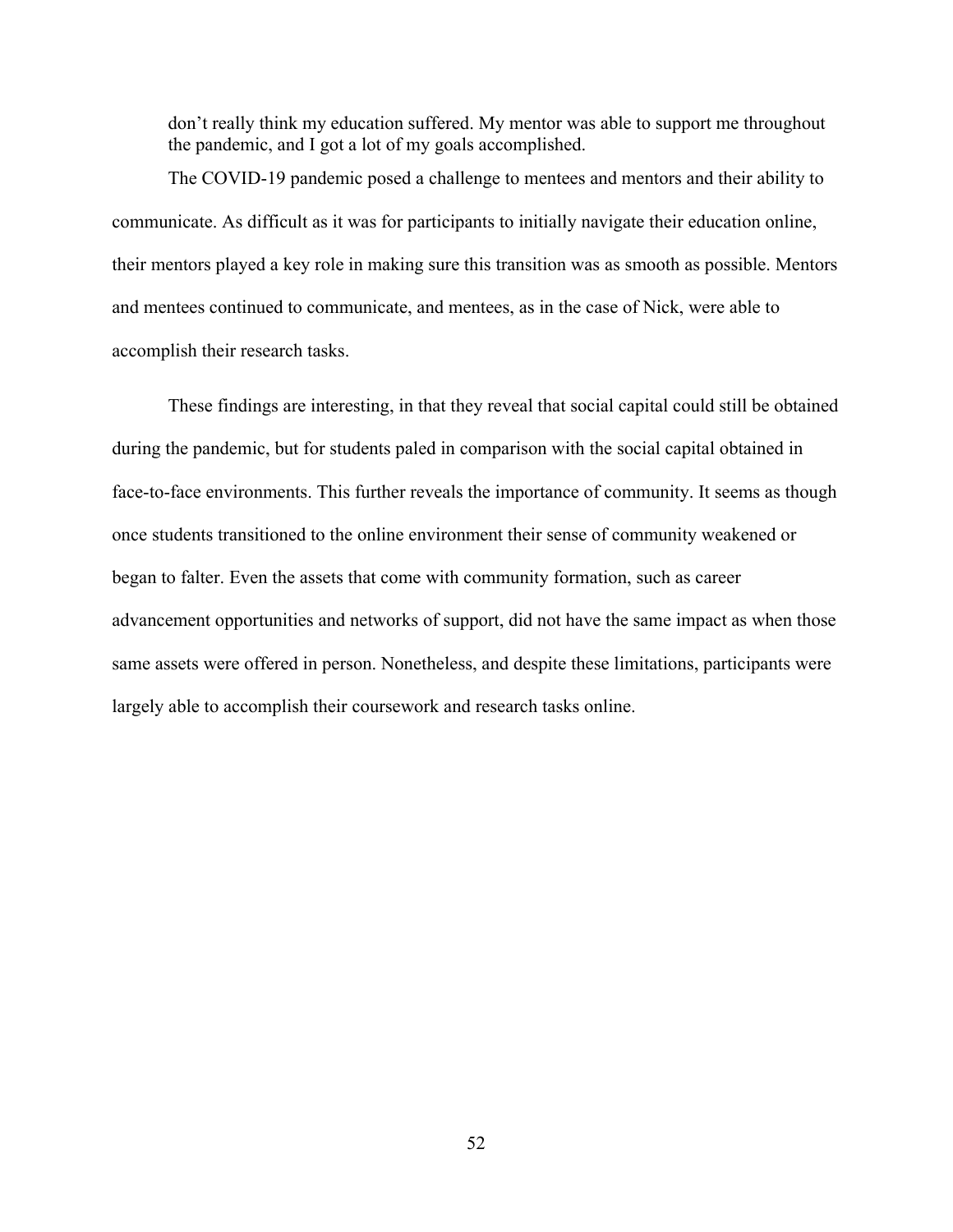> don’t really think my education suffered. My mentor was able to support me throughout the pandemic, and I got a lot of my goals accomplished.

The COVID-19 pandemic posed a challenge to mentees and mentors and their ability to communicate. As difficult as it was for participants to initially navigate their education online, their mentors played a key role in making sure this transition was as smooth as possible. Mentors and mentees continued to communicate, and mentees, as in the case of Nick, were able to accomplish their research tasks.

These findings are interesting, in that they reveal that social capital could still be obtained during the pandemic, but for students paled in comparison with the social capital obtained in face-to-face environments. This further reveals the importance of community. It seems as though once students transitioned to the online environment their sense of community weakened or began to falter. Even the assets that come with community formation, such as career advancement opportunities and networks of support, did not have the same impact as when those same assets were offered in person. Nonetheless, and despite these limitations, participants were largely able to accomplish their coursework and research tasks online.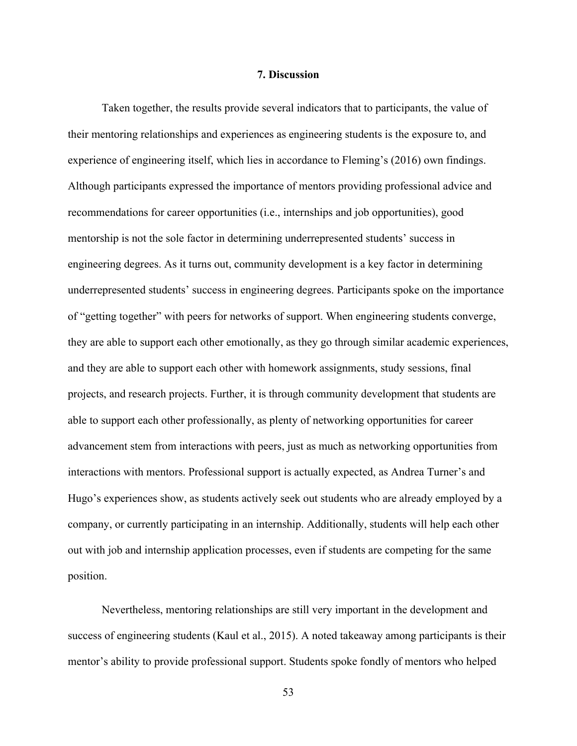## 7. Discussion

Taken together, the results provide several indicators that to participants, the value of their mentoring relationships and experiences as engineering students is the exposure to, and experience of engineering itself, which lies in accordance to Fleming's (2016) own findings. Although participants expressed the importance of mentors providing professional advice and recommendations for career opportunities (i.e., internships and job opportunities), good mentorship is not the sole factor in determining underrepresented students' success in engineering degrees. As it turns out, community development is a key factor in determining underrepresented students' success in engineering degrees. Participants spoke on the importance of "getting together" with peers for networks of support. When engineering students converge, they are able to support each other emotionally, as they go through similar academic experiences, and they are able to support each other with homework assignments, study sessions, final projects, and research projects. Further, it is through community development that students are able to support each other professionally, as plenty of networking opportunities for career advancement stem from interactions with peers, just as much as networking opportunities from interactions with mentors. Professional support is actually expected, as Andrea Turner's and Hugo's experiences show, as students actively seek out students who are already employed by a company, or currently participating in an internship. Additionally, students will help each other out with job and internship application processes, even if students are competing for the same position.

Nevertheless, mentoring relationships are still very important in the development and success of engineering students (Kaul et al., 2015). A noted takeaway among participants is their mentor's ability to provide professional support. Students spoke fondly of mentors who helped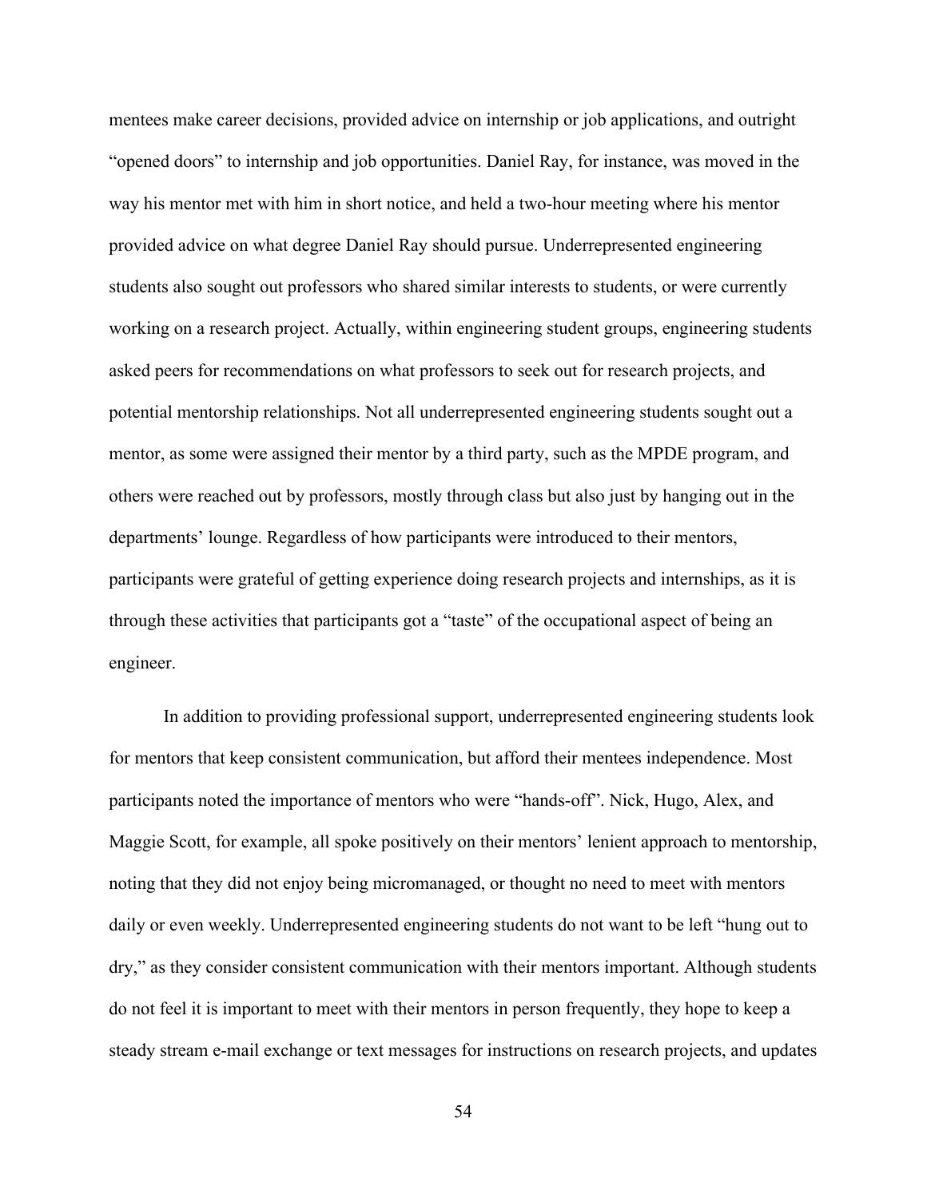mentees make career decisions, provided advice on internship or job applications, and outright "opened doors" to internship and job opportunities. Daniel Ray, for instance, was moved in the way his mentor met with him in short notice, and held a two-hour meeting where his mentor provided advice on what degree Daniel Ray should pursue. Underrepresented engineering students also sought out professors who shared similar interests to students, or were currently working on a research project. Actually, within engineering student groups, engineering students asked peers for recommendations on what professors to seek out for research projects, and potential mentorship relationships. Not all underrepresented engineering students sought out a mentor, as some were assigned their mentor by a third party, such as the MPDE program, and others were reached out by professors, mostly through class but also just by hanging out in the departments' lounge. Regardless of how participants were introduced to their mentors, participants were grateful of getting experience doing research projects and internships, as it is through these activities that participants got a "taste" of the occupational aspect of being an engineer.

In addition to providing professional support, underrepresented engineering students look for mentors that keep consistent communication, but afford their mentees independence. Most participants noted the importance of mentors who were "hands-off". Nick, Hugo, Alex, and Maggie Scott, for example, all spoke positively on their mentors' lenient approach to mentorship, noting that they did not enjoy being micromanaged, or thought no need to meet with mentors daily or even weekly. Underrepresented engineering students do not want to be left "hung out to dry," as they consider consistent communication with their mentors important. Although students do not feel it is important to meet with their mentors in person frequently, they hope to keep a steady stream e-mail exchange or text messages for instructions on research projects, and updates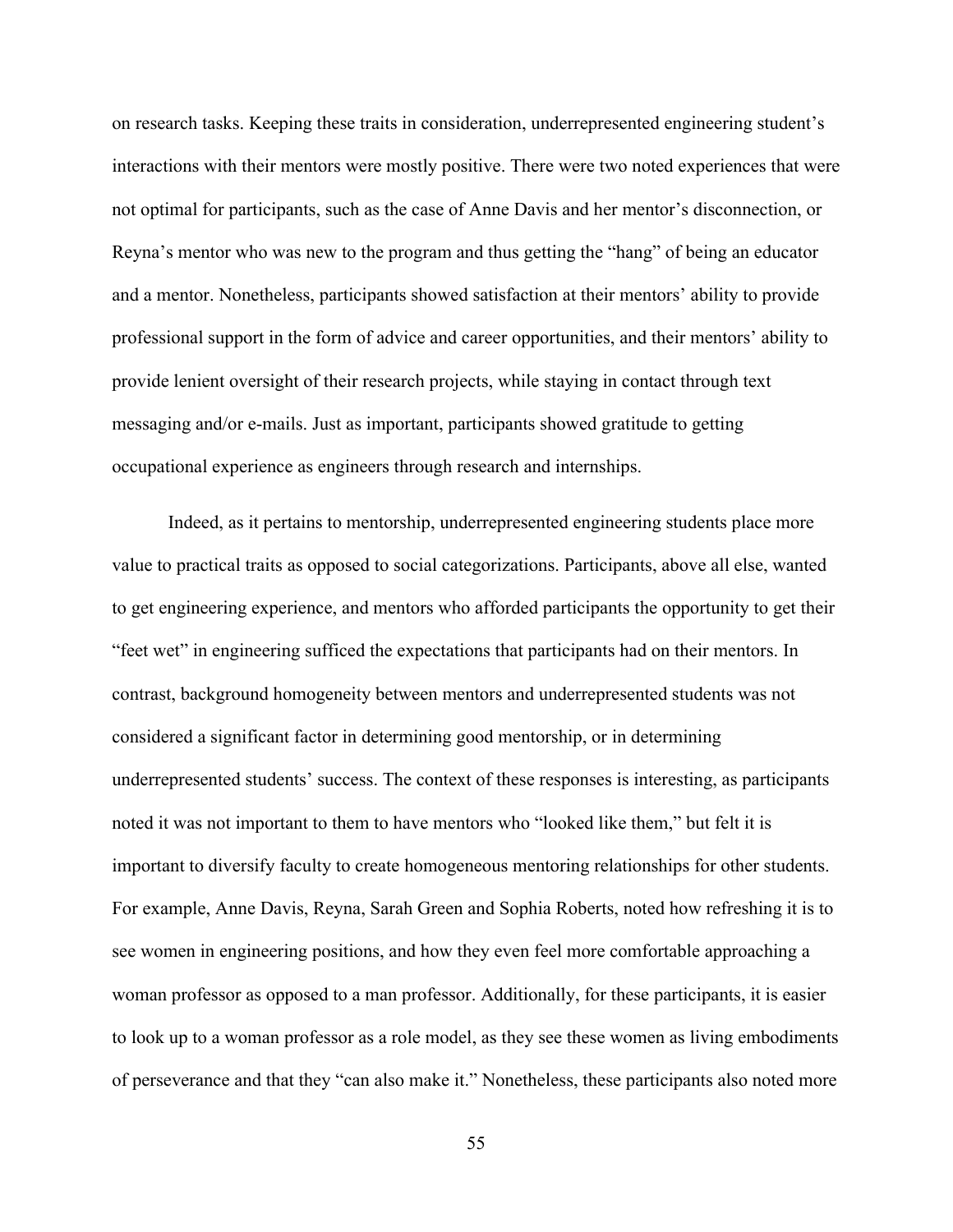on research tasks. Keeping these traits in consideration, underrepresented engineering student's interactions with their mentors were mostly positive. There were two noted experiences that were not optimal for participants, such as the case of Anne Davis and her mentor's disconnection, or Reyna's mentor who was new to the program and thus getting the "hang" of being an educator and a mentor. Nonetheless, participants showed satisfaction at their mentors' ability to provide professional support in the form of advice and career opportunities, and their mentors' ability to provide lenient oversight of their research projects, while staying in contact through text messaging and/or e-mails. Just as important, participants showed gratitude to getting occupational experience as engineers through research and internships.

Indeed, as it pertains to mentorship, underrepresented engineering students place more value to practical traits as opposed to social categorizations. Participants, above all else, wanted to get engineering experience, and mentors who afforded participants the opportunity to get their "feet wet" in engineering sufficed the expectations that participants had on their mentors. In contrast, background homogeneity between mentors and underrepresented students was not considered a significant factor in determining good mentorship, or in determining underrepresented students' success. The context of these responses is interesting, as participants noted it was not important to them to have mentors who "looked like them," but felt it is important to diversify faculty to create homogeneous mentoring relationships for other students. For example, Anne Davis, Reyna, Sarah Green and Sophia Roberts, noted how refreshing it is to see women in engineering positions, and how they even feel more comfortable approaching a woman professor as opposed to a man professor. Additionally, for these participants, it is easier to look up to a woman professor as a role model, as they see these women as living embodiments of perseverance and that they "can also make it." Nonetheless, these participants also noted more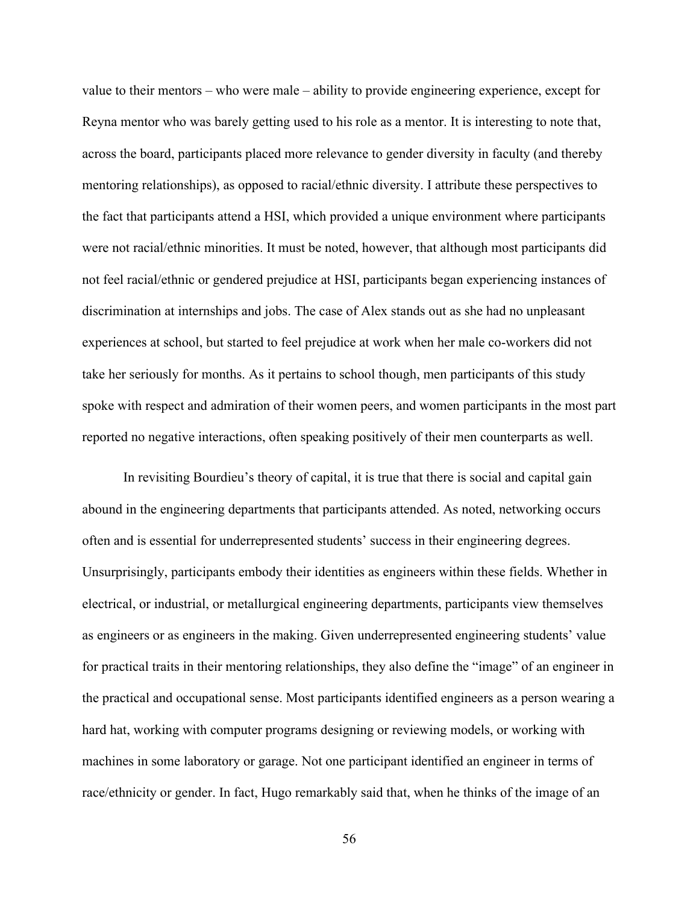value to their mentors – who were male – ability to provide engineering experience, except for Reyna mentor who was barely getting used to his role as a mentor. It is interesting to note that, across the board, participants placed more relevance to gender diversity in faculty (and thereby mentoring relationships), as opposed to racial/ethnic diversity. I attribute these perspectives to the fact that participants attend a HSI, which provided a unique environment where participants were not racial/ethnic minorities. It must be noted, however, that although most participants did not feel racial/ethnic or gendered prejudice at HSI, participants began experiencing instances of discrimination at internships and jobs. The case of Alex stands out as she had no unpleasant experiences at school, but started to feel prejudice at work when her male co-workers did not take her seriously for months. As it pertains to school though, men participants of this study spoke with respect and admiration of their women peers, and women participants in the most part reported no negative interactions, often speaking positively of their men counterparts as well.

In revisiting Bourdieu's theory of capital, it is true that there is social and capital gain abound in the engineering departments that participants attended. As noted, networking occurs often and is essential for underrepresented students' success in their engineering degrees. Unsurprisingly, participants embody their identities as engineers within these fields. Whether in electrical, or industrial, or metallurgical engineering departments, participants view themselves as engineers or as engineers in the making. Given underrepresented engineering students' value for practical traits in their mentoring relationships, they also define the "image" of an engineer in the practical and occupational sense. Most participants identified engineers as a person wearing a hard hat, working with computer programs designing or reviewing models, or working with machines in some laboratory or garage. Not one participant identified an engineer in terms of race/ethnicity or gender. In fact, Hugo remarkably said that, when he thinks of the image of an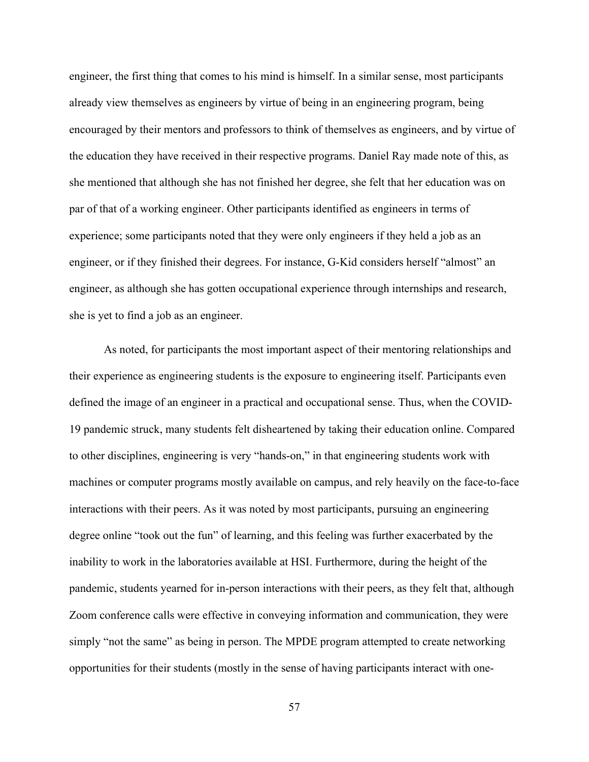engineer, the first thing that comes to his mind is himself. In a similar sense, most participants already view themselves as engineers by virtue of being in an engineering program, being encouraged by their mentors and professors to think of themselves as engineers, and by virtue of the education they have received in their respective programs. Daniel Ray made note of this, as she mentioned that although she has not finished her degree, she felt that her education was on par of that of a working engineer. Other participants identified as engineers in terms of experience; some participants noted that they were only engineers if they held a job as an engineer, or if they finished their degrees. For instance, G-Kid considers herself "almost" an engineer, as although she has gotten occupational experience through internships and research, she is yet to find a job as an engineer.

As noted, for participants the most important aspect of their mentoring relationships and their experience as engineering students is the exposure to engineering itself. Participants even defined the image of an engineer in a practical and occupational sense. Thus, when the COVID-19 pandemic struck, many students felt disheartened by taking their education online. Compared to other disciplines, engineering is very "hands-on," in that engineering students work with machines or computer programs mostly available on campus, and rely heavily on the face-to-face interactions with their peers. As it was noted by most participants, pursuing an engineering degree online "took out the fun" of learning, and this feeling was further exacerbated by the inability to work in the laboratories available at HSI. Furthermore, during the height of the pandemic, students yearned for in-person interactions with their peers, as they felt that, although Zoom conference calls were effective in conveying information and communication, they were simply "not the same" as being in person. The MPDE program attempted to create networking opportunities for their students (mostly in the sense of having participants interact with one-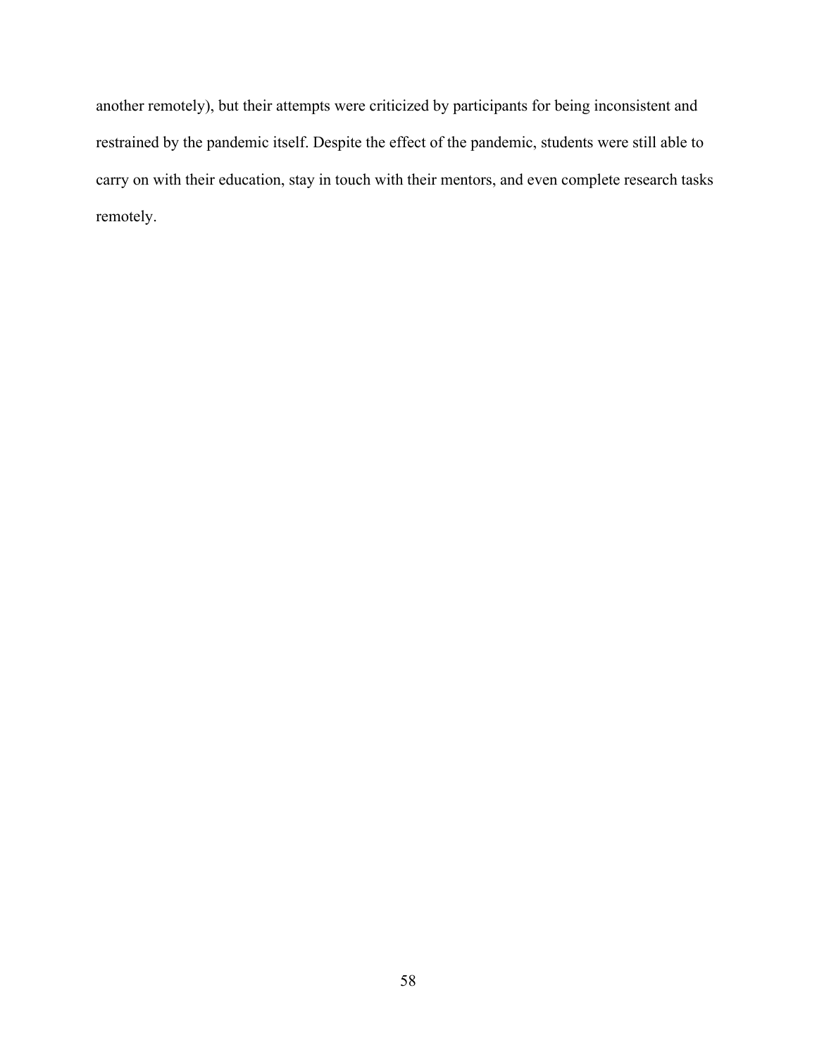another remotely), but their attempts were criticized by participants for being inconsistent and restrained by the pandemic itself. Despite the effect of the pandemic, students were still able to carry on with their education, stay in touch with their mentors, and even complete research tasks remotely.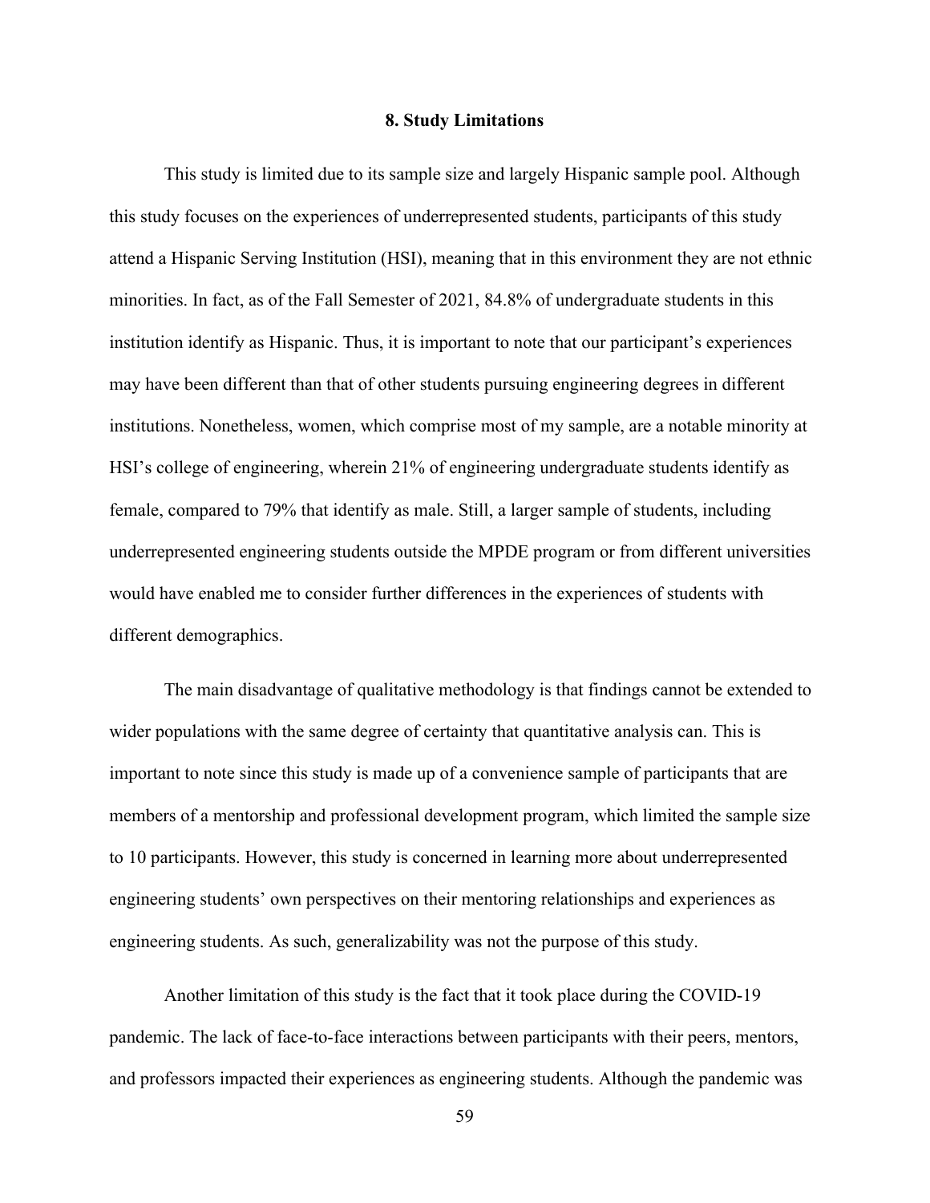## 8. Study Limitations

This study is limited due to its sample size and largely Hispanic sample pool. Although this study focuses on the experiences of underrepresented students, participants of this study attend a Hispanic Serving Institution (HSI), meaning that in this environment they are not ethnic minorities. In fact, as of the Fall Semester of 2021, 84.8% of undergraduate students in this institution identify as Hispanic. Thus, it is important to note that our participant's experiences may have been different than that of other students pursuing engineering degrees in different institutions. Nonetheless, women, which comprise most of my sample, are a notable minority at HSI's college of engineering, wherein 21% of engineering undergraduate students identify as female, compared to 79% that identify as male. Still, a larger sample of students, including underrepresented engineering students outside the MPDE program or from different universities would have enabled me to consider further differences in the experiences of students with different demographics.

The main disadvantage of qualitative methodology is that findings cannot be extended to wider populations with the same degree of certainty that quantitative analysis can. This is important to note since this study is made up of a convenience sample of participants that are members of a mentorship and professional development program, which limited the sample size to 10 participants. However, this study is concerned in learning more about underrepresented engineering students' own perspectives on their mentoring relationships and experiences as engineering students. As such, generalizability was not the purpose of this study.

Another limitation of this study is the fact that it took place during the COVID-19 pandemic. The lack of face-to-face interactions between participants with their peers, mentors, and professors impacted their experiences as engineering students. Although the pandemic was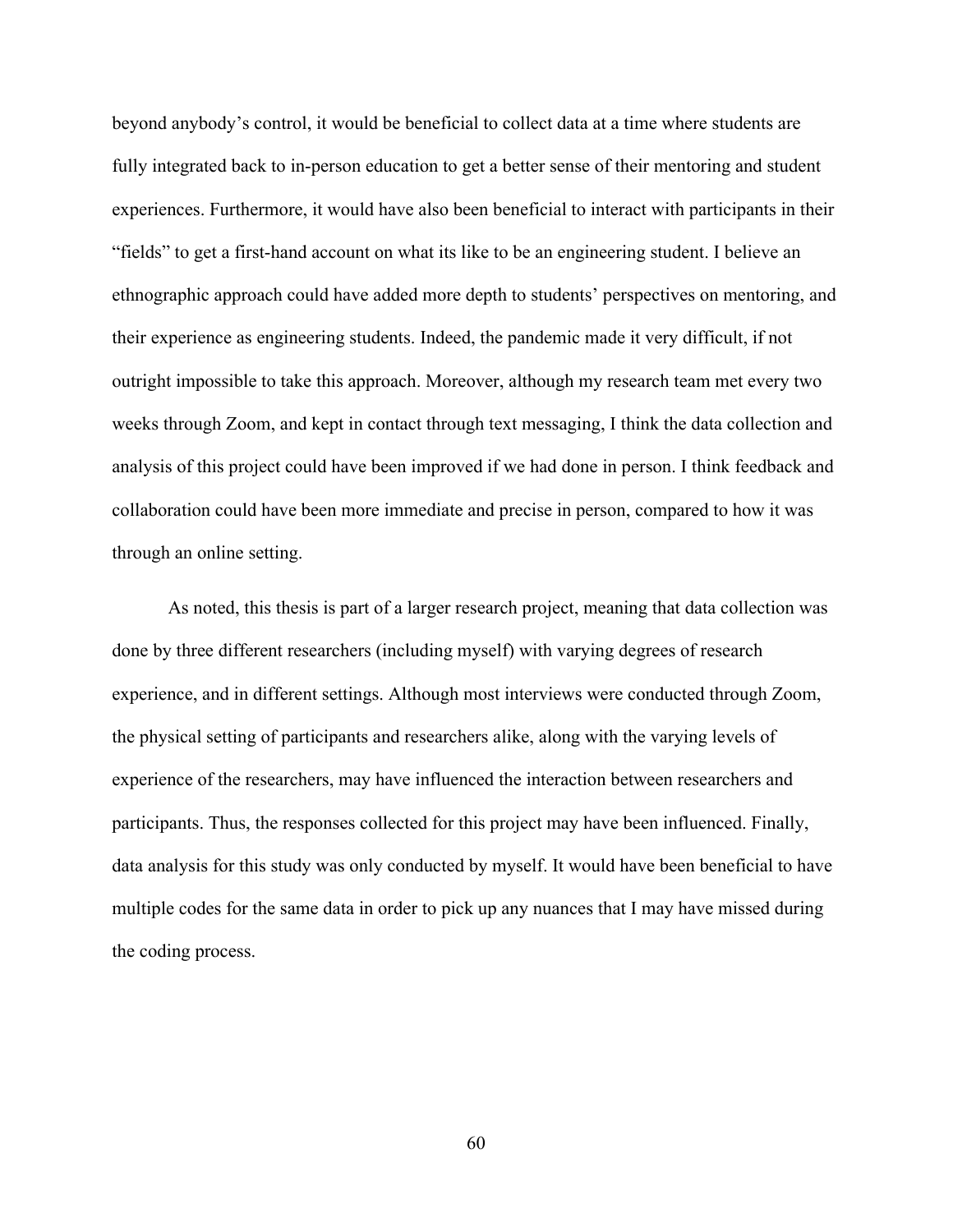beyond anybody’s control, it would be beneficial to collect data at a time where students are fully integrated back to in-person education to get a better sense of their mentoring and student experiences. Furthermore, it would have also been beneficial to interact with participants in their “fields” to get a first-hand account on what its like to be an engineering student. I believe an ethnographic approach could have added more depth to students’ perspectives on mentoring, and their experience as engineering students. Indeed, the pandemic made it very difficult, if not outright impossible to take this approach. Moreover, although my research team met every two weeks through Zoom, and kept in contact through text messaging, I think the data collection and analysis of this project could have been improved if we had done in person. I think feedback and collaboration could have been more immediate and precise in person, compared to how it was through an online setting.

As noted, this thesis is part of a larger research project, meaning that data collection was done by three different researchers (including myself) with varying degrees of research experience, and in different settings. Although most interviews were conducted through Zoom, the physical setting of participants and researchers alike, along with the varying levels of experience of the researchers, may have influenced the interaction between researchers and participants. Thus, the responses collected for this project may have been influenced. Finally, data analysis for this study was only conducted by myself. It would have been beneficial to have multiple codes for the same data in order to pick up any nuances that I may have missed during the coding process.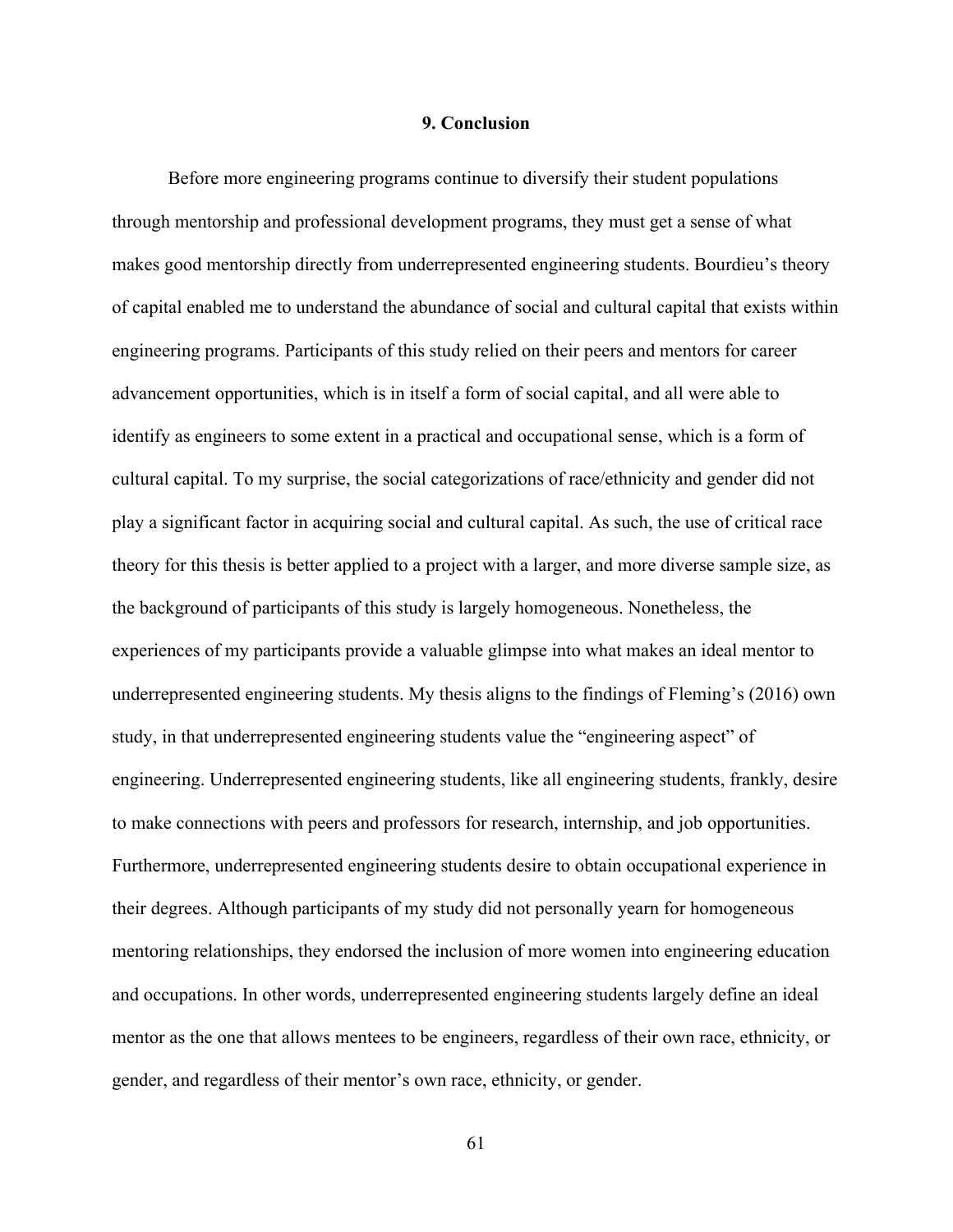# 9. Conclusion

Before more engineering programs continue to diversify their student populations through mentorship and professional development programs, they must get a sense of what makes good mentorship directly from underrepresented engineering students. Bourdieu's theory of capital enabled me to understand the abundance of social and cultural capital that exists within engineering programs. Participants of this study relied on their peers and mentors for career advancement opportunities, which is in itself a form of social capital, and all were able to identify as engineers to some extent in a practical and occupational sense, which is a form of cultural capital. To my surprise, the social categorizations of race/ethnicity and gender did not play a significant factor in acquiring social and cultural capital. As such, the use of critical race theory for this thesis is better applied to a project with a larger, and more diverse sample size, as the background of participants of this study is largely homogeneous. Nonetheless, the experiences of my participants provide a valuable glimpse into what makes an ideal mentor to underrepresented engineering students. My thesis aligns to the findings of Fleming's (2016) own study, in that underrepresented engineering students value the "engineering aspect" of engineering. Underrepresented engineering students, like all engineering students, frankly, desire to make connections with peers and professors for research, internship, and job opportunities. Furthermore, underrepresented engineering students desire to obtain occupational experience in their degrees. Although participants of my study did not personally yearn for homogeneous mentoring relationships, they endorsed the inclusion of more women into engineering education and occupations. In other words, underrepresented engineering students largely define an ideal mentor as the one that allows mentees to be engineers, regardless of their own race, ethnicity, or gender, and regardless of their mentor's own race, ethnicity, or gender.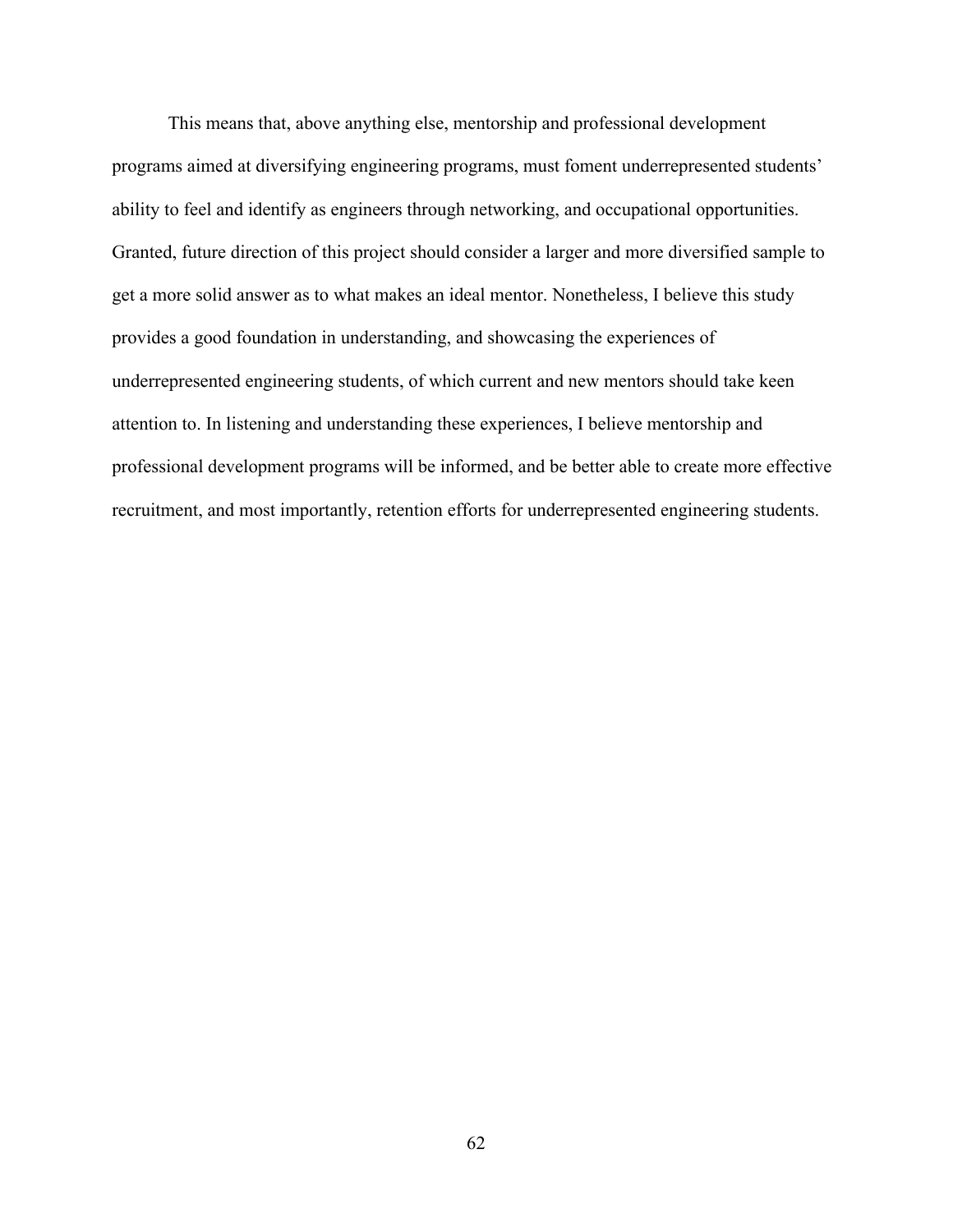This means that, above anything else, mentorship and professional development programs aimed at diversifying engineering programs, must foment underrepresented students' ability to feel and identify as engineers through networking, and occupational opportunities. Granted, future direction of this project should consider a larger and more diversified sample to get a more solid answer as to what makes an ideal mentor. Nonetheless, I believe this study provides a good foundation in understanding, and showcasing the experiences of underrepresented engineering students, of which current and new mentors should take keen attention to. In listening and understanding these experiences, I believe mentorship and professional development programs will be informed, and be better able to create more effective recruitment, and most importantly, retention efforts for underrepresented engineering students.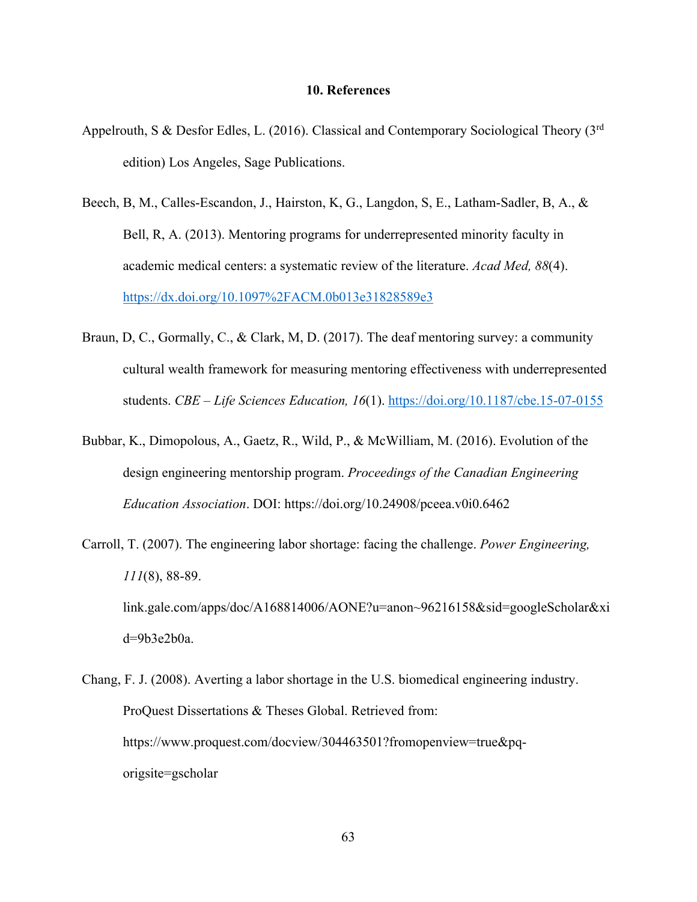# 10. References

Appelrouth, S & Desfor Edles, L. (2016). Classical and Contemporary Sociological Theory (3rd edition) Los Angeles, Sage Publications.

Beech, B, M., Calles-Escandon, J., Hairston, K, G., Langdon, S, E., Latham-Sadler, B, A., & Bell, R, A. (2013). Mentoring programs for underrepresented minority faculty in academic medical centers: a systematic review of the literature. *Acad Med, 88*(4). https://dx.doi.org/10.1097%2FACM.0b013e31828589e3

Braun, D, C., Gormally, C., & Clark, M, D. (2017). The deaf mentoring survey: a community cultural wealth framework for measuring mentoring effectiveness with underrepresented students. *CBE – Life Sciences Education, 16*(1). https://doi.org/10.1187/cbe.15-07-0155

Bubbar, K., Dimopolous, A., Gaetz, R., Wild, P., & McWilliam, M. (2016). Evolution of the design engineering mentorship program. *Proceedings of the Canadian Engineering Education Association*. DOI: https://doi.org/10.24908/pceea.v0i0.6462

Carroll, T. (2007). The engineering labor shortage: facing the challenge. *Power Engineering, 111*(8), 88-89. link.gale.com/apps/doc/A168814006/AONE?u=anon~96216158&sid=googleScholar&xid=9b3e2b0a.

Chang, F. J. (2008). Averting a labor shortage in the U.S. biomedical engineering industry. ProQuest Dissertations & Theses Global. Retrieved from: https://www.proquest.com/docview/304463501?fromopenview=true&pq-origsite=gscholar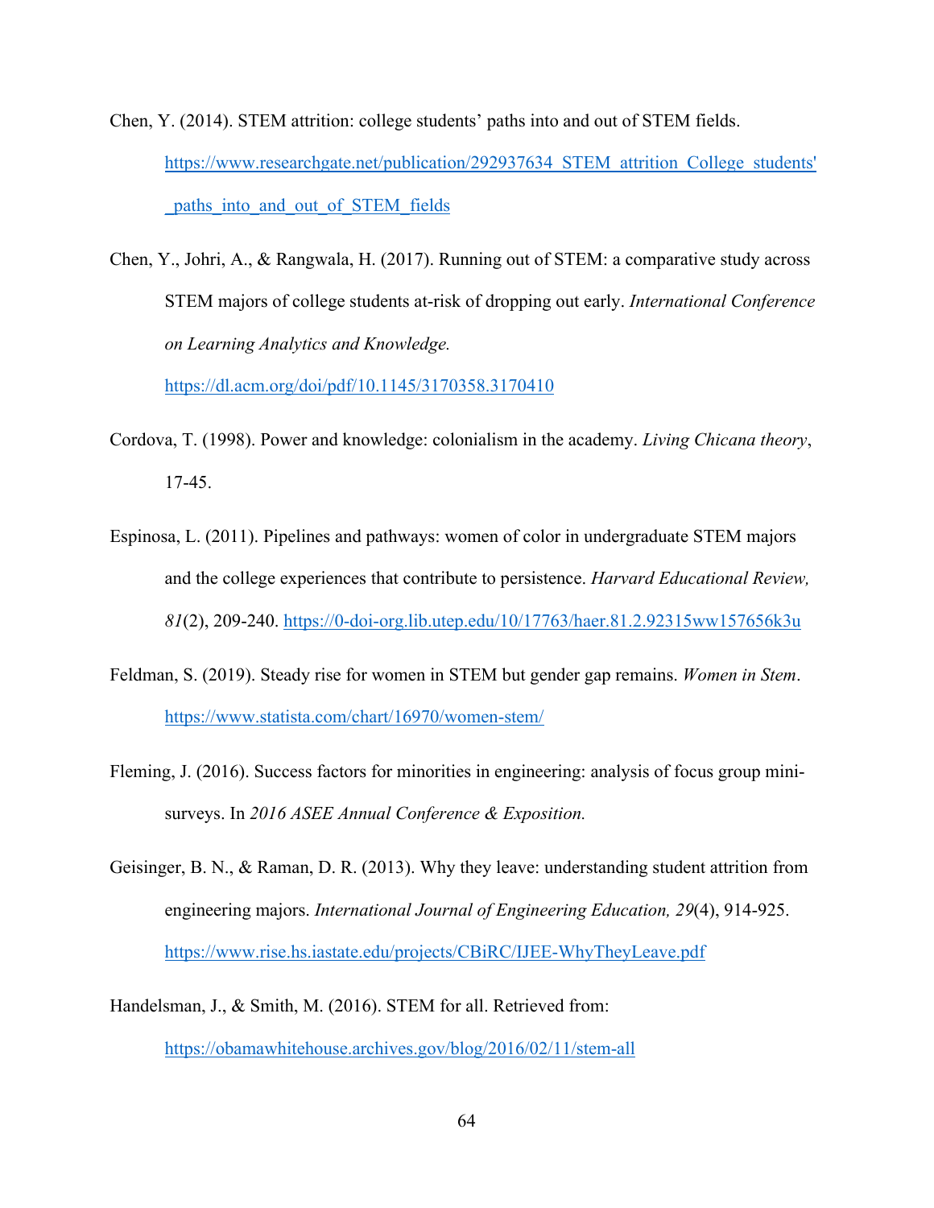Chen, Y. (2014). STEM attrition: college students' paths into and out of STEM fields. https://www.researchgate.net/publication/292937634_STEM_attrition_College_students'_paths_into_and_out_of_STEM_fields

Chen, Y., Johri, A., & Rangwala, H. (2017). Running out of STEM: a comparative study across STEM majors of college students at-risk of dropping out early. *International Conference on Learning Analytics and Knowledge.* https://dl.acm.org/doi/pdf/10.1145/3170358.3170410

Cordova, T. (1998). Power and knowledge: colonialism in the academy. *Living Chicana theory*, 17-45.

Espinosa, L. (2011). Pipelines and pathways: women of color in undergraduate STEM majors and the college experiences that contribute to persistence. *Harvard Educational Review, 81*(2), 209-240. https://0-doi-org.lib.utep.edu/10/17763/haer.81.2.92315ww157656k3u

Feldman, S. (2019). Steady rise for women in STEM but gender gap remains. *Women in Stem*. https://www.statista.com/chart/16970/women-stem/

Fleming, J. (2016). Success factors for minorities in engineering: analysis of focus group mini-surveys. In *2016 ASEE Annual Conference & Exposition.*

Geisinger, B. N., & Raman, D. R. (2013). Why they leave: understanding student attrition from engineering majors. *International Journal of Engineering Education, 29*(4), 914-925. https://www.rise.hs.iastate.edu/projects/CBiRC/IJEE-WhyTheyLeave.pdf

Handelsman, J., & Smith, M. (2016). STEM for all. Retrieved from: https://obamawhitehouse.archives.gov/blog/2016/02/11/stem-all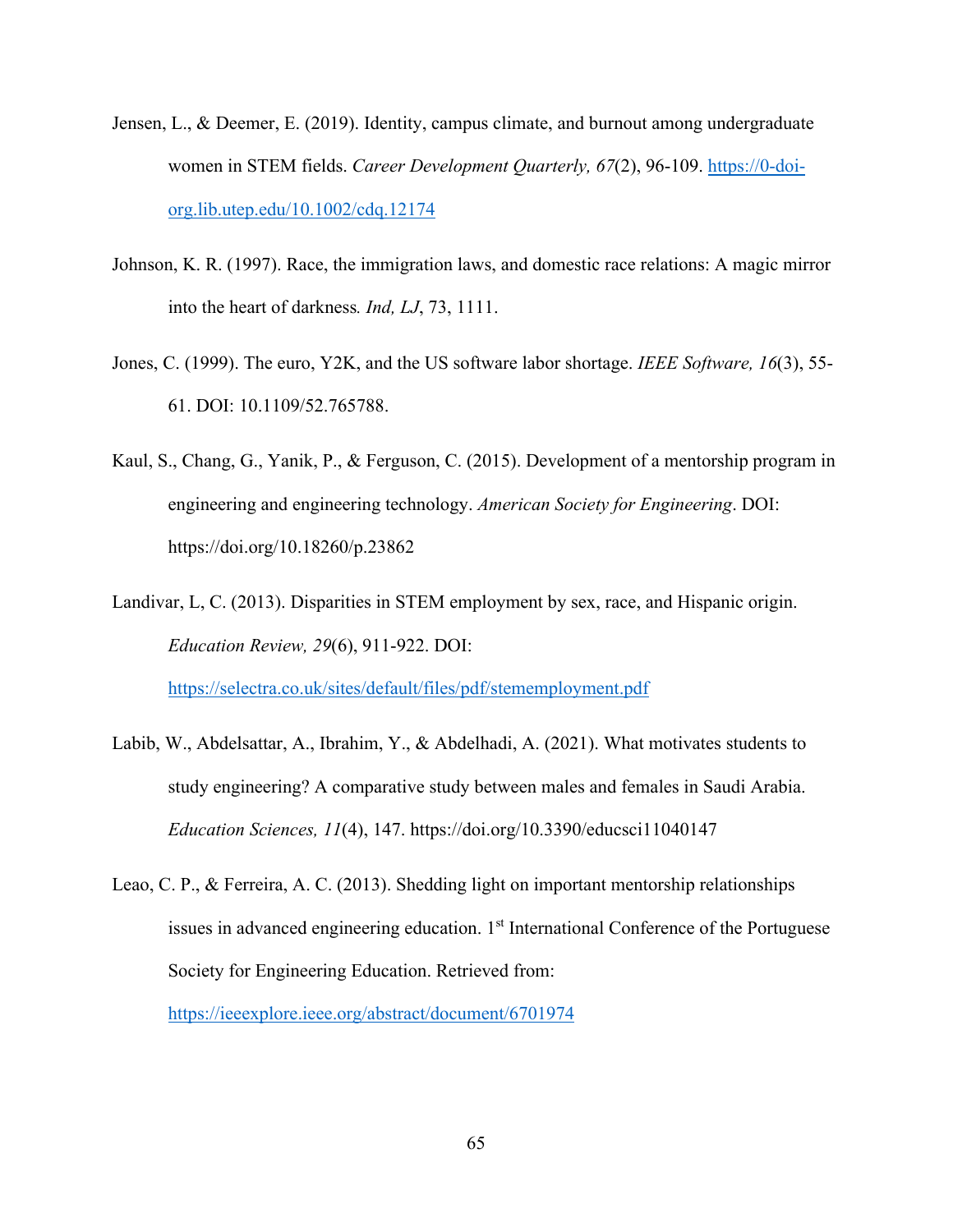Jensen, L., & Deemer, E. (2019). Identity, campus climate, and burnout among undergraduate women in STEM fields. *Career Development Quarterly, 67*(2), 96-109. https://0-doi-org.lib.utep.edu/10.1002/cdq.12174

Johnson, K. R. (1997). Race, the immigration laws, and domestic race relations: A magic mirror into the heart of darkness*. Ind, LJ*, 73, 1111.

Jones, C. (1999). The euro, Y2K, and the US software labor shortage. *IEEE Software, 16*(3), 55-61. DOI: 10.1109/52.765788.

Kaul, S., Chang, G., Yanik, P., & Ferguson, C. (2015). Development of a mentorship program in engineering and engineering technology. *American Society for Engineering*. DOI: https://doi.org/10.18260/p.23862

Landivar, L, C. (2013). Disparities in STEM employment by sex, race, and Hispanic origin. *Education Review, 29*(6), 911-922. DOI: https://selectra.co.uk/sites/default/files/pdf/stememployment.pdf

Labib, W., Abdelsattar, A., Ibrahim, Y., & Abdelhadi, A. (2021). What motivates students to study engineering? A comparative study between males and females in Saudi Arabia. *Education Sciences, 11*(4), 147. https://doi.org/10.3390/educsci11040147

Leao, C. P., & Ferreira, A. C. (2013). Shedding light on important mentorship relationships issues in advanced engineering education. 1st International Conference of the Portuguese Society for Engineering Education. Retrieved from: https://ieeexplore.ieee.org/abstract/document/6701974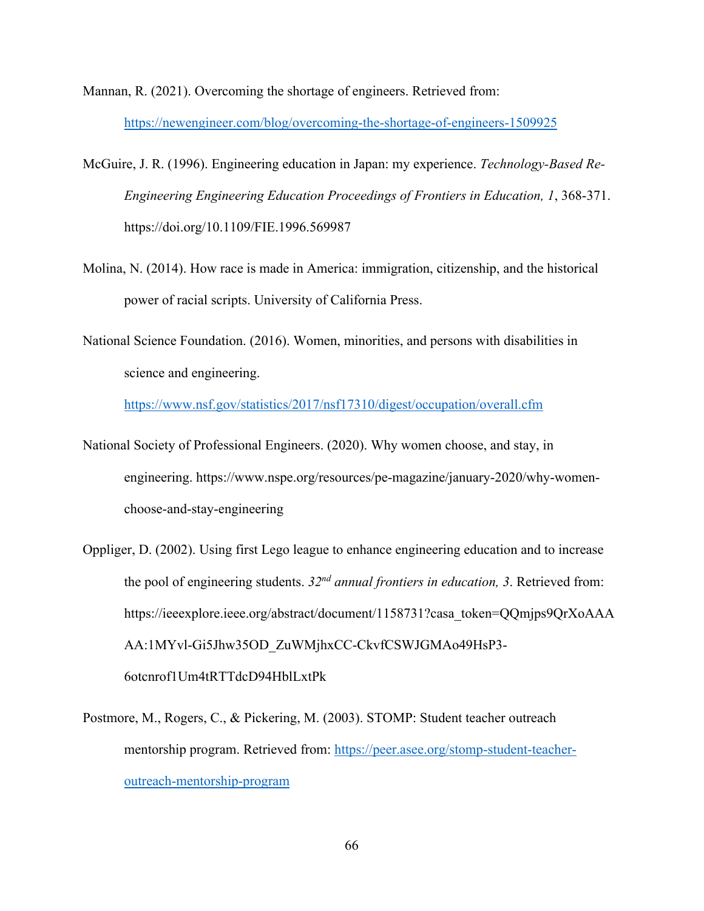Mannan, R. (2021). Overcoming the shortage of engineers. Retrieved from: https://newengineer.com/blog/overcoming-the-shortage-of-engineers-1509925

McGuire, J. R. (1996). Engineering education in Japan: my experience. *Technology-Based Re-Engineering Engineering Education Proceedings of Frontiers in Education, 1*, 368-371. https://doi.org/10.1109/FIE.1996.569987

Molina, N. (2014). How race is made in America: immigration, citizenship, and the historical power of racial scripts. University of California Press.

National Science Foundation. (2016). Women, minorities, and persons with disabilities in science and engineering. https://www.nsf.gov/statistics/2017/nsf17310/digest/occupation/overall.cfm

National Society of Professional Engineers. (2020). Why women choose, and stay, in engineering. https://www.nspe.org/resources/pe-magazine/january-2020/why-women-choose-and-stay-engineering

Oppliger, D. (2002). Using first Lego league to enhance engineering education and to increase the pool of engineering students. *32nd annual frontiers in education, 3*. Retrieved from: https://ieeexplore.ieee.org/abstract/document/1158731?casa_token=QQmjps9QrXoAAAAA:1MYvl-Gi5Jhw35OD_ZuWMjhxCC-CkvfCSWJGMAo49HsP3-6otcnrof1Um4tRTTdcD94HblLxtPk

Postmore, M., Rogers, C., & Pickering, M. (2003). STOMP: Student teacher outreach mentorship program. Retrieved from: https://peer.asee.org/stomp-student-teacher-outreach-mentorship-program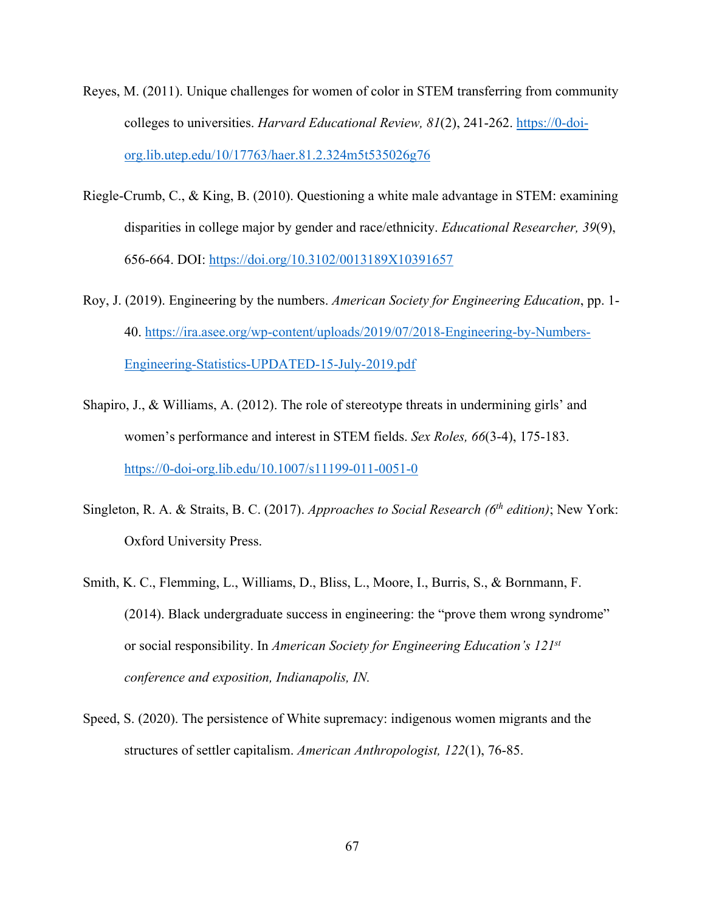Reyes, M. (2011). Unique challenges for women of color in STEM transferring from community colleges to universities. *Harvard Educational Review, 81*(2), 241-262. https://0-doi-org.lib.utep.edu/10/17763/haer.81.2.324m5t535026g76

Riegle-Crumb, C., & King, B. (2010). Questioning a white male advantage in STEM: examining disparities in college major by gender and race/ethnicity. *Educational Researcher, 39*(9), 656-664. DOI: https://doi.org/10.3102/0013189X10391657

Roy, J. (2019). Engineering by the numbers. *American Society for Engineering Education*, pp. 1-40. https://ira.asee.org/wp-content/uploads/2019/07/2018-Engineering-by-Numbers-Engineering-Statistics-UPDATED-15-July-2019.pdf

Shapiro, J., & Williams, A. (2012). The role of stereotype threats in undermining girls' and women's performance and interest in STEM fields. *Sex Roles, 66*(3-4), 175-183. https://0-doi-org.lib.edu/10.1007/s11199-011-0051-0

Singleton, R. A. & Straits, B. C. (2017). *Approaches to Social Research (6th edition)*; New York: Oxford University Press.

Smith, K. C., Flemming, L., Williams, D., Bliss, L., Moore, I., Burris, S., & Bornmann, F. (2014). Black undergraduate success in engineering: the "prove them wrong syndrome" or social responsibility. In *American Society for Engineering Education's 121st conference and exposition, Indianapolis, IN.*

Speed, S. (2020). The persistence of White supremacy: indigenous women migrants and the structures of settler capitalism. *American Anthropologist, 122*(1), 76-85.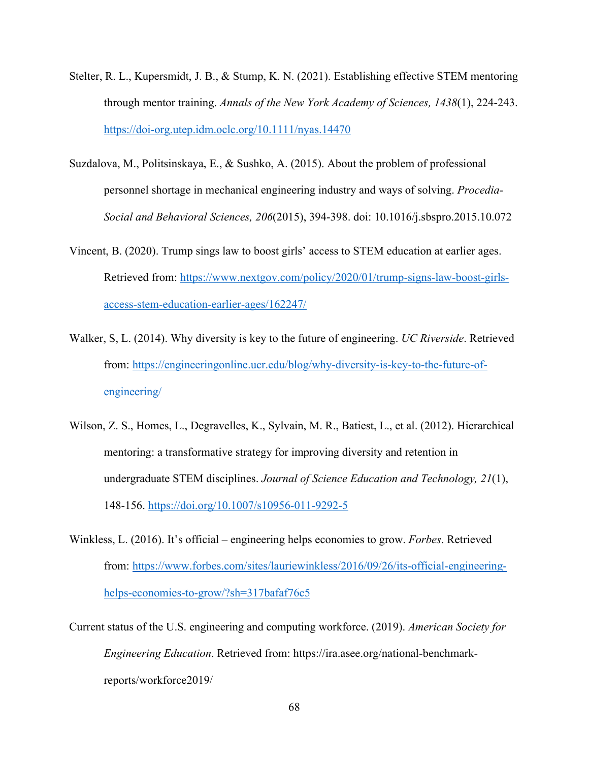Stelter, R. L., Kupersmidt, J. B., & Stump, K. N. (2021). Establishing effective STEM mentoring through mentor training. *Annals of the New York Academy of Sciences, 1438*(1), 224-243. https://doi-org.utep.idm.oclc.org/10.1111/nyas.14470

Suzdalova, M., Politsinskaya, E., & Sushko, A. (2015). About the problem of professional personnel shortage in mechanical engineering industry and ways of solving. *Procedia-Social and Behavioral Sciences, 206*(2015), 394-398. doi: 10.1016/j.sbspro.2015.10.072

Vincent, B. (2020). Trump sings law to boost girls' access to STEM education at earlier ages. Retrieved from: https://www.nextgov.com/policy/2020/01/trump-signs-law-boost-girls-access-stem-education-earlier-ages/162247/

Walker, S, L. (2014). Why diversity is key to the future of engineering. *UC Riverside*. Retrieved from: https://engineeringonline.ucr.edu/blog/why-diversity-is-key-to-the-future-of-engineering/

Wilson, Z. S., Homes, L., Degravelles, K., Sylvain, M. R., Batiest, L., et al. (2012). Hierarchical mentoring: a transformative strategy for improving diversity and retention in undergraduate STEM disciplines. *Journal of Science Education and Technology, 21*(1), 148-156. https://doi.org/10.1007/s10956-011-9292-5

Winkless, L. (2016). It's official – engineering helps economies to grow. *Forbes*. Retrieved from: https://www.forbes.com/sites/lauriewinkless/2016/09/26/its-official-engineering-helps-economies-to-grow/?sh=317bafaf76c5

Current status of the U.S. engineering and computing workforce. (2019). *American Society for Engineering Education*. Retrieved from: https://ira.asee.org/national-benchmark-reports/workforce2019/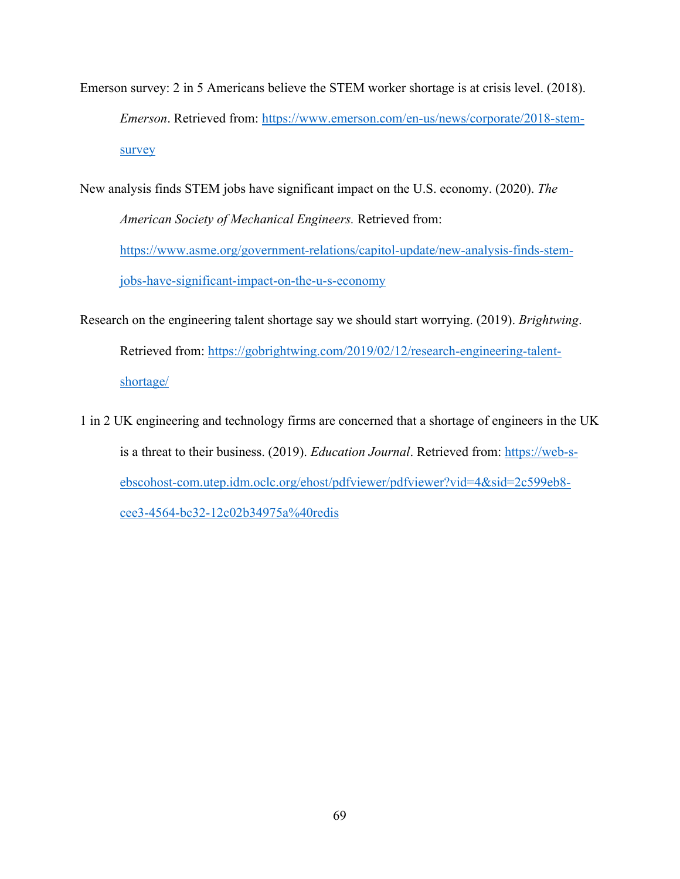Emerson survey: 2 in 5 Americans believe the STEM worker shortage is at crisis level. (2018). *Emerson*. Retrieved from: https://www.emerson.com/en-us/news/corporate/2018-stem-survey

New analysis finds STEM jobs have significant impact on the U.S. economy. (2020). *The American Society of Mechanical Engineers.* Retrieved from: https://www.asme.org/government-relations/capitol-update/new-analysis-finds-stem-jobs-have-significant-impact-on-the-u-s-economy

Research on the engineering talent shortage say we should start worrying. (2019). *Brightwing*. Retrieved from: https://gobrightwing.com/2019/02/12/research-engineering-talent-shortage/

1 in 2 UK engineering and technology firms are concerned that a shortage of engineers in the UK is a threat to their business. (2019). *Education Journal*. Retrieved from: https://web-s-ebscohost-com.utep.idm.oclc.org/ehost/pdfviewer/pdfviewer?vid=4&sid=2c599eb8-cee3-4564-bc32-12c02b34975a%40redis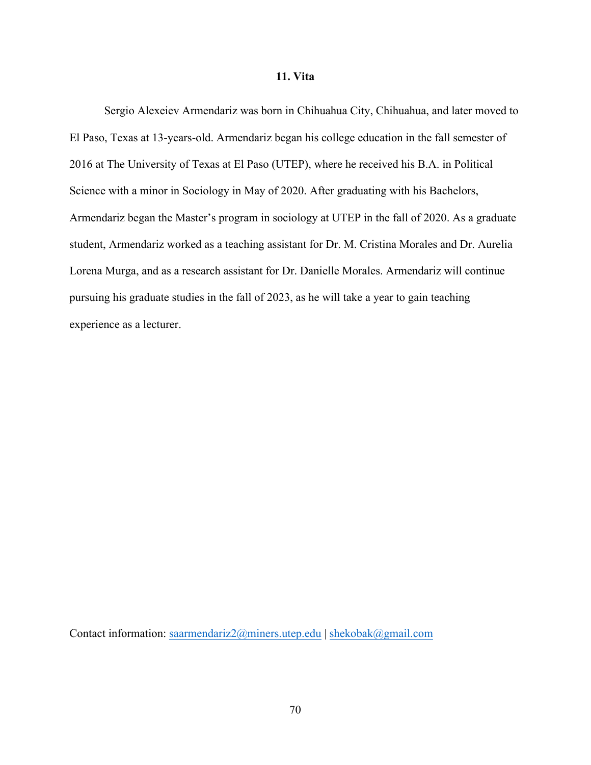## 11. Vita

Sergio Alexeiev Armendariz was born in Chihuahua City, Chihuahua, and later moved to El Paso, Texas at 13-years-old. Armendariz began his college education in the fall semester of 2016 at The University of Texas at El Paso (UTEP), where he received his B.A. in Political Science with a minor in Sociology in May of 2020. After graduating with his Bachelors, Armendariz began the Master's program in sociology at UTEP in the fall of 2020. As a graduate student, Armendariz worked as a teaching assistant for Dr. M. Cristina Morales and Dr. Aurelia Lorena Murga, and as a research assistant for Dr. Danielle Morales. Armendariz will continue pursuing his graduate studies in the fall of 2023, as he will take a year to gain teaching experience as a lecturer.

Contact information: saarmendariz2@miners.utep.edu | shekobak@gmail.com